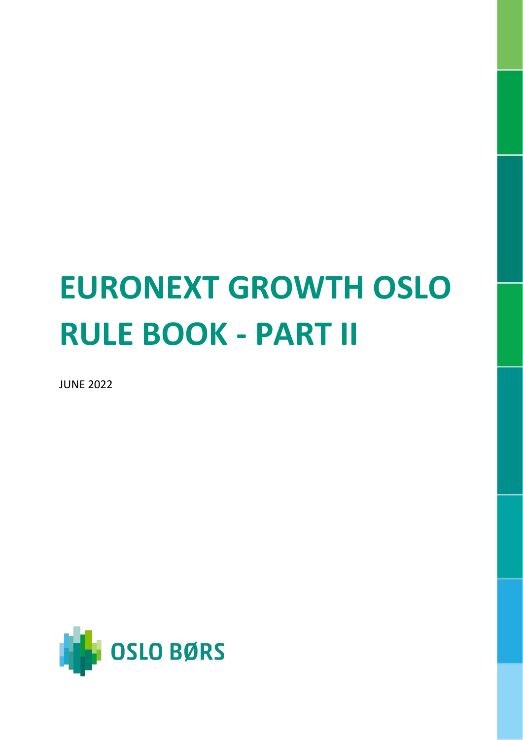# EURONEXT GROWTH OSLO RULE BOOK - PART II

JUNE 2022

OSLO BØRS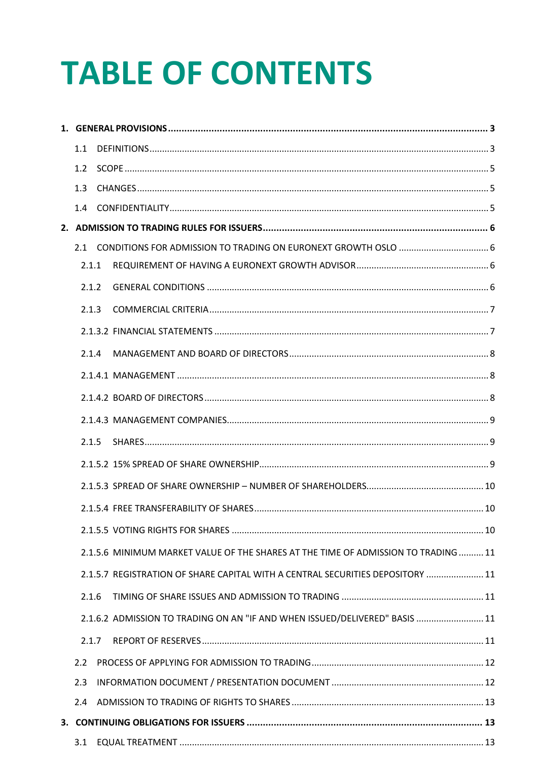# TABLE OF CONTENTS

- **1. GENERAL PROVISIONS** ..... 3
  - 1.1 DEFINITIONS ..... 3
  - 1.2 SCOPE ..... 5
  - 1.3 CHANGES ..... 5
  - 1.4 CONFIDENTIALITY ..... 5
- **2. ADMISSION TO TRADING RULES FOR ISSUERS** ..... 6
  - 2.1 CONDITIONS FOR ADMISSION TO TRADING ON EURONEXT GROWTH OSLO ..... 6
    - 2.1.1 REQUIREMENT OF HAVING A EURONEXT GROWTH ADVISOR ..... 6
    - 2.1.2 GENERAL CONDITIONS ..... 6
    - 2.1.3 COMMERCIAL CRITERIA ..... 7
    - 2.1.3.2 FINANCIAL STATEMENTS ..... 7
    - 2.1.4 MANAGEMENT AND BOARD OF DIRECTORS ..... 8
    - 2.1.4.1 MANAGEMENT ..... 8
    - 2.1.4.2 BOARD OF DIRECTORS ..... 8
    - 2.1.4.3 MANAGEMENT COMPANIES ..... 9
    - 2.1.5 SHARES ..... 9
    - 2.1.5.2 15% SPREAD OF SHARE OWNERSHIP ..... 9
    - 2.1.5.3 SPREAD OF SHARE OWNERSHIP – NUMBER OF SHAREHOLDERS ..... 10
    - 2.1.5.4 FREE TRANSFERABILITY OF SHARES ..... 10
    - 2.1.5.5 VOTING RIGHTS FOR SHARES ..... 10
    - 2.1.5.6 MINIMUM MARKET VALUE OF THE SHARES AT THE TIME OF ADMISSION TO TRADING ..... 11
    - 2.1.5.7 REGISTRATION OF SHARE CAPITAL WITH A CENTRAL SECURITIES DEPOSITORY ..... 11
    - 2.1.6 TIMING OF SHARE ISSUES AND ADMISSION TO TRADING ..... 11
    - 2.1.6.2 ADMISSION TO TRADING ON AN "IF AND WHEN ISSUED/DELIVERED" BASIS ..... 11
    - 2.1.7 REPORT OF RESERVES ..... 11
  - 2.2 PROCESS OF APPLYING FOR ADMISSION TO TRADING ..... 12
  - 2.3 INFORMATION DOCUMENT / PRESENTATION DOCUMENT ..... 12
  - 2.4 ADMISSION TO TRADING OF RIGHTS TO SHARES ..... 13
- **3. CONTINUING OBLIGATIONS FOR ISSUERS** ..... 13
  - 3.1 EQUAL TREATMENT ..... 13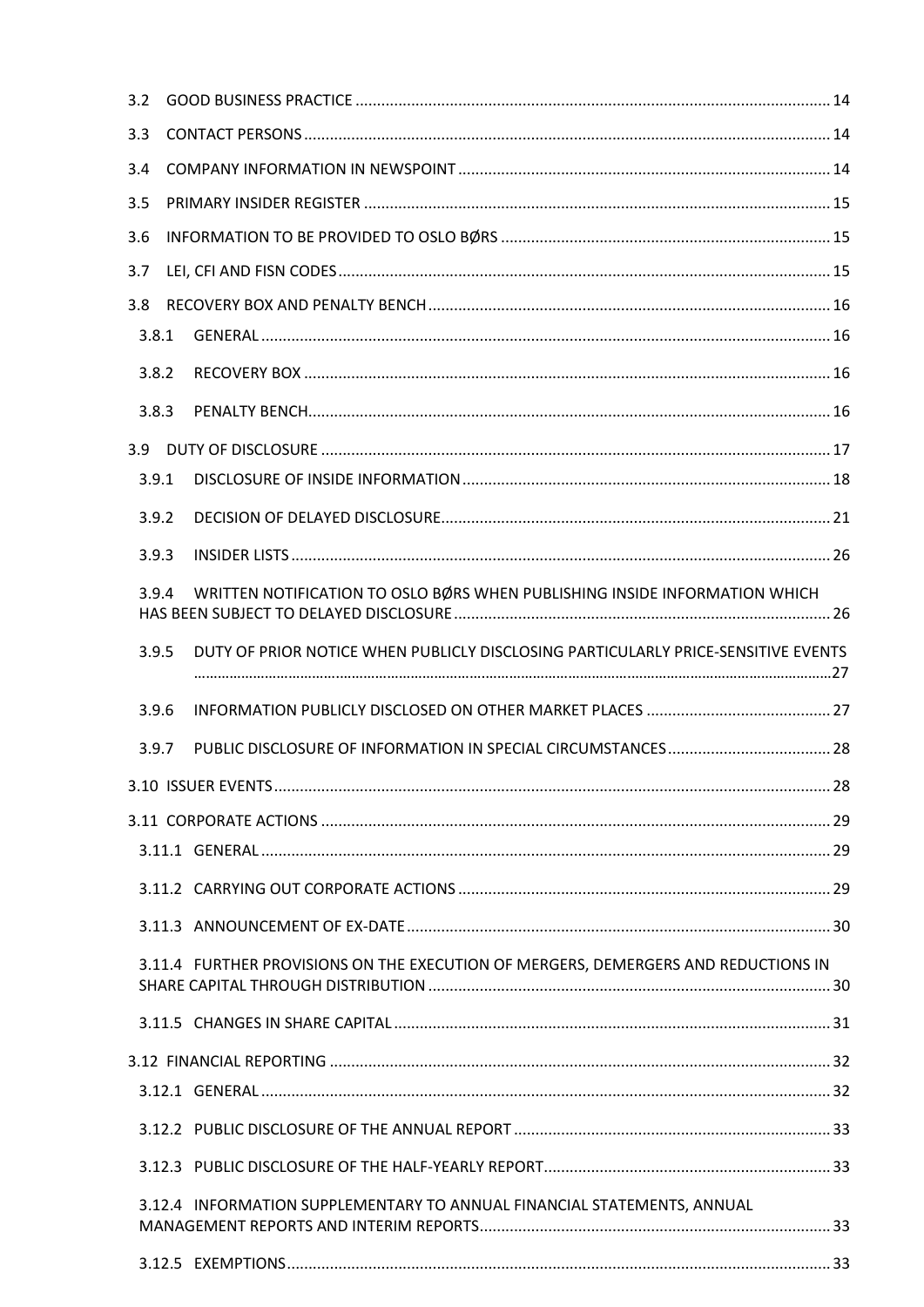3.2 GOOD BUSINESS PRACTICE ..... 14

3.3 CONTACT PERSONS ..... 14

3.4 COMPANY INFORMATION IN NEWSPOINT ..... 14

3.5 PRIMARY INSIDER REGISTER ..... 15

3.6 INFORMATION TO BE PROVIDED TO OSLO BØRS ..... 15

3.7 LEI, CFI AND FISN CODES ..... 15

3.8 RECOVERY BOX AND PENALTY BENCH ..... 16

3.8.1 GENERAL ..... 16

3.8.2 RECOVERY BOX ..... 16

3.8.3 PENALTY BENCH ..... 16

3.9 DUTY OF DISCLOSURE ..... 17

3.9.1 DISCLOSURE OF INSIDE INFORMATION ..... 18

3.9.2 DECISION OF DELAYED DISCLOSURE ..... 21

3.9.3 INSIDER LISTS ..... 26

3.9.4 WRITTEN NOTIFICATION TO OSLO BØRS WHEN PUBLISHING INSIDE INFORMATION WHICH HAS BEEN SUBJECT TO DELAYED DISCLOSURE ..... 26

3.9.5 DUTY OF PRIOR NOTICE WHEN PUBLICLY DISCLOSING PARTICULARLY PRICE-SENSITIVE EVENTS ..... 27

3.9.6 INFORMATION PUBLICLY DISCLOSED ON OTHER MARKET PLACES ..... 27

3.9.7 PUBLIC DISCLOSURE OF INFORMATION IN SPECIAL CIRCUMSTANCES ..... 28

3.10 ISSUER EVENTS ..... 28

3.11 CORPORATE ACTIONS ..... 29

3.11.1 GENERAL ..... 29

3.11.2 CARRYING OUT CORPORATE ACTIONS ..... 29

3.11.3 ANNOUNCEMENT OF EX-DATE ..... 30

3.11.4 FURTHER PROVISIONS ON THE EXECUTION OF MERGERS, DEMERGERS AND REDUCTIONS IN SHARE CAPITAL THROUGH DISTRIBUTION ..... 30

3.11.5 CHANGES IN SHARE CAPITAL ..... 31

3.12 FINANCIAL REPORTING ..... 32

3.12.1 GENERAL ..... 32

3.12.2 PUBLIC DISCLOSURE OF THE ANNUAL REPORT ..... 33

3.12.3 PUBLIC DISCLOSURE OF THE HALF-YEARLY REPORT ..... 33

3.12.4 INFORMATION SUPPLEMENTARY TO ANNUAL FINANCIAL STATEMENTS, ANNUAL MANAGEMENT REPORTS AND INTERIM REPORTS ..... 33

3.12.5 EXEMPTIONS ..... 33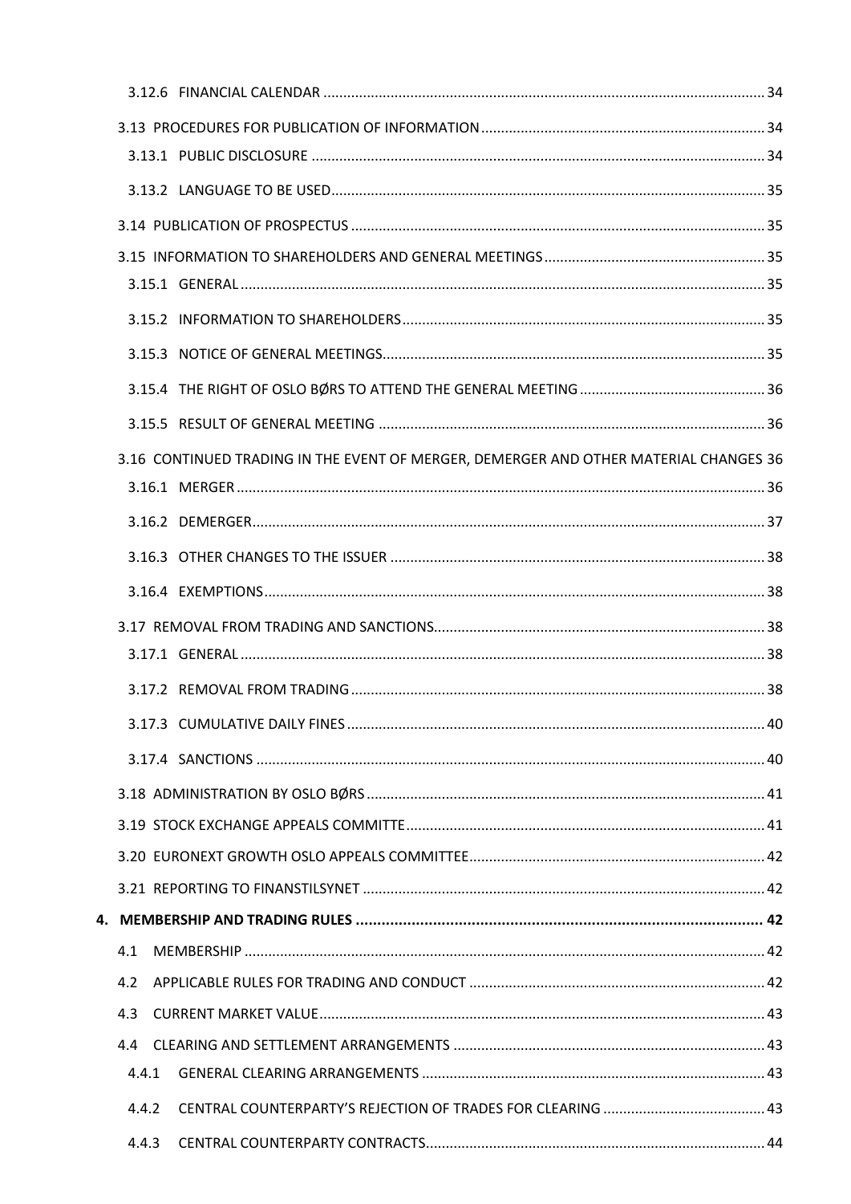3.12.6 FINANCIAL CALENDAR ............................................................ 34

3.13 PROCEDURES FOR PUBLICATION OF INFORMATION ............................................................ 34

3.13.1 PUBLIC DISCLOSURE ............................................................ 34

3.13.2 LANGUAGE TO BE USED ............................................................ 35

3.14 PUBLICATION OF PROSPECTUS ............................................................ 35

3.15 INFORMATION TO SHAREHOLDERS AND GENERAL MEETINGS ............................................................ 35

3.15.1 GENERAL ............................................................ 35

3.15.2 INFORMATION TO SHAREHOLDERS ............................................................ 35

3.15.3 NOTICE OF GENERAL MEETINGS ............................................................ 35

3.15.4 THE RIGHT OF OSLO BØRS TO ATTEND THE GENERAL MEETING ............................................................ 36

3.15.5 RESULT OF GENERAL MEETING ............................................................ 36

3.16 CONTINUED TRADING IN THE EVENT OF MERGER, DEMERGER AND OTHER MATERIAL CHANGES 36

3.16.1 MERGER ............................................................ 36

3.16.2 DEMERGER ............................................................ 37

3.16.3 OTHER CHANGES TO THE ISSUER ............................................................ 38

3.16.4 EXEMPTIONS ............................................................ 38

3.17 REMOVAL FROM TRADING AND SANCTIONS ............................................................ 38

3.17.1 GENERAL ............................................................ 38

3.17.2 REMOVAL FROM TRADING ............................................................ 38

3.17.3 CUMULATIVE DAILY FINES ............................................................ 40

3.17.4 SANCTIONS ............................................................ 40

3.18 ADMINISTRATION BY OSLO BØRS ............................................................ 41

3.19 STOCK EXCHANGE APPEALS COMMITTE ............................................................ 41

3.20 EURONEXT GROWTH OSLO APPEALS COMMITTEE ............................................................ 42

3.21 REPORTING TO FINANSTILSYNET ............................................................ 42

**4. MEMBERSHIP AND TRADING RULES ............................................................ 42**

4.1 MEMBERSHIP ............................................................ 42

4.2 APPLICABLE RULES FOR TRADING AND CONDUCT ............................................................ 42

4.3 CURRENT MARKET VALUE ............................................................ 43

4.4 CLEARING AND SETTLEMENT ARRANGEMENTS ............................................................ 43

4.4.1 GENERAL CLEARING ARRANGEMENTS ............................................................ 43

4.4.2 CENTRAL COUNTERPARTY'S REJECTION OF TRADES FOR CLEARING ............................................................ 43

4.4.3 CENTRAL COUNTERPARTY CONTRACTS ............................................................ 44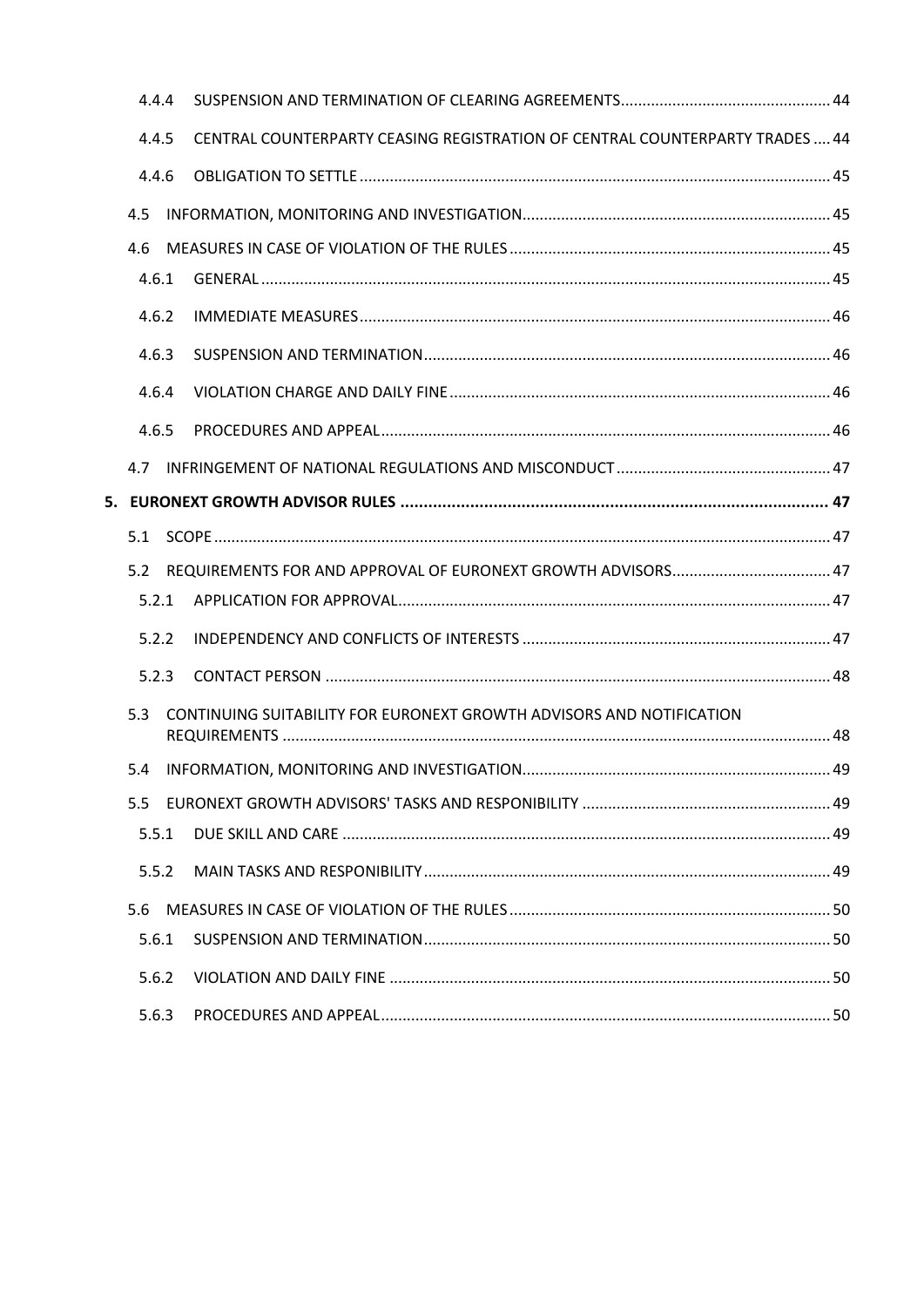4.4.4 SUSPENSION AND TERMINATION OF CLEARING AGREEMENTS ..... 44

4.4.5 CENTRAL COUNTERPARTY CEASING REGISTRATION OF CENTRAL COUNTERPARTY TRADES ..... 44

4.4.6 OBLIGATION TO SETTLE ..... 45

4.5 INFORMATION, MONITORING AND INVESTIGATION ..... 45

4.6 MEASURES IN CASE OF VIOLATION OF THE RULES ..... 45

4.6.1 GENERAL ..... 45

4.6.2 IMMEDIATE MEASURES ..... 46

4.6.3 SUSPENSION AND TERMINATION ..... 46

4.6.4 VIOLATION CHARGE AND DAILY FINE ..... 46

4.6.5 PROCEDURES AND APPEAL ..... 46

4.7 INFRINGEMENT OF NATIONAL REGULATIONS AND MISCONDUCT ..... 47

**5. EURONEXT GROWTH ADVISOR RULES ..... 47**

5.1 SCOPE ..... 47

5.2 REQUIREMENTS FOR AND APPROVAL OF EURONEXT GROWTH ADVISORS ..... 47

5.2.1 APPLICATION FOR APPROVAL ..... 47

5.2.2 INDEPENDENCY AND CONFLICTS OF INTERESTS ..... 47

5.2.3 CONTACT PERSON ..... 48

5.3 CONTINUING SUITABILITY FOR EURONEXT GROWTH ADVISORS AND NOTIFICATION REQUIREMENTS ..... 48

5.4 INFORMATION, MONITORING AND INVESTIGATION ..... 49

5.5 EURONEXT GROWTH ADVISORS' TASKS AND RESPONIBILITY ..... 49

5.5.1 DUE SKILL AND CARE ..... 49

5.5.2 MAIN TASKS AND RESPONIBILITY ..... 49

5.6 MEASURES IN CASE OF VIOLATION OF THE RULES ..... 50

5.6.1 SUSPENSION AND TERMINATION ..... 50

5.6.2 VIOLATION AND DAILY FINE ..... 50

5.6.3 PROCEDURES AND APPEAL ..... 50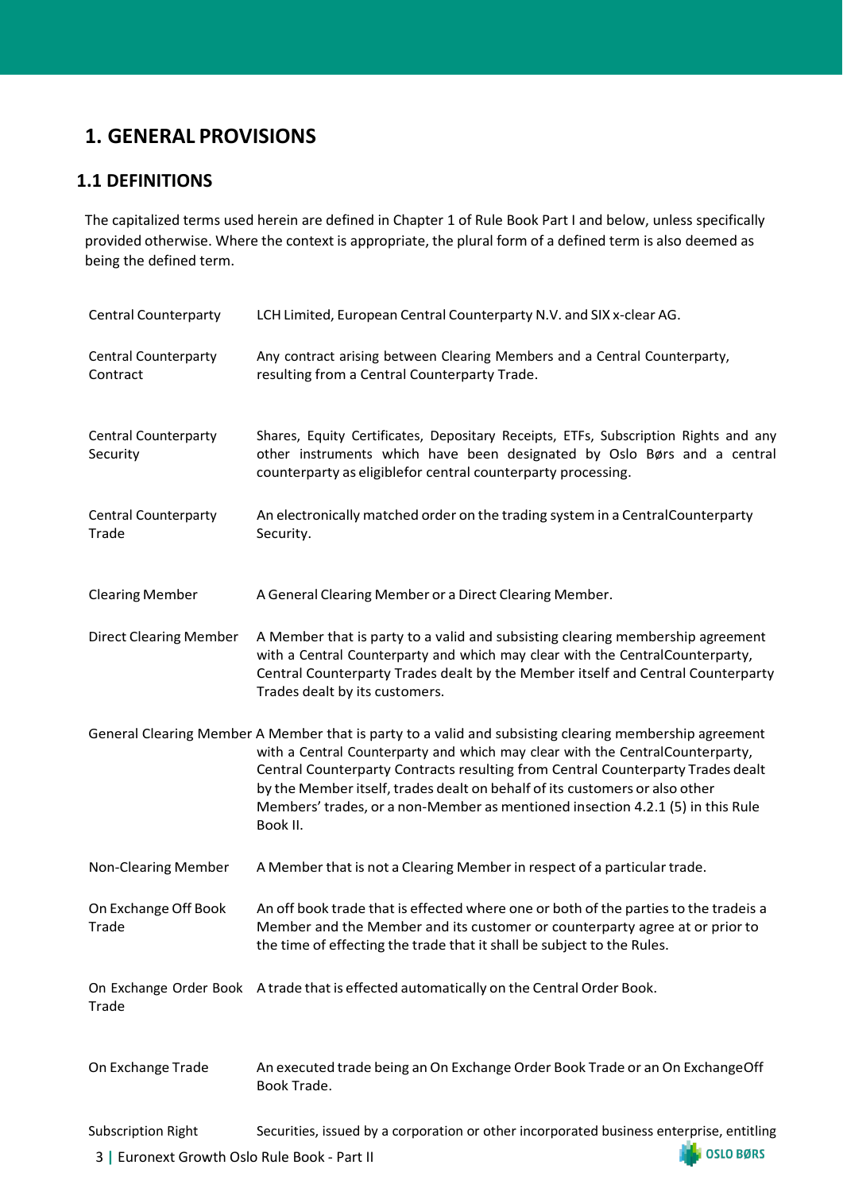# 1. GENERAL PROVISIONS

## 1.1 DEFINITIONS

The capitalized terms used herein are defined in Chapter 1 of Rule Book Part I and below, unless specifically provided otherwise. Where the context is appropriate, the plural form of a defined term is also deemed as being the defined term.

| | |
|---|---|
| Central Counterparty | LCH Limited, European Central Counterparty N.V. and SIX x-clear AG. |
| Central Counterparty Contract | Any contract arising between Clearing Members and a Central Counterparty, resulting from a Central Counterparty Trade. |
| Central Counterparty Security | Shares, Equity Certificates, Depositary Receipts, ETFs, Subscription Rights and any other instruments which have been designated by Oslo Børs and a central counterparty as eligiblefor central counterparty processing. |
| Central Counterparty Trade | An electronically matched order on the trading system in a CentralCounterparty Security. |
| Clearing Member | A General Clearing Member or a Direct Clearing Member. |
| Direct Clearing Member | A Member that is party to a valid and subsisting clearing membership agreement with a Central Counterparty and which may clear with the CentralCounterparty, Central Counterparty Trades dealt by the Member itself and Central Counterparty Trades dealt by its customers. |
| General Clearing Member | A Member that is party to a valid and subsisting clearing membership agreement with a Central Counterparty and which may clear with the CentralCounterparty, Central Counterparty Contracts resulting from Central Counterparty Trades dealt by the Member itself, trades dealt on behalf of its customers or also other Members' trades, or a non-Member as mentioned insection 4.2.1 (5) in this Rule Book II. |
| Non-Clearing Member | A Member that is not a Clearing Member in respect of a particular trade. |
| On Exchange Off Book Trade | An off book trade that is effected where one or both of the parties to the tradeis a Member and the Member and its customer or counterparty agree at or prior to the time of effecting the trade that it shall be subject to the Rules. |
| On Exchange Order Book Trade | A trade that is effected automatically on the Central Order Book. |
| On Exchange Trade | An executed trade being an On Exchange Order Book Trade or an On ExchangeOff Book Trade. |
| Subscription Right | Securities, issued by a corporation or other incorporated business enterprise, entitling |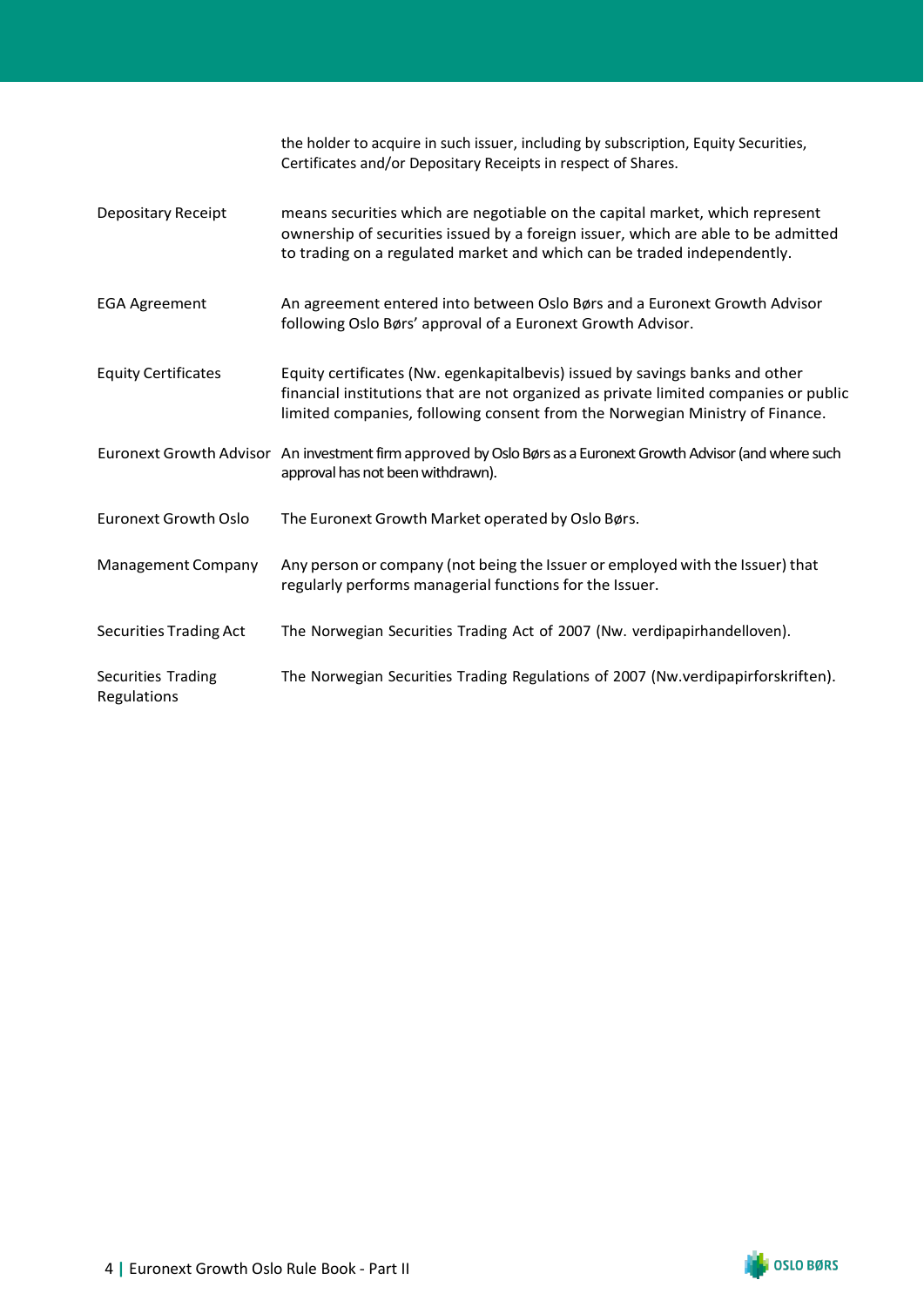| | |
|---|---|
| | the holder to acquire in such issuer, including by subscription, Equity Securities, Certificates and/or Depositary Receipts in respect of Shares. |
| Depositary Receipt | means securities which are negotiable on the capital market, which represent ownership of securities issued by a foreign issuer, which are able to be admitted to trading on a regulated market and which can be traded independently. |
| EGA Agreement | An agreement entered into between Oslo Børs and a Euronext Growth Advisor following Oslo Børs' approval of a Euronext Growth Advisor. |
| Equity Certificates | Equity certificates (Nw. egenkapitalbevis) issued by savings banks and other financial institutions that are not organized as private limited companies or public limited companies, following consent from the Norwegian Ministry of Finance. |
| Euronext Growth Advisor | An investment firm approved by Oslo Børs as a Euronext Growth Advisor (and where such approval has not been withdrawn). |
| Euronext Growth Oslo | The Euronext Growth Market operated by Oslo Børs. |
| Management Company | Any person or company (not being the Issuer or employed with the Issuer) that regularly performs managerial functions for the Issuer. |
| Securities Trading Act | The Norwegian Securities Trading Act of 2007 (Nw. verdipapirhandelloven). |
| Securities Trading Regulations | The Norwegian Securities Trading Regulations of 2007 (Nw.verdipapirforskriften). |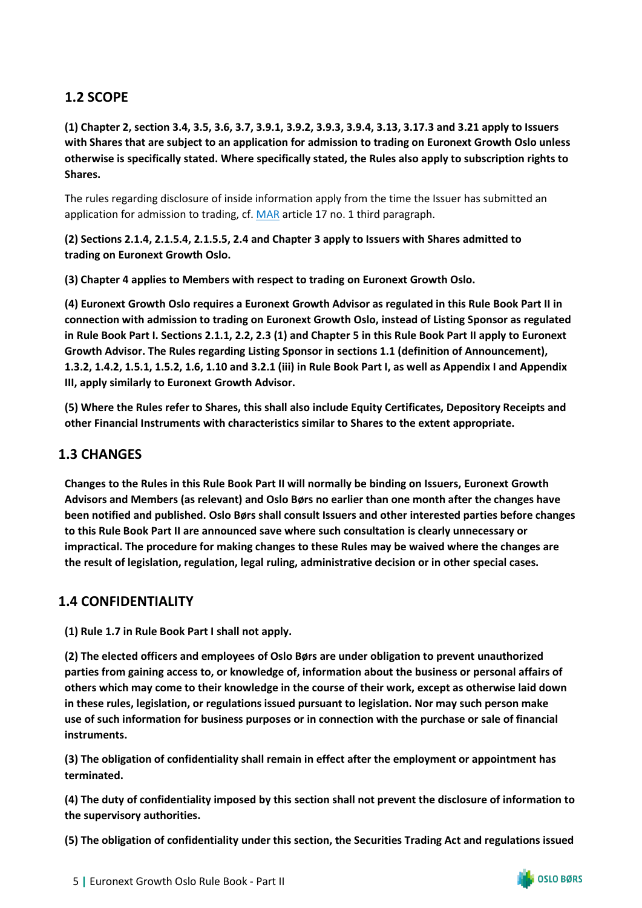## 1.2 SCOPE

**(1) Chapter 2, section 3.4, 3.5, 3.6, 3.7, 3.9.1, 3.9.2, 3.9.3, 3.9.4, 3.13, 3.17.3 and 3.21 apply to Issuers with Shares that are subject to an application for admission to trading on Euronext Growth Oslo unless otherwise is specifically stated. Where specifically stated, the Rules also apply to subscription rights to Shares.**

The rules regarding disclosure of inside information apply from the time the Issuer has submitted an application for admission to trading, cf. MAR article 17 no. 1 third paragraph.

**(2) Sections 2.1.4, 2.1.5.4, 2.1.5.5, 2.4 and Chapter 3 apply to Issuers with Shares admitted to trading on Euronext Growth Oslo.**

**(3) Chapter 4 applies to Members with respect to trading on Euronext Growth Oslo.**

**(4) Euronext Growth Oslo requires a Euronext Growth Advisor as regulated in this Rule Book Part II in connection with admission to trading on Euronext Growth Oslo, instead of Listing Sponsor as regulated in Rule Book Part I. Sections 2.1.1, 2.2, 2.3 (1) and Chapter 5 in this Rule Book Part II apply to Euronext Growth Advisor. The Rules regarding Listing Sponsor in sections 1.1 (definition of Announcement), 1.3.2, 1.4.2, 1.5.1, 1.5.2, 1.6, 1.10 and 3.2.1 (iii) in Rule Book Part I, as well as Appendix I and Appendix III, apply similarly to Euronext Growth Advisor.**

**(5) Where the Rules refer to Shares, this shall also include Equity Certificates, Depository Receipts and other Financial Instruments with characteristics similar to Shares to the extent appropriate.**

## 1.3 CHANGES

**Changes to the Rules in this Rule Book Part II will normally be binding on Issuers, Euronext Growth Advisors and Members (as relevant) and Oslo Børs no earlier than one month after the changes have been notified and published. Oslo Børs shall consult Issuers and other interested parties before changes to this Rule Book Part II are announced save where such consultation is clearly unnecessary or impractical. The procedure for making changes to these Rules may be waived where the changes are the result of legislation, regulation, legal ruling, administrative decision or in other special cases.**

## 1.4 CONFIDENTIALITY

**(1) Rule 1.7 in Rule Book Part I shall not apply.**

**(2) The elected officers and employees of Oslo Børs are under obligation to prevent unauthorized parties from gaining access to, or knowledge of, information about the business or personal affairs of others which may come to their knowledge in the course of their work, except as otherwise laid down in these rules, legislation, or regulations issued pursuant to legislation. Nor may such person make use of such information for business purposes or in connection with the purchase or sale of financial instruments.**

**(3) The obligation of confidentiality shall remain in effect after the employment or appointment has terminated.**

**(4) The duty of confidentiality imposed by this section shall not prevent the disclosure of information to the supervisory authorities.**

**(5) The obligation of confidentiality under this section, the Securities Trading Act and regulations issued**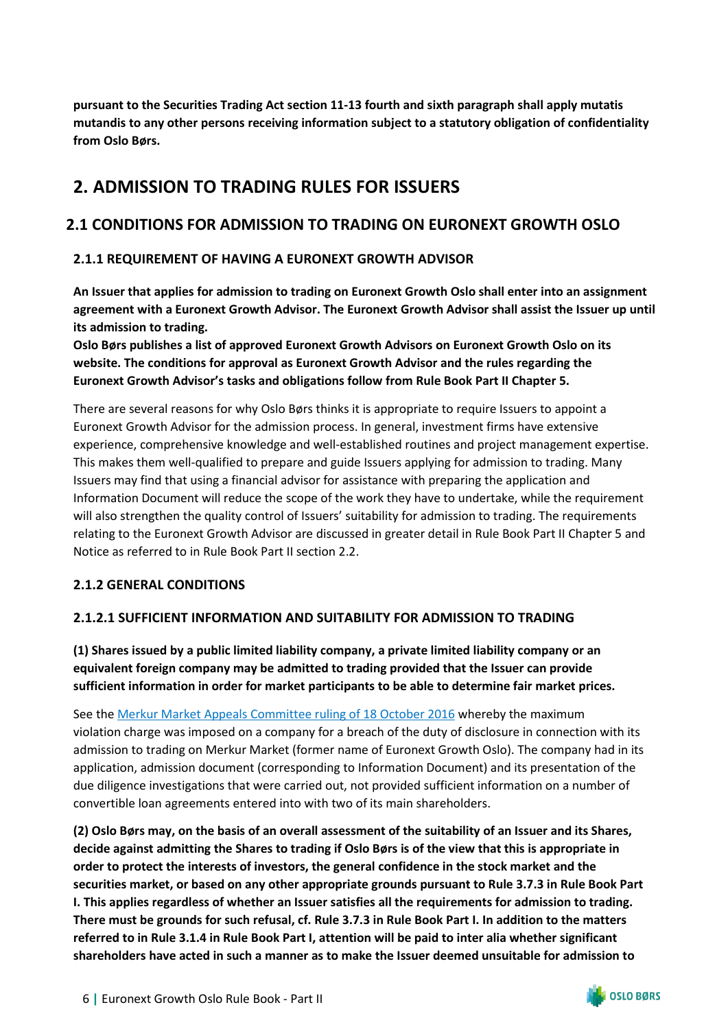**pursuant to the Securities Trading Act section 11-13 fourth and sixth paragraph shall apply mutatis mutandis to any other persons receiving information subject to a statutory obligation of confidentiality from Oslo Børs.**

# 2. ADMISSION TO TRADING RULES FOR ISSUERS

## 2.1 CONDITIONS FOR ADMISSION TO TRADING ON EURONEXT GROWTH OSLO

### 2.1.1 REQUIREMENT OF HAVING A EURONEXT GROWTH ADVISOR

**An Issuer that applies for admission to trading on Euronext Growth Oslo shall enter into an assignment agreement with a Euronext Growth Advisor. The Euronext Growth Advisor shall assist the Issuer up until its admission to trading.**

**Oslo Børs publishes a list of approved Euronext Growth Advisors on Euronext Growth Oslo on its website. The conditions for approval as Euronext Growth Advisor and the rules regarding the Euronext Growth Advisor's tasks and obligations follow from Rule Book Part II Chapter 5.**

There are several reasons for why Oslo Børs thinks it is appropriate to require Issuers to appoint a Euronext Growth Advisor for the admission process. In general, investment firms have extensive experience, comprehensive knowledge and well-established routines and project management expertise. This makes them well-qualified to prepare and guide Issuers applying for admission to trading. Many Issuers may find that using a financial advisor for assistance with preparing the application and Information Document will reduce the scope of the work they have to undertake, while the requirement will also strengthen the quality control of Issuers' suitability for admission to trading. The requirements relating to the Euronext Growth Advisor are discussed in greater detail in Rule Book Part II Chapter 5 and Notice as referred to in Rule Book Part II section 2.2.

### 2.1.2 GENERAL CONDITIONS

### 2.1.2.1 SUFFICIENT INFORMATION AND SUITABILITY FOR ADMISSION TO TRADING

**(1) Shares issued by a public limited liability company, a private limited liability company or an equivalent foreign company may be admitted to trading provided that the Issuer can provide sufficient information in order for market participants to be able to determine fair market prices.**

See the Merkur Market Appeals Committee ruling of 18 October 2016 whereby the maximum violation charge was imposed on a company for a breach of the duty of disclosure in connection with its admission to trading on Merkur Market (former name of Euronext Growth Oslo). The company had in its application, admission document (corresponding to Information Document) and its presentation of the due diligence investigations that were carried out, not provided sufficient information on a number of convertible loan agreements entered into with two of its main shareholders.

**(2) Oslo Børs may, on the basis of an overall assessment of the suitability of an Issuer and its Shares, decide against admitting the Shares to trading if Oslo Børs is of the view that this is appropriate in order to protect the interests of investors, the general confidence in the stock market and the securities market, or based on any other appropriate grounds pursuant to Rule 3.7.3 in Rule Book Part I. This applies regardless of whether an Issuer satisfies all the requirements for admission to trading. There must be grounds for such refusal, cf. Rule 3.7.3 in Rule Book Part I. In addition to the matters referred to in Rule 3.1.4 in Rule Book Part I, attention will be paid to inter alia whether significant shareholders have acted in such a manner as to make the Issuer deemed unsuitable for admission to**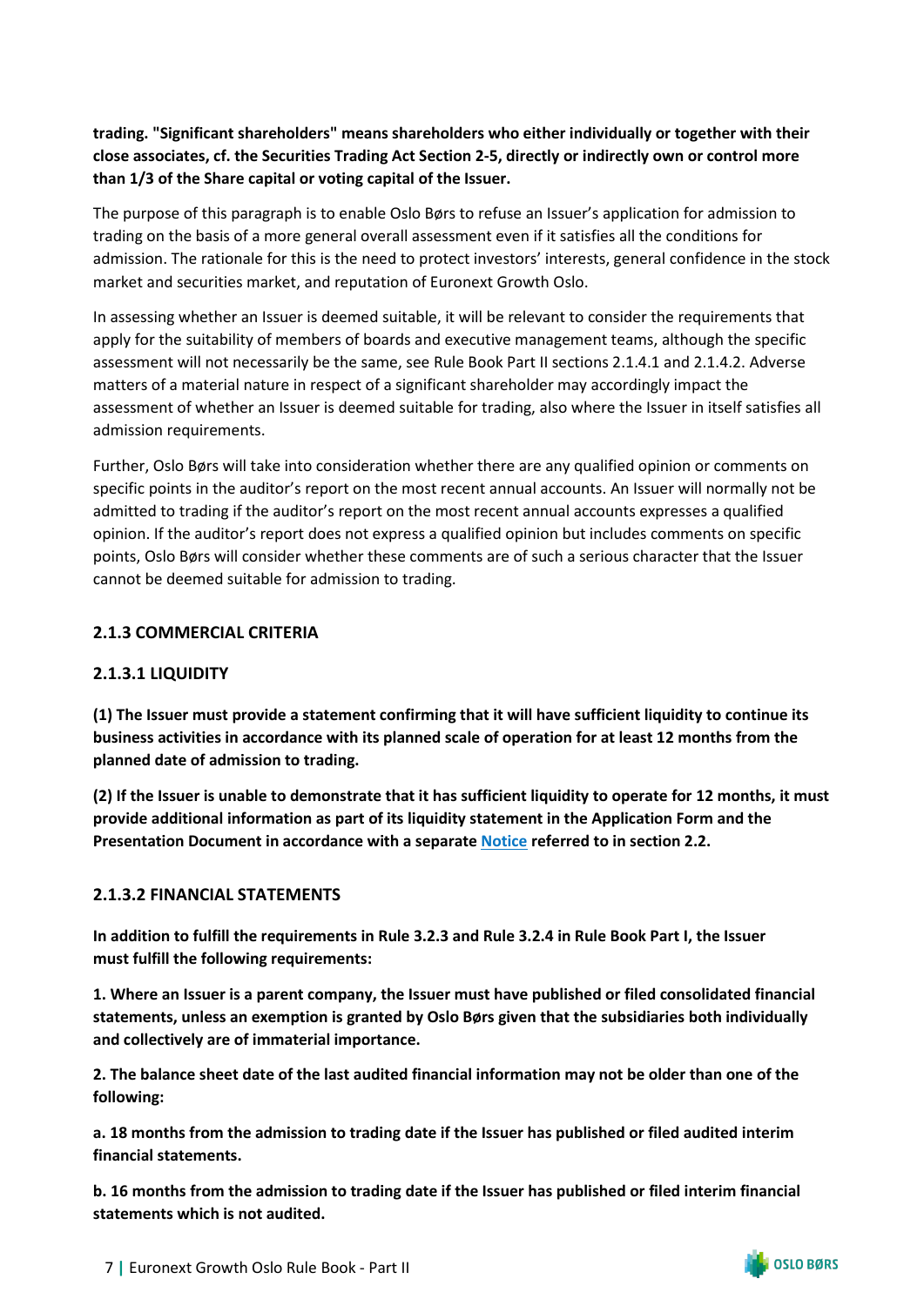**trading. "Significant shareholders" means shareholders who either individually or together with their close associates, cf. the Securities Trading Act Section 2-5, directly or indirectly own or control more than 1/3 of the Share capital or voting capital of the Issuer.**

The purpose of this paragraph is to enable Oslo Børs to refuse an Issuer's application for admission to trading on the basis of a more general overall assessment even if it satisfies all the conditions for admission. The rationale for this is the need to protect investors' interests, general confidence in the stock market and securities market, and reputation of Euronext Growth Oslo.

In assessing whether an Issuer is deemed suitable, it will be relevant to consider the requirements that apply for the suitability of members of boards and executive management teams, although the specific assessment will not necessarily be the same, see Rule Book Part II sections 2.1.4.1 and 2.1.4.2. Adverse matters of a material nature in respect of a significant shareholder may accordingly impact the assessment of whether an Issuer is deemed suitable for trading, also where the Issuer in itself satisfies all admission requirements.

Further, Oslo Børs will take into consideration whether there are any qualified opinion or comments on specific points in the auditor's report on the most recent annual accounts. An Issuer will normally not be admitted to trading if the auditor's report on the most recent annual accounts expresses a qualified opinion. If the auditor's report does not express a qualified opinion but includes comments on specific points, Oslo Børs will consider whether these comments are of such a serious character that the Issuer cannot be deemed suitable for admission to trading.

### 2.1.3 COMMERCIAL CRITERIA

#### 2.1.3.1 LIQUIDITY

**(1) The Issuer must provide a statement confirming that it will have sufficient liquidity to continue its business activities in accordance with its planned scale of operation for at least 12 months from the planned date of admission to trading.**

**(2) If the Issuer is unable to demonstrate that it has sufficient liquidity to operate for 12 months, it must provide additional information as part of its liquidity statement in the Application Form and the Presentation Document in accordance with a separate Notice referred to in section 2.2.**

#### 2.1.3.2 FINANCIAL STATEMENTS

**In addition to fulfill the requirements in Rule 3.2.3 and Rule 3.2.4 in Rule Book Part I, the Issuer must fulfill the following requirements:**

**1. Where an Issuer is a parent company, the Issuer must have published or filed consolidated financial statements, unless an exemption is granted by Oslo Børs given that the subsidiaries both individually and collectively are of immaterial importance.**

**2. The balance sheet date of the last audited financial information may not be older than one of the following:**

**a. 18 months from the admission to trading date if the Issuer has published or filed audited interim financial statements.**

**b. 16 months from the admission to trading date if the Issuer has published or filed interim financial statements which is not audited.**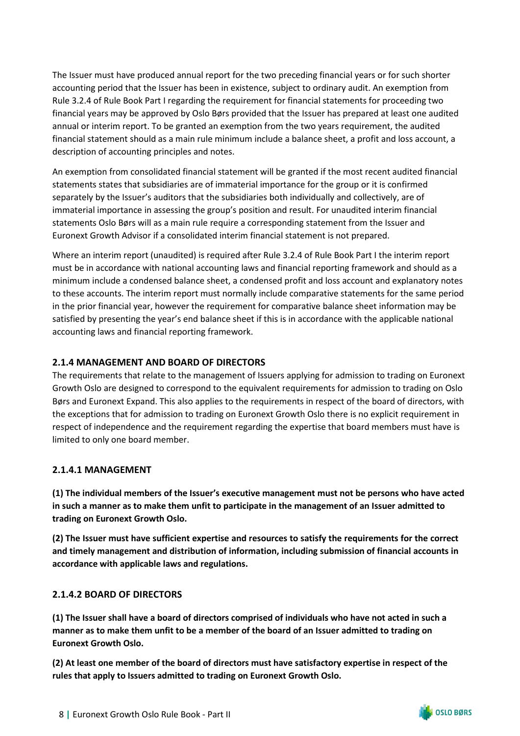The Issuer must have produced annual report for the two preceding financial years or for such shorter accounting period that the Issuer has been in existence, subject to ordinary audit. An exemption from Rule 3.2.4 of Rule Book Part I regarding the requirement for financial statements for proceeding two financial years may be approved by Oslo Børs provided that the Issuer has prepared at least one audited annual or interim report. To be granted an exemption from the two years requirement, the audited financial statement should as a main rule minimum include a balance sheet, a profit and loss account, a description of accounting principles and notes.

An exemption from consolidated financial statement will be granted if the most recent audited financial statements states that subsidiaries are of immaterial importance for the group or it is confirmed separately by the Issuer's auditors that the subsidiaries both individually and collectively, are of immaterial importance in assessing the group's position and result. For unaudited interim financial statements Oslo Børs will as a main rule require a corresponding statement from the Issuer and Euronext Growth Advisor if a consolidated interim financial statement is not prepared.

Where an interim report (unaudited) is required after Rule 3.2.4 of Rule Book Part I the interim report must be in accordance with national accounting laws and financial reporting framework and should as a minimum include a condensed balance sheet, a condensed profit and loss account and explanatory notes to these accounts. The interim report must normally include comparative statements for the same period in the prior financial year, however the requirement for comparative balance sheet information may be satisfied by presenting the year's end balance sheet if this is in accordance with the applicable national accounting laws and financial reporting framework.

### 2.1.4 MANAGEMENT AND BOARD OF DIRECTORS

The requirements that relate to the management of Issuers applying for admission to trading on Euronext Growth Oslo are designed to correspond to the equivalent requirements for admission to trading on Oslo Børs and Euronext Expand. This also applies to the requirements in respect of the board of directors, with the exceptions that for admission to trading on Euronext Growth Oslo there is no explicit requirement in respect of independence and the requirement regarding the expertise that board members must have is limited to only one board member.

#### 2.1.4.1 MANAGEMENT

**(1) The individual members of the Issuer's executive management must not be persons who have acted in such a manner as to make them unfit to participate in the management of an Issuer admitted to trading on Euronext Growth Oslo.**

**(2) The Issuer must have sufficient expertise and resources to satisfy the requirements for the correct and timely management and distribution of information, including submission of financial accounts in accordance with applicable laws and regulations.**

#### 2.1.4.2 BOARD OF DIRECTORS

**(1) The Issuer shall have a board of directors comprised of individuals who have not acted in such a manner as to make them unfit to be a member of the board of an Issuer admitted to trading on Euronext Growth Oslo.**

**(2) At least one member of the board of directors must have satisfactory expertise in respect of the rules that apply to Issuers admitted to trading on Euronext Growth Oslo.**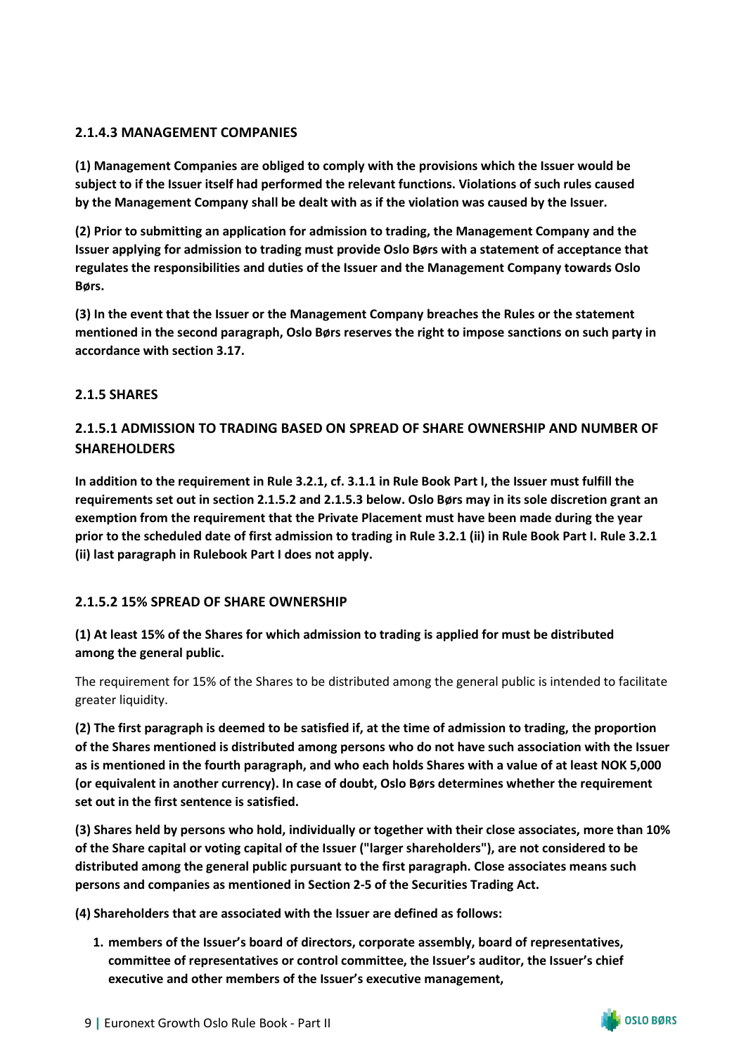### 2.1.4.3 MANAGEMENT COMPANIES

**(1) Management Companies are obliged to comply with the provisions which the Issuer would be subject to if the Issuer itself had performed the relevant functions. Violations of such rules caused by the Management Company shall be dealt with as if the violation was caused by the Issuer.**

**(2) Prior to submitting an application for admission to trading, the Management Company and the Issuer applying for admission to trading must provide Oslo Børs with a statement of acceptance that regulates the responsibilities and duties of the Issuer and the Management Company towards Oslo Børs.**

**(3) In the event that the Issuer or the Management Company breaches the Rules or the statement mentioned in the second paragraph, Oslo Børs reserves the right to impose sanctions on such party in accordance with section 3.17.**

### 2.1.5 SHARES

### 2.1.5.1 ADMISSION TO TRADING BASED ON SPREAD OF SHARE OWNERSHIP AND NUMBER OF SHAREHOLDERS

**In addition to the requirement in Rule 3.2.1, cf. 3.1.1 in Rule Book Part I, the Issuer must fulfill the requirements set out in section 2.1.5.2 and 2.1.5.3 below. Oslo Børs may in its sole discretion grant an exemption from the requirement that the Private Placement must have been made during the year prior to the scheduled date of first admission to trading in Rule 3.2.1 (ii) in Rule Book Part I. Rule 3.2.1 (ii) last paragraph in Rulebook Part I does not apply.**

### 2.1.5.2 15% SPREAD OF SHARE OWNERSHIP

**(1) At least 15% of the Shares for which admission to trading is applied for must be distributed among the general public.**

The requirement for 15% of the Shares to be distributed among the general public is intended to facilitate greater liquidity.

**(2) The first paragraph is deemed to be satisfied if, at the time of admission to trading, the proportion of the Shares mentioned is distributed among persons who do not have such association with the Issuer as is mentioned in the fourth paragraph, and who each holds Shares with a value of at least NOK 5,000 (or equivalent in another currency). In case of doubt, Oslo Børs determines whether the requirement set out in the first sentence is satisfied.**

**(3) Shares held by persons who hold, individually or together with their close associates, more than 10% of the Share capital or voting capital of the Issuer ("larger shareholders"), are not considered to be distributed among the general public pursuant to the first paragraph. Close associates means such persons and companies as mentioned in Section 2-5 of the Securities Trading Act.**

**(4) Shareholders that are associated with the Issuer are defined as follows:**

1. **members of the Issuer's board of directors, corporate assembly, board of representatives, committee of representatives or control committee, the Issuer's auditor, the Issuer's chief executive and other members of the Issuer's executive management,**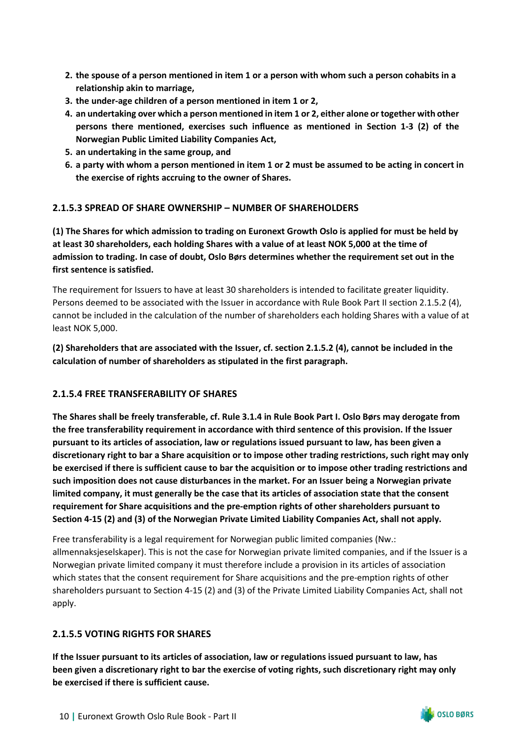2. **the spouse of a person mentioned in item 1 or a person with whom such a person cohabits in a relationship akin to marriage,**
3. **the under-age children of a person mentioned in item 1 or 2,**
4. **an undertaking over which a person mentioned in item 1 or 2, either alone or together with other persons there mentioned, exercises such influence as mentioned in Section 1-3 (2) of the Norwegian Public Limited Liability Companies Act,**
5. **an undertaking in the same group, and**
6. **a party with whom a person mentioned in item 1 or 2 must be assumed to be acting in concert in the exercise of rights accruing to the owner of Shares.**

### 2.1.5.3 SPREAD OF SHARE OWNERSHIP – NUMBER OF SHAREHOLDERS

**(1) The Shares for which admission to trading on Euronext Growth Oslo is applied for must be held by at least 30 shareholders, each holding Shares with a value of at least NOK 5,000 at the time of admission to trading. In case of doubt, Oslo Børs determines whether the requirement set out in the first sentence is satisfied.**

The requirement for Issuers to have at least 30 shareholders is intended to facilitate greater liquidity. Persons deemed to be associated with the Issuer in accordance with Rule Book Part II section 2.1.5.2 (4), cannot be included in the calculation of the number of shareholders each holding Shares with a value of at least NOK 5,000.

**(2) Shareholders that are associated with the Issuer, cf. section 2.1.5.2 (4), cannot be included in the calculation of number of shareholders as stipulated in the first paragraph.**

### 2.1.5.4 FREE TRANSFERABILITY OF SHARES

**The Shares shall be freely transferable, cf. Rule 3.1.4 in Rule Book Part I. Oslo Børs may derogate from the free transferability requirement in accordance with third sentence of this provision. If the Issuer pursuant to its articles of association, law or regulations issued pursuant to law, has been given a discretionary right to bar a Share acquisition or to impose other trading restrictions, such right may only be exercised if there is sufficient cause to bar the acquisition or to impose other trading restrictions and such imposition does not cause disturbances in the market. For an Issuer being a Norwegian private limited company, it must generally be the case that its articles of association state that the consent requirement for Share acquisitions and the pre-emption rights of other shareholders pursuant to Section 4-15 (2) and (3) of the Norwegian Private Limited Liability Companies Act, shall not apply.**

Free transferability is a legal requirement for Norwegian public limited companies (Nw.: allmennaksjeselskaper). This is not the case for Norwegian private limited companies, and if the Issuer is a Norwegian private limited company it must therefore include a provision in its articles of association which states that the consent requirement for Share acquisitions and the pre-emption rights of other shareholders pursuant to Section 4-15 (2) and (3) of the Private Limited Liability Companies Act, shall not apply.

### 2.1.5.5 VOTING RIGHTS FOR SHARES

**If the Issuer pursuant to its articles of association, law or regulations issued pursuant to law, has been given a discretionary right to bar the exercise of voting rights, such discretionary right may only be exercised if there is sufficient cause.**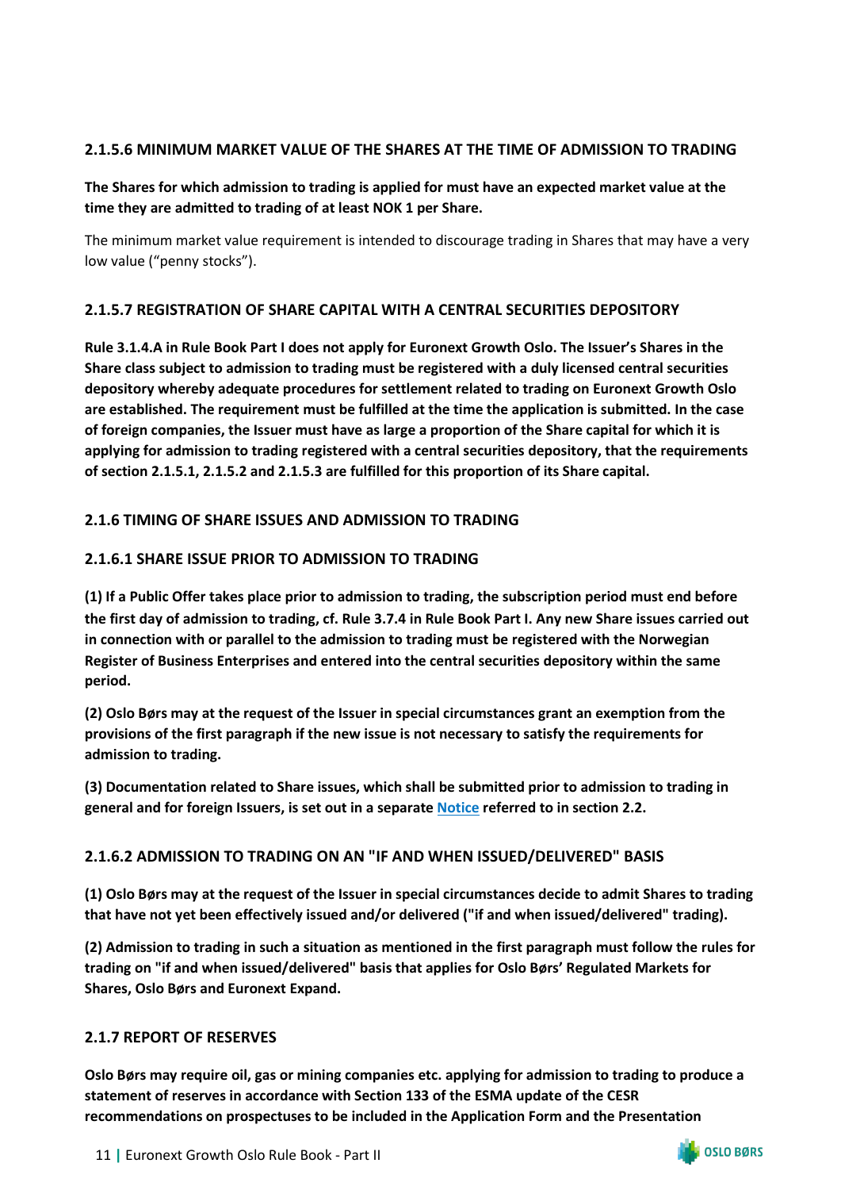#### 2.1.5.6 MINIMUM MARKET VALUE OF THE SHARES AT THE TIME OF ADMISSION TO TRADING

**The Shares for which admission to trading is applied for must have an expected market value at the time they are admitted to trading of at least NOK 1 per Share.**

The minimum market value requirement is intended to discourage trading in Shares that may have a very low value ("penny stocks").

#### 2.1.5.7 REGISTRATION OF SHARE CAPITAL WITH A CENTRAL SECURITIES DEPOSITORY

**Rule 3.1.4.A in Rule Book Part I does not apply for Euronext Growth Oslo. The Issuer's Shares in the Share class subject to admission to trading must be registered with a duly licensed central securities depository whereby adequate procedures for settlement related to trading on Euronext Growth Oslo are established. The requirement must be fulfilled at the time the application is submitted. In the case of foreign companies, the Issuer must have as large a proportion of the Share capital for which it is applying for admission to trading registered with a central securities depository, that the requirements of section 2.1.5.1, 2.1.5.2 and 2.1.5.3 are fulfilled for this proportion of its Share capital.**

### 2.1.6 TIMING OF SHARE ISSUES AND ADMISSION TO TRADING

#### 2.1.6.1 SHARE ISSUE PRIOR TO ADMISSION TO TRADING

**(1) If a Public Offer takes place prior to admission to trading, the subscription period must end before the first day of admission to trading, cf. Rule 3.7.4 in Rule Book Part I. Any new Share issues carried out in connection with or parallel to the admission to trading must be registered with the Norwegian Register of Business Enterprises and entered into the central securities depository within the same period.**

**(2) Oslo Børs may at the request of the Issuer in special circumstances grant an exemption from the provisions of the first paragraph if the new issue is not necessary to satisfy the requirements for admission to trading.**

**(3) Documentation related to Share issues, which shall be submitted prior to admission to trading in general and for foreign Issuers, is set out in a separate Notice referred to in section 2.2.**

#### 2.1.6.2 ADMISSION TO TRADING ON AN "IF AND WHEN ISSUED/DELIVERED" BASIS

**(1) Oslo Børs may at the request of the Issuer in special circumstances decide to admit Shares to trading that have not yet been effectively issued and/or delivered ("if and when issued/delivered" trading).**

**(2) Admission to trading in such a situation as mentioned in the first paragraph must follow the rules for trading on "if and when issued/delivered" basis that applies for Oslo Børs' Regulated Markets for Shares, Oslo Børs and Euronext Expand.**

### 2.1.7 REPORT OF RESERVES

**Oslo Børs may require oil, gas or mining companies etc. applying for admission to trading to produce a statement of reserves in accordance with Section 133 of the ESMA update of the CESR recommendations on prospectuses to be included in the Application Form and the Presentation**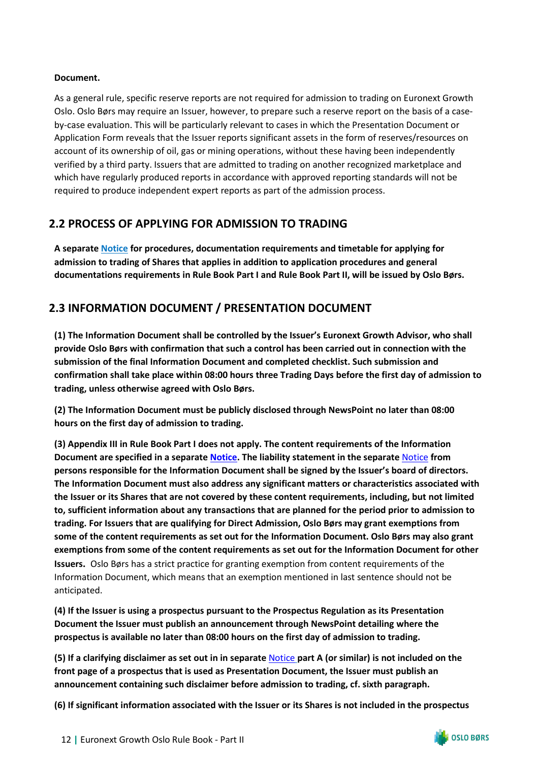**Document.**

As a general rule, specific reserve reports are not required for admission to trading on Euronext Growth Oslo. Oslo Børs may require an Issuer, however, to prepare such a reserve report on the basis of a case-by-case evaluation. This will be particularly relevant to cases in which the Presentation Document or Application Form reveals that the Issuer reports significant assets in the form of reserves/resources on account of its ownership of oil, gas or mining operations, without these having been independently verified by a third party. Issuers that are admitted to trading on another recognized marketplace and which have regularly produced reports in accordance with approved reporting standards will not be required to produce independent expert reports as part of the admission process.

## 2.2 PROCESS OF APPLYING FOR ADMISSION TO TRADING

**A separate Notice for procedures, documentation requirements and timetable for applying for admission to trading of Shares that applies in addition to application procedures and general documentations requirements in Rule Book Part I and Rule Book Part II, will be issued by Oslo Børs.**

## 2.3 INFORMATION DOCUMENT / PRESENTATION DOCUMENT

**(1) The Information Document shall be controlled by the Issuer's Euronext Growth Advisor, who shall provide Oslo Børs with confirmation that such a control has been carried out in connection with the submission of the final Information Document and completed checklist. Such submission and confirmation shall take place within 08:00 hours three Trading Days before the first day of admission to trading, unless otherwise agreed with Oslo Børs.**

**(2) The Information Document must be publicly disclosed through NewsPoint no later than 08:00 hours on the first day of admission to trading.**

**(3) Appendix III in Rule Book Part I does not apply. The content requirements of the Information Document are specified in a separate Notice. The liability statement in the separate Notice from persons responsible for the Information Document shall be signed by the Issuer's board of directors. The Information Document must also address any significant matters or characteristics associated with the Issuer or its Shares that are not covered by these content requirements, including, but not limited to, sufficient information about any transactions that are planned for the period prior to admission to trading. For Issuers that are qualifying for Direct Admission, Oslo Børs may grant exemptions from some of the content requirements as set out for the Information Document. Oslo Børs may also grant exemptions from some of the content requirements as set out for the Information Document for other Issuers.** Oslo Børs has a strict practice for granting exemption from content requirements of the Information Document, which means that an exemption mentioned in last sentence should not be anticipated.

**(4) If the Issuer is using a prospectus pursuant to the Prospectus Regulation as its Presentation Document the Issuer must publish an announcement through NewsPoint detailing where the prospectus is available no later than 08:00 hours on the first day of admission to trading.**

**(5) If a clarifying disclaimer as set out in in separate Notice part A (or similar) is not included on the front page of a prospectus that is used as Presentation Document, the Issuer must publish an announcement containing such disclaimer before admission to trading, cf. sixth paragraph.**

**(6) If significant information associated with the Issuer or its Shares is not included in the prospectus**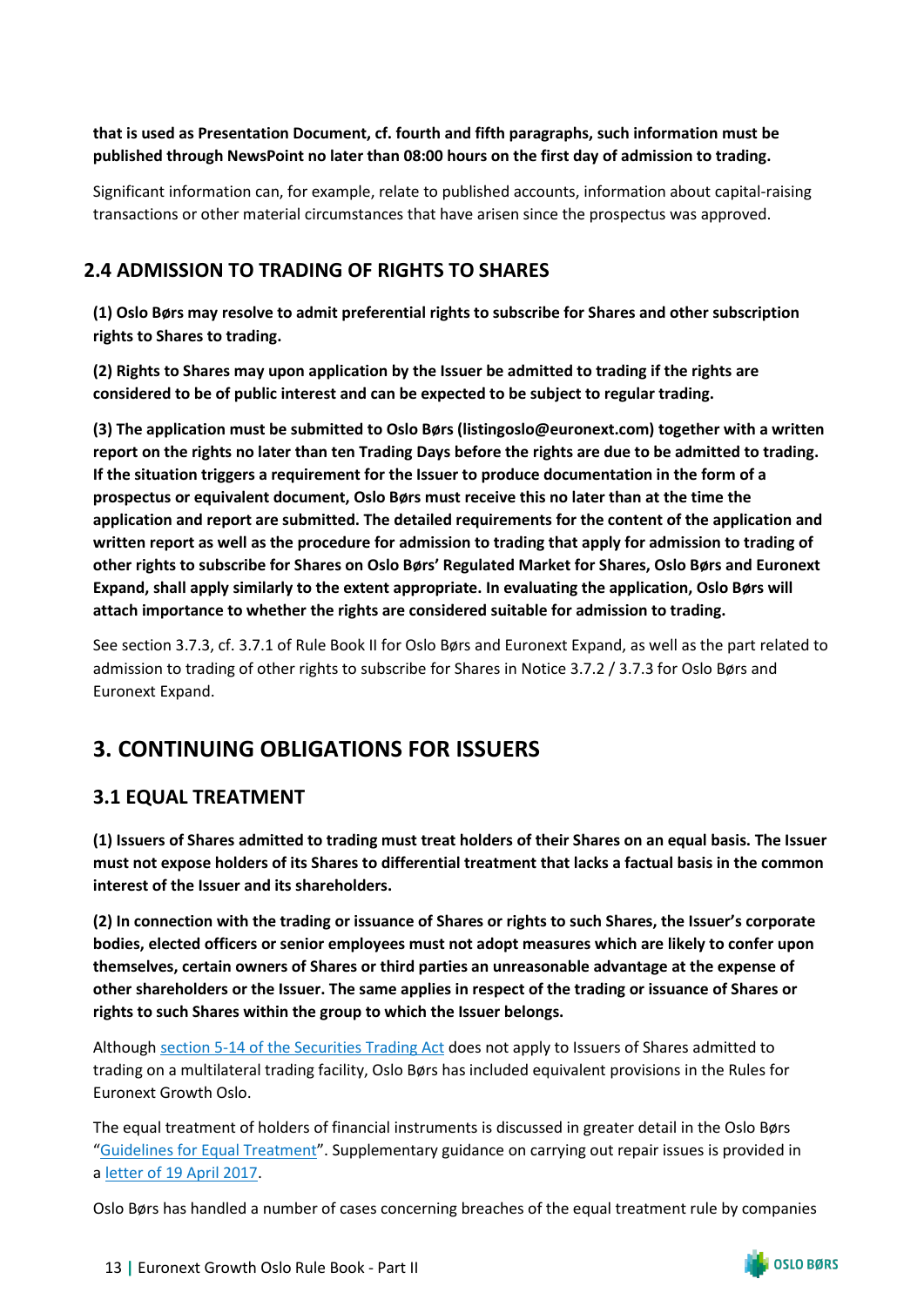**that is used as Presentation Document, cf. fourth and fifth paragraphs, such information must be published through NewsPoint no later than 08:00 hours on the first day of admission to trading.**

Significant information can, for example, relate to published accounts, information about capital-raising transactions or other material circumstances that have arisen since the prospectus was approved.

## 2.4 ADMISSION TO TRADING OF RIGHTS TO SHARES

**(1) Oslo Børs may resolve to admit preferential rights to subscribe for Shares and other subscription rights to Shares to trading.**

**(2) Rights to Shares may upon application by the Issuer be admitted to trading if the rights are considered to be of public interest and can be expected to be subject to regular trading.**

**(3) The application must be submitted to Oslo Børs (listingoslo@euronext.com) together with a written report on the rights no later than ten Trading Days before the rights are due to be admitted to trading. If the situation triggers a requirement for the Issuer to produce documentation in the form of a prospectus or equivalent document, Oslo Børs must receive this no later than at the time the application and report are submitted. The detailed requirements for the content of the application and written report as well as the procedure for admission to trading that apply for admission to trading of other rights to subscribe for Shares on Oslo Børs' Regulated Market for Shares, Oslo Børs and Euronext Expand, shall apply similarly to the extent appropriate. In evaluating the application, Oslo Børs will attach importance to whether the rights are considered suitable for admission to trading.**

See section 3.7.3, cf. 3.7.1 of Rule Book II for Oslo Børs and Euronext Expand, as well as the part related to admission to trading of other rights to subscribe for Shares in Notice 3.7.2 / 3.7.3 for Oslo Børs and Euronext Expand.

# 3. CONTINUING OBLIGATIONS FOR ISSUERS

## 3.1 EQUAL TREATMENT

**(1) Issuers of Shares admitted to trading must treat holders of their Shares on an equal basis. The Issuer must not expose holders of its Shares to differential treatment that lacks a factual basis in the common interest of the Issuer and its shareholders.**

**(2) In connection with the trading or issuance of Shares or rights to such Shares, the Issuer's corporate bodies, elected officers or senior employees must not adopt measures which are likely to confer upon themselves, certain owners of Shares or third parties an unreasonable advantage at the expense of other shareholders or the Issuer. The same applies in respect of the trading or issuance of Shares or rights to such Shares within the group to which the Issuer belongs.**

Although section 5-14 of the Securities Trading Act does not apply to Issuers of Shares admitted to trading on a multilateral trading facility, Oslo Børs has included equivalent provisions in the Rules for Euronext Growth Oslo.

The equal treatment of holders of financial instruments is discussed in greater detail in the Oslo Børs "Guidelines for Equal Treatment". Supplementary guidance on carrying out repair issues is provided in a letter of 19 April 2017.

Oslo Børs has handled a number of cases concerning breaches of the equal treatment rule by companies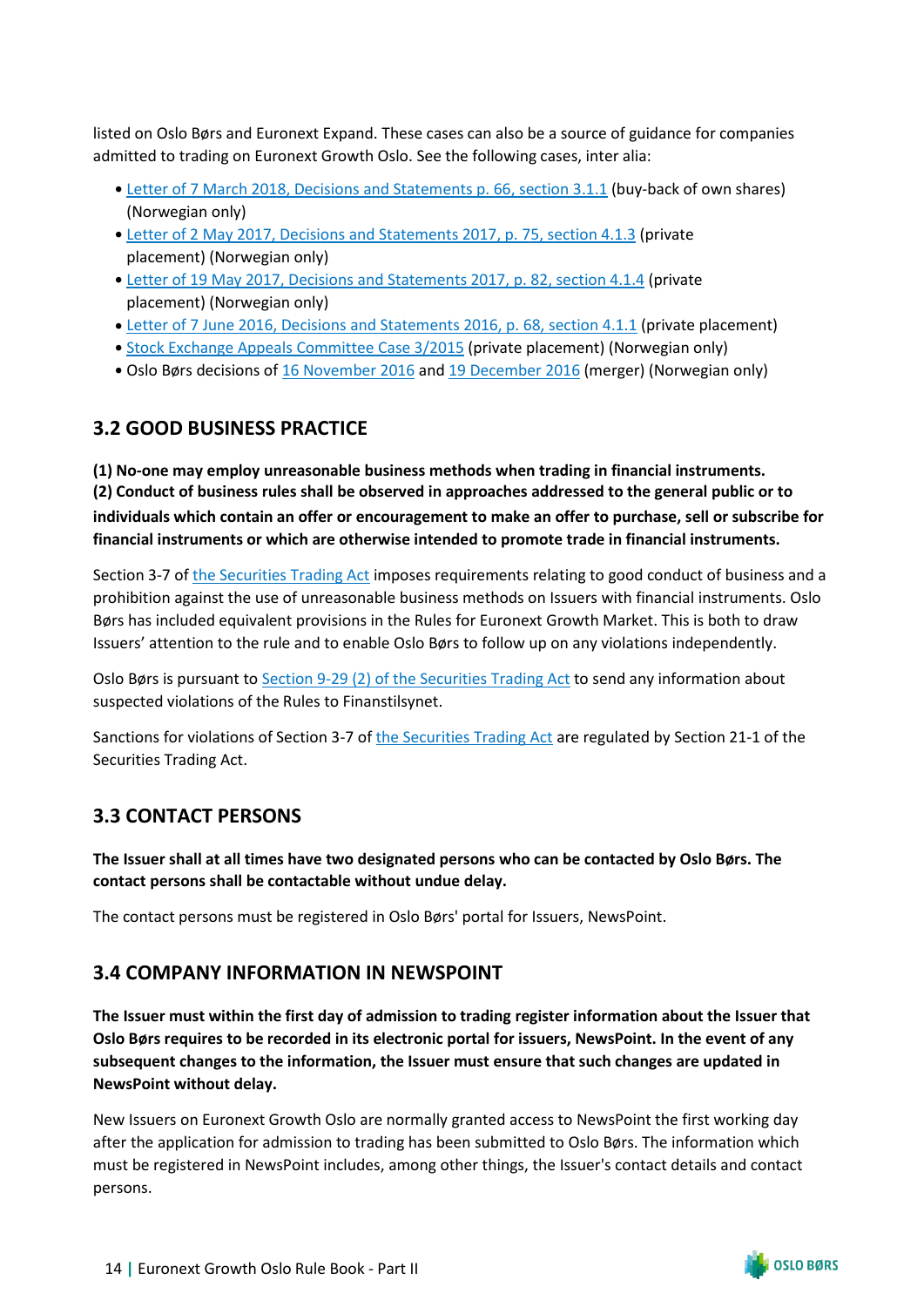listed on Oslo Børs and Euronext Expand. These cases can also be a source of guidance for companies admitted to trading on Euronext Growth Oslo. See the following cases, inter alia:

- Letter of 7 March 2018, Decisions and Statements p. 66, section 3.1.1 (buy-back of own shares) (Norwegian only)
- Letter of 2 May 2017, Decisions and Statements 2017, p. 75, section 4.1.3 (private placement) (Norwegian only)
- Letter of 19 May 2017, Decisions and Statements 2017, p. 82, section 4.1.4 (private placement) (Norwegian only)
- Letter of 7 June 2016, Decisions and Statements 2016, p. 68, section 4.1.1 (private placement)
- Stock Exchange Appeals Committee Case 3/2015 (private placement) (Norwegian only)
- Oslo Børs decisions of 16 November 2016 and 19 December 2016 (merger) (Norwegian only)

## 3.2 GOOD BUSINESS PRACTICE

**(1) No-one may employ unreasonable business methods when trading in financial instruments.**
**(2) Conduct of business rules shall be observed in approaches addressed to the general public or to individuals which contain an offer or encouragement to make an offer to purchase, sell or subscribe for financial instruments or which are otherwise intended to promote trade in financial instruments.**

Section 3-7 of the Securities Trading Act imposes requirements relating to good conduct of business and a prohibition against the use of unreasonable business methods on Issuers with financial instruments. Oslo Børs has included equivalent provisions in the Rules for Euronext Growth Market. This is both to draw Issuers' attention to the rule and to enable Oslo Børs to follow up on any violations independently.

Oslo Børs is pursuant to Section 9-29 (2) of the Securities Trading Act to send any information about suspected violations of the Rules to Finanstilsynet.

Sanctions for violations of Section 3-7 of the Securities Trading Act are regulated by Section 21-1 of the Securities Trading Act.

## 3.3 CONTACT PERSONS

**The Issuer shall at all times have two designated persons who can be contacted by Oslo Børs. The contact persons shall be contactable without undue delay.**

The contact persons must be registered in Oslo Børs' portal for Issuers, NewsPoint.

## 3.4 COMPANY INFORMATION IN NEWSPOINT

**The Issuer must within the first day of admission to trading register information about the Issuer that Oslo Børs requires to be recorded in its electronic portal for issuers, NewsPoint. In the event of any subsequent changes to the information, the Issuer must ensure that such changes are updated in NewsPoint without delay.**

New Issuers on Euronext Growth Oslo are normally granted access to NewsPoint the first working day after the application for admission to trading has been submitted to Oslo Børs. The information which must be registered in NewsPoint includes, among other things, the Issuer's contact details and contact persons.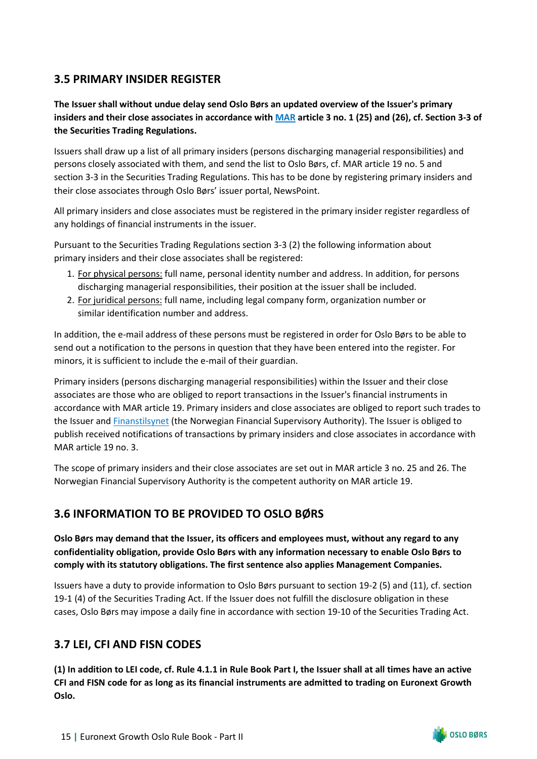## 3.5 PRIMARY INSIDER REGISTER

**The Issuer shall without undue delay send Oslo Børs an updated overview of the Issuer's primary insiders and their close associates in accordance with MAR article 3 no. 1 (25) and (26), cf. Section 3-3 of the Securities Trading Regulations.**

Issuers shall draw up a list of all primary insiders (persons discharging managerial responsibilities) and persons closely associated with them, and send the list to Oslo Børs, cf. MAR article 19 no. 5 and section 3-3 in the Securities Trading Regulations. This has to be done by registering primary insiders and their close associates through Oslo Børs' issuer portal, NewsPoint.

All primary insiders and close associates must be registered in the primary insider register regardless of any holdings of financial instruments in the issuer.

Pursuant to the Securities Trading Regulations section 3-3 (2) the following information about primary insiders and their close associates shall be registered:

1. For physical persons: full name, personal identity number and address. In addition, for persons discharging managerial responsibilities, their position at the issuer shall be included.
2. For juridical persons: full name, including legal company form, organization number or similar identification number and address.

In addition, the e-mail address of these persons must be registered in order for Oslo Børs to be able to send out a notification to the persons in question that they have been entered into the register. For minors, it is sufficient to include the e-mail of their guardian.

Primary insiders (persons discharging managerial responsibilities) within the Issuer and their close associates are those who are obliged to report transactions in the Issuer's financial instruments in accordance with MAR article 19. Primary insiders and close associates are obliged to report such trades to the Issuer and Finanstilsynet (the Norwegian Financial Supervisory Authority). The Issuer is obliged to publish received notifications of transactions by primary insiders and close associates in accordance with MAR article 19 no. 3.

The scope of primary insiders and their close associates are set out in MAR article 3 no. 25 and 26. The Norwegian Financial Supervisory Authority is the competent authority on MAR article 19.

## 3.6 INFORMATION TO BE PROVIDED TO OSLO BØRS

**Oslo Børs may demand that the Issuer, its officers and employees must, without any regard to any confidentiality obligation, provide Oslo Børs with any information necessary to enable Oslo Børs to comply with its statutory obligations. The first sentence also applies Management Companies.**

Issuers have a duty to provide information to Oslo Børs pursuant to section 19-2 (5) and (11), cf. section 19-1 (4) of the Securities Trading Act. If the Issuer does not fulfill the disclosure obligation in these cases, Oslo Børs may impose a daily fine in accordance with section 19-10 of the Securities Trading Act.

## 3.7 LEI, CFI AND FISN CODES

**(1) In addition to LEI code, cf. Rule 4.1.1 in Rule Book Part I, the Issuer shall at all times have an active CFI and FISN code for as long as its financial instruments are admitted to trading on Euronext Growth Oslo.**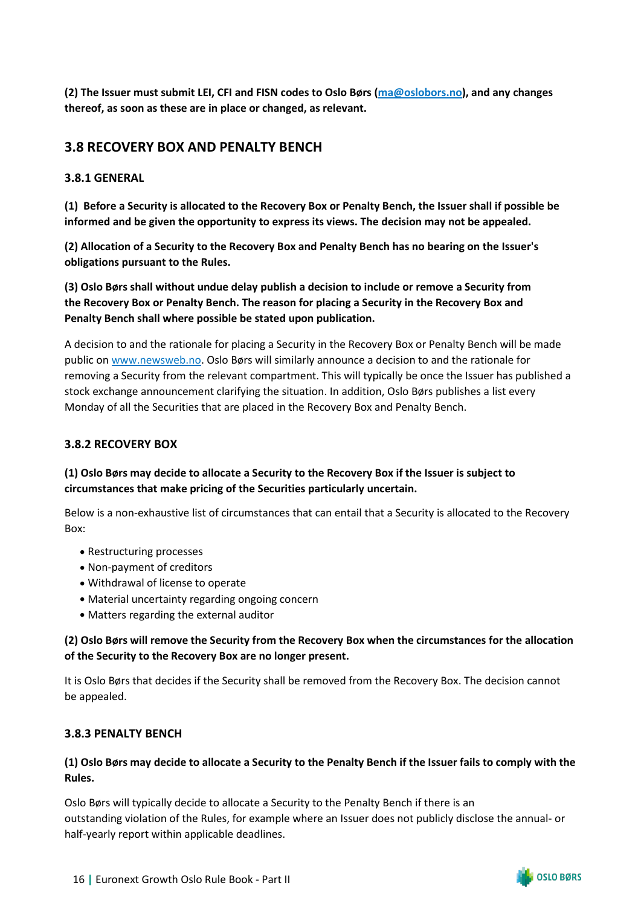**(2) The Issuer must submit LEI, CFI and FISN codes to Oslo Børs (ma@oslobors.no), and any changes thereof, as soon as these are in place or changed, as relevant.**

## 3.8 RECOVERY BOX AND PENALTY BENCH

### 3.8.1 GENERAL

**(1) Before a Security is allocated to the Recovery Box or Penalty Bench, the Issuer shall if possible be informed and be given the opportunity to express its views. The decision may not be appealed.**

**(2) Allocation of a Security to the Recovery Box and Penalty Bench has no bearing on the Issuer's obligations pursuant to the Rules.**

**(3) Oslo Børs shall without undue delay publish a decision to include or remove a Security from the Recovery Box or Penalty Bench. The reason for placing a Security in the Recovery Box and Penalty Bench shall where possible be stated upon publication.**

A decision to and the rationale for placing a Security in the Recovery Box or Penalty Bench will be made public on www.newsweb.no. Oslo Børs will similarly announce a decision to and the rationale for removing a Security from the relevant compartment. This will typically be once the Issuer has published a stock exchange announcement clarifying the situation. In addition, Oslo Børs publishes a list every Monday of all the Securities that are placed in the Recovery Box and Penalty Bench.

### 3.8.2 RECOVERY BOX

**(1) Oslo Børs may decide to allocate a Security to the Recovery Box if the Issuer is subject to circumstances that make pricing of the Securities particularly uncertain.**

Below is a non-exhaustive list of circumstances that can entail that a Security is allocated to the Recovery Box:

- Restructuring processes
- Non-payment of creditors
- Withdrawal of license to operate
- Material uncertainty regarding ongoing concern
- Matters regarding the external auditor

**(2) Oslo Børs will remove the Security from the Recovery Box when the circumstances for the allocation of the Security to the Recovery Box are no longer present.**

It is Oslo Børs that decides if the Security shall be removed from the Recovery Box. The decision cannot be appealed.

### 3.8.3 PENALTY BENCH

**(1) Oslo Børs may decide to allocate a Security to the Penalty Bench if the Issuer fails to comply with the Rules.**

Oslo Børs will typically decide to allocate a Security to the Penalty Bench if there is an outstanding violation of the Rules, for example where an Issuer does not publicly disclose the annual- or half-yearly report within applicable deadlines.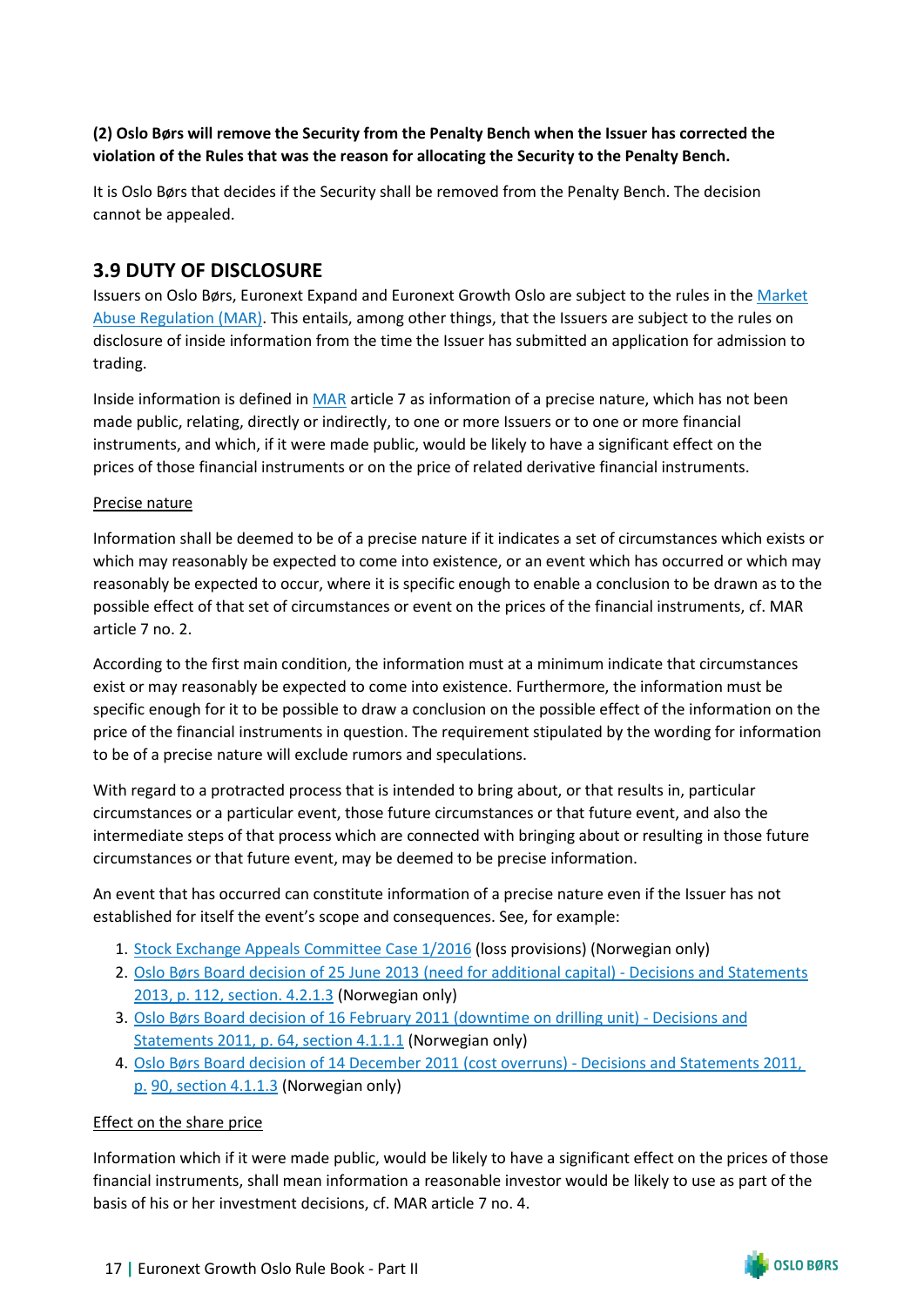**(2) Oslo Børs will remove the Security from the Penalty Bench when the Issuer has corrected the violation of the Rules that was the reason for allocating the Security to the Penalty Bench.**

It is Oslo Børs that decides if the Security shall be removed from the Penalty Bench. The decision cannot be appealed.

## 3.9 DUTY OF DISCLOSURE

Issuers on Oslo Børs, Euronext Expand and Euronext Growth Oslo are subject to the rules in the Market Abuse Regulation (MAR). This entails, among other things, that the Issuers are subject to the rules on disclosure of inside information from the time the Issuer has submitted an application for admission to trading.

Inside information is defined in MAR article 7 as information of a precise nature, which has not been made public, relating, directly or indirectly, to one or more Issuers or to one or more financial instruments, and which, if it were made public, would be likely to have a significant effect on the prices of those financial instruments or on the price of related derivative financial instruments.

Precise nature

Information shall be deemed to be of a precise nature if it indicates a set of circumstances which exists or which may reasonably be expected to come into existence, or an event which has occurred or which may reasonably be expected to occur, where it is specific enough to enable a conclusion to be drawn as to the possible effect of that set of circumstances or event on the prices of the financial instruments, cf. MAR article 7 no. 2.

According to the first main condition, the information must at a minimum indicate that circumstances exist or may reasonably be expected to come into existence. Furthermore, the information must be specific enough for it to be possible to draw a conclusion on the possible effect of the information on the price of the financial instruments in question. The requirement stipulated by the wording for information to be of a precise nature will exclude rumors and speculations.

With regard to a protracted process that is intended to bring about, or that results in, particular circumstances or a particular event, those future circumstances or that future event, and also the intermediate steps of that process which are connected with bringing about or resulting in those future circumstances or that future event, may be deemed to be precise information.

An event that has occurred can constitute information of a precise nature even if the Issuer has not established for itself the event's scope and consequences. See, for example:

1. Stock Exchange Appeals Committee Case 1/2016 (loss provisions) (Norwegian only)
2. Oslo Børs Board decision of 25 June 2013 (need for additional capital) - Decisions and Statements 2013, p. 112, section. 4.2.1.3 (Norwegian only)
3. Oslo Børs Board decision of 16 February 2011 (downtime on drilling unit) - Decisions and Statements 2011, p. 64, section 4.1.1.1 (Norwegian only)
4. Oslo Børs Board decision of 14 December 2011 (cost overruns) - Decisions and Statements 2011, p. 90, section 4.1.1.3 (Norwegian only)

Effect on the share price

Information which if it were made public, would be likely to have a significant effect on the prices of those financial instruments, shall mean information a reasonable investor would be likely to use as part of the basis of his or her investment decisions, cf. MAR article 7 no. 4.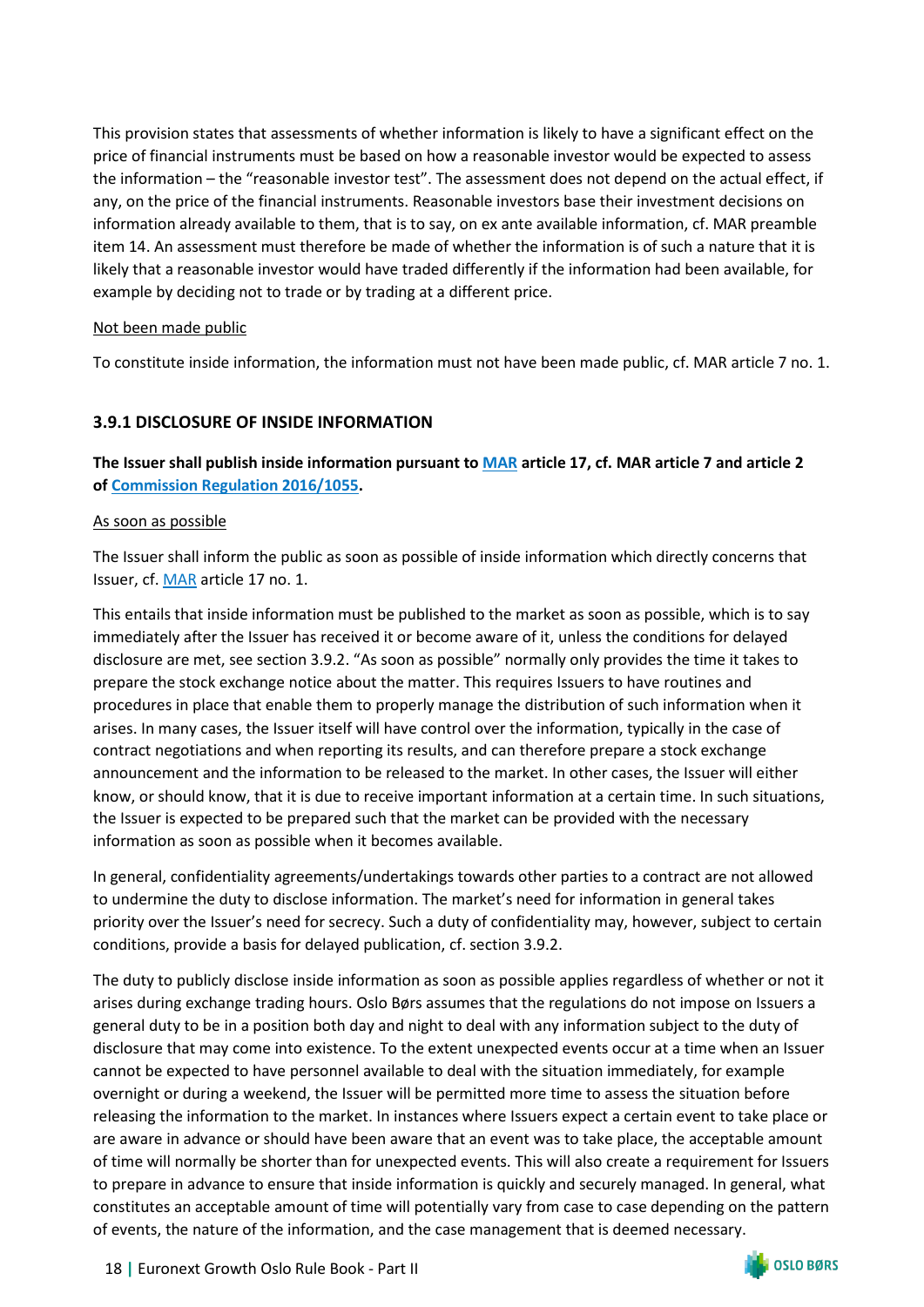This provision states that assessments of whether information is likely to have a significant effect on the price of financial instruments must be based on how a reasonable investor would be expected to assess the information – the "reasonable investor test". The assessment does not depend on the actual effect, if any, on the price of the financial instruments. Reasonable investors base their investment decisions on information already available to them, that is to say, on ex ante available information, cf. MAR preamble item 14. An assessment must therefore be made of whether the information is of such a nature that it is likely that a reasonable investor would have traded differently if the information had been available, for example by deciding not to trade or by trading at a different price.

Not been made public

To constitute inside information, the information must not have been made public, cf. MAR article 7 no. 1.

### 3.9.1 DISCLOSURE OF INSIDE INFORMATION

**The Issuer shall publish inside information pursuant to [MAR] article 17, cf. MAR article 7 and article 2 of [Commission Regulation 2016/1055].**

As soon as possible

The Issuer shall inform the public as soon as possible of inside information which directly concerns that Issuer, cf. [MAR] article 17 no. 1.

This entails that inside information must be published to the market as soon as possible, which is to say immediately after the Issuer has received it or become aware of it, unless the conditions for delayed disclosure are met, see section 3.9.2. "As soon as possible" normally only provides the time it takes to prepare the stock exchange notice about the matter. This requires Issuers to have routines and procedures in place that enable them to properly manage the distribution of such information when it arises. In many cases, the Issuer itself will have control over the information, typically in the case of contract negotiations and when reporting its results, and can therefore prepare a stock exchange announcement and the information to be released to the market. In other cases, the Issuer will either know, or should know, that it is due to receive important information at a certain time. In such situations, the Issuer is expected to be prepared such that the market can be provided with the necessary information as soon as possible when it becomes available.

In general, confidentiality agreements/undertakings towards other parties to a contract are not allowed to undermine the duty to disclose information. The market's need for information in general takes priority over the Issuer's need for secrecy. Such a duty of confidentiality may, however, subject to certain conditions, provide a basis for delayed publication, cf. section 3.9.2.

The duty to publicly disclose inside information as soon as possible applies regardless of whether or not it arises during exchange trading hours. Oslo Børs assumes that the regulations do not impose on Issuers a general duty to be in a position both day and night to deal with any information subject to the duty of disclosure that may come into existence. To the extent unexpected events occur at a time when an Issuer cannot be expected to have personnel available to deal with the situation immediately, for example overnight or during a weekend, the Issuer will be permitted more time to assess the situation before releasing the information to the market. In instances where Issuers expect a certain event to take place or are aware in advance or should have been aware that an event was to take place, the acceptable amount of time will normally be shorter than for unexpected events. This will also create a requirement for Issuers to prepare in advance to ensure that inside information is quickly and securely managed. In general, what constitutes an acceptable amount of time will potentially vary from case to case depending on the pattern of events, the nature of the information, and the case management that is deemed necessary.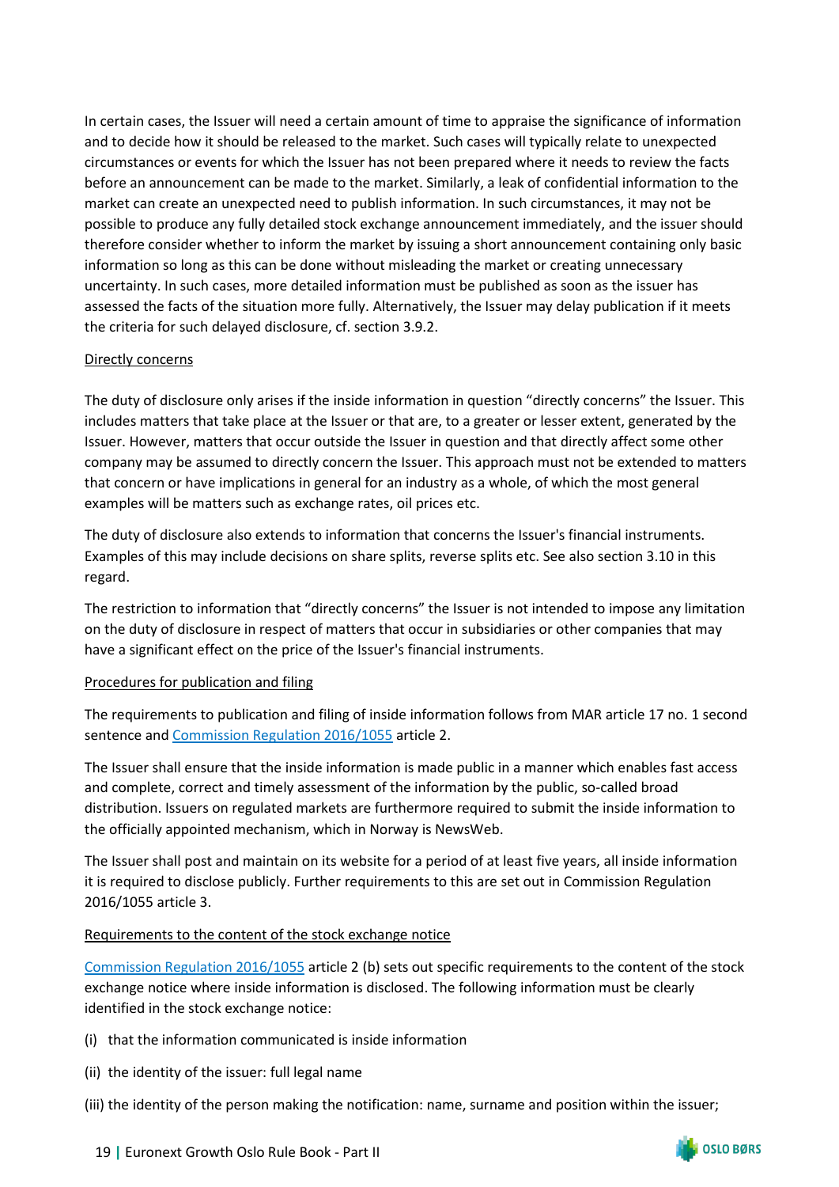In certain cases, the Issuer will need a certain amount of time to appraise the significance of information and to decide how it should be released to the market. Such cases will typically relate to unexpected circumstances or events for which the Issuer has not been prepared where it needs to review the facts before an announcement can be made to the market. Similarly, a leak of confidential information to the market can create an unexpected need to publish information. In such circumstances, it may not be possible to produce any fully detailed stock exchange announcement immediately, and the issuer should therefore consider whether to inform the market by issuing a short announcement containing only basic information so long as this can be done without misleading the market or creating unnecessary uncertainty. In such cases, more detailed information must be published as soon as the issuer has assessed the facts of the situation more fully. Alternatively, the Issuer may delay publication if it meets the criteria for such delayed disclosure, cf. section 3.9.2.

Directly concerns

The duty of disclosure only arises if the inside information in question "directly concerns" the Issuer. This includes matters that take place at the Issuer or that are, to a greater or lesser extent, generated by the Issuer. However, matters that occur outside the Issuer in question and that directly affect some other company may be assumed to directly concern the Issuer. This approach must not be extended to matters that concern or have implications in general for an industry as a whole, of which the most general examples will be matters such as exchange rates, oil prices etc.

The duty of disclosure also extends to information that concerns the Issuer's financial instruments. Examples of this may include decisions on share splits, reverse splits etc. See also section 3.10 in this regard.

The restriction to information that "directly concerns" the Issuer is not intended to impose any limitation on the duty of disclosure in respect of matters that occur in subsidiaries or other companies that may have a significant effect on the price of the Issuer's financial instruments.

Procedures for publication and filing

The requirements to publication and filing of inside information follows from MAR article 17 no. 1 second sentence and Commission Regulation 2016/1055 article 2.

The Issuer shall ensure that the inside information is made public in a manner which enables fast access and complete, correct and timely assessment of the information by the public, so-called broad distribution. Issuers on regulated markets are furthermore required to submit the inside information to the officially appointed mechanism, which in Norway is NewsWeb.

The Issuer shall post and maintain on its website for a period of at least five years, all inside information it is required to disclose publicly. Further requirements to this are set out in Commission Regulation 2016/1055 article 3.

Requirements to the content of the stock exchange notice

Commission Regulation 2016/1055 article 2 (b) sets out specific requirements to the content of the stock exchange notice where inside information is disclosed. The following information must be clearly identified in the stock exchange notice:

(i) that the information communicated is inside information

(ii) the identity of the issuer: full legal name

(iii) the identity of the person making the notification: name, surname and position within the issuer;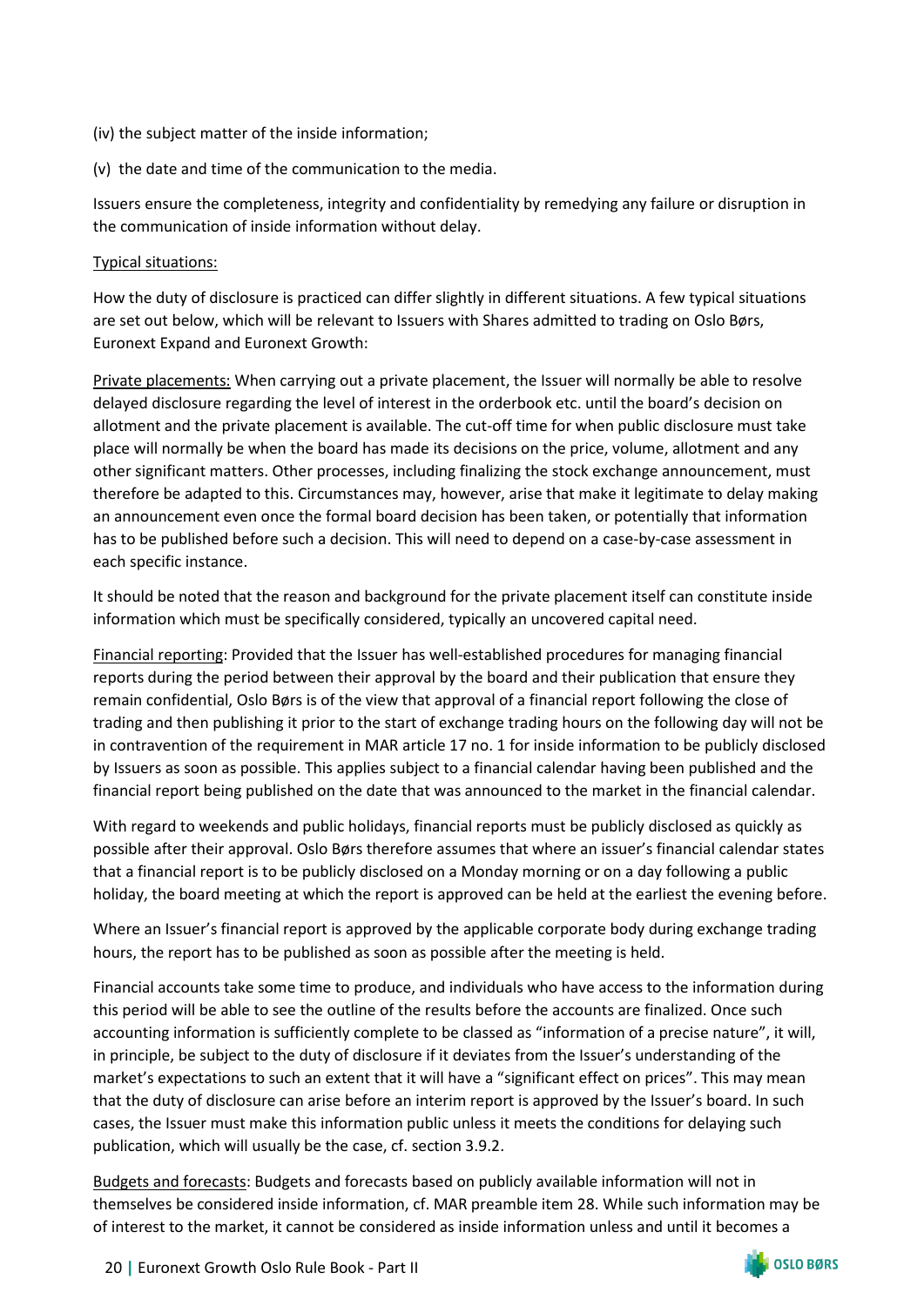(iv) the subject matter of the inside information;

(v) the date and time of the communication to the media.

Issuers ensure the completeness, integrity and confidentiality by remedying any failure or disruption in the communication of inside information without delay.

Typical situations:

How the duty of disclosure is practiced can differ slightly in different situations. A few typical situations are set out below, which will be relevant to Issuers with Shares admitted to trading on Oslo Børs, Euronext Expand and Euronext Growth:

Private placements: When carrying out a private placement, the Issuer will normally be able to resolve delayed disclosure regarding the level of interest in the orderbook etc. until the board's decision on allotment and the private placement is available. The cut-off time for when public disclosure must take place will normally be when the board has made its decisions on the price, volume, allotment and any other significant matters. Other processes, including finalizing the stock exchange announcement, must therefore be adapted to this. Circumstances may, however, arise that make it legitimate to delay making an announcement even once the formal board decision has been taken, or potentially that information has to be published before such a decision. This will need to depend on a case-by-case assessment in each specific instance.

It should be noted that the reason and background for the private placement itself can constitute inside information which must be specifically considered, typically an uncovered capital need.

Financial reporting: Provided that the Issuer has well-established procedures for managing financial reports during the period between their approval by the board and their publication that ensure they remain confidential, Oslo Børs is of the view that approval of a financial report following the close of trading and then publishing it prior to the start of exchange trading hours on the following day will not be in contravention of the requirement in MAR article 17 no. 1 for inside information to be publicly disclosed by Issuers as soon as possible. This applies subject to a financial calendar having been published and the financial report being published on the date that was announced to the market in the financial calendar.

With regard to weekends and public holidays, financial reports must be publicly disclosed as quickly as possible after their approval. Oslo Børs therefore assumes that where an issuer's financial calendar states that a financial report is to be publicly disclosed on a Monday morning or on a day following a public holiday, the board meeting at which the report is approved can be held at the earliest the evening before.

Where an Issuer's financial report is approved by the applicable corporate body during exchange trading hours, the report has to be published as soon as possible after the meeting is held.

Financial accounts take some time to produce, and individuals who have access to the information during this period will be able to see the outline of the results before the accounts are finalized. Once such accounting information is sufficiently complete to be classed as "information of a precise nature", it will, in principle, be subject to the duty of disclosure if it deviates from the Issuer's understanding of the market's expectations to such an extent that it will have a "significant effect on prices". This may mean that the duty of disclosure can arise before an interim report is approved by the Issuer's board. In such cases, the Issuer must make this information public unless it meets the conditions for delaying such publication, which will usually be the case, cf. section 3.9.2.

Budgets and forecasts: Budgets and forecasts based on publicly available information will not in themselves be considered inside information, cf. MAR preamble item 28. While such information may be of interest to the market, it cannot be considered as inside information unless and until it becomes a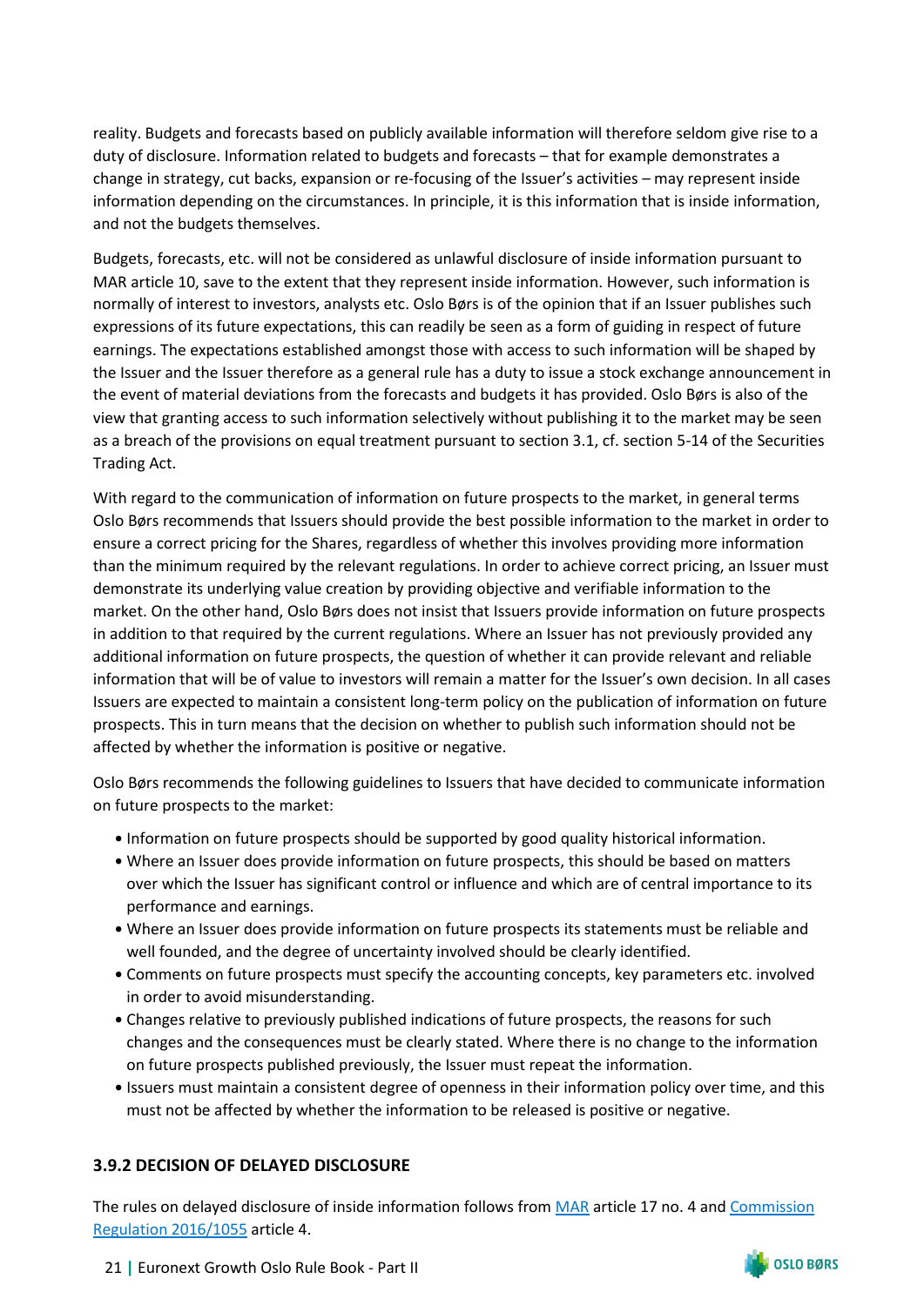reality. Budgets and forecasts based on publicly available information will therefore seldom give rise to a duty of disclosure. Information related to budgets and forecasts – that for example demonstrates a change in strategy, cut backs, expansion or re-focusing of the Issuer's activities – may represent inside information depending on the circumstances. In principle, it is this information that is inside information, and not the budgets themselves.

Budgets, forecasts, etc. will not be considered as unlawful disclosure of inside information pursuant to MAR article 10, save to the extent that they represent inside information. However, such information is normally of interest to investors, analysts etc. Oslo Børs is of the opinion that if an Issuer publishes such expressions of its future expectations, this can readily be seen as a form of guiding in respect of future earnings. The expectations established amongst those with access to such information will be shaped by the Issuer and the Issuer therefore as a general rule has a duty to issue a stock exchange announcement in the event of material deviations from the forecasts and budgets it has provided. Oslo Børs is also of the view that granting access to such information selectively without publishing it to the market may be seen as a breach of the provisions on equal treatment pursuant to section 3.1, cf. section 5-14 of the Securities Trading Act.

With regard to the communication of information on future prospects to the market, in general terms Oslo Børs recommends that Issuers should provide the best possible information to the market in order to ensure a correct pricing for the Shares, regardless of whether this involves providing more information than the minimum required by the relevant regulations. In order to achieve correct pricing, an Issuer must demonstrate its underlying value creation by providing objective and verifiable information to the market. On the other hand, Oslo Børs does not insist that Issuers provide information on future prospects in addition to that required by the current regulations. Where an Issuer has not previously provided any additional information on future prospects, the question of whether it can provide relevant and reliable information that will be of value to investors will remain a matter for the Issuer's own decision. In all cases Issuers are expected to maintain a consistent long-term policy on the publication of information on future prospects. This in turn means that the decision on whether to publish such information should not be affected by whether the information is positive or negative.

Oslo Børs recommends the following guidelines to Issuers that have decided to communicate information on future prospects to the market:

- Information on future prospects should be supported by good quality historical information.
- Where an Issuer does provide information on future prospects, this should be based on matters over which the Issuer has significant control or influence and which are of central importance to its performance and earnings.
- Where an Issuer does provide information on future prospects its statements must be reliable and well founded, and the degree of uncertainty involved should be clearly identified.
- Comments on future prospects must specify the accounting concepts, key parameters etc. involved in order to avoid misunderstanding.
- Changes relative to previously published indications of future prospects, the reasons for such changes and the consequences must be clearly stated. Where there is no change to the information on future prospects published previously, the Issuer must repeat the information.
- Issuers must maintain a consistent degree of openness in their information policy over time, and this must not be affected by whether the information to be released is positive or negative.

### 3.9.2 DECISION OF DELAYED DISCLOSURE

The rules on delayed disclosure of inside information follows from MAR article 17 no. 4 and Commission Regulation 2016/1055 article 4.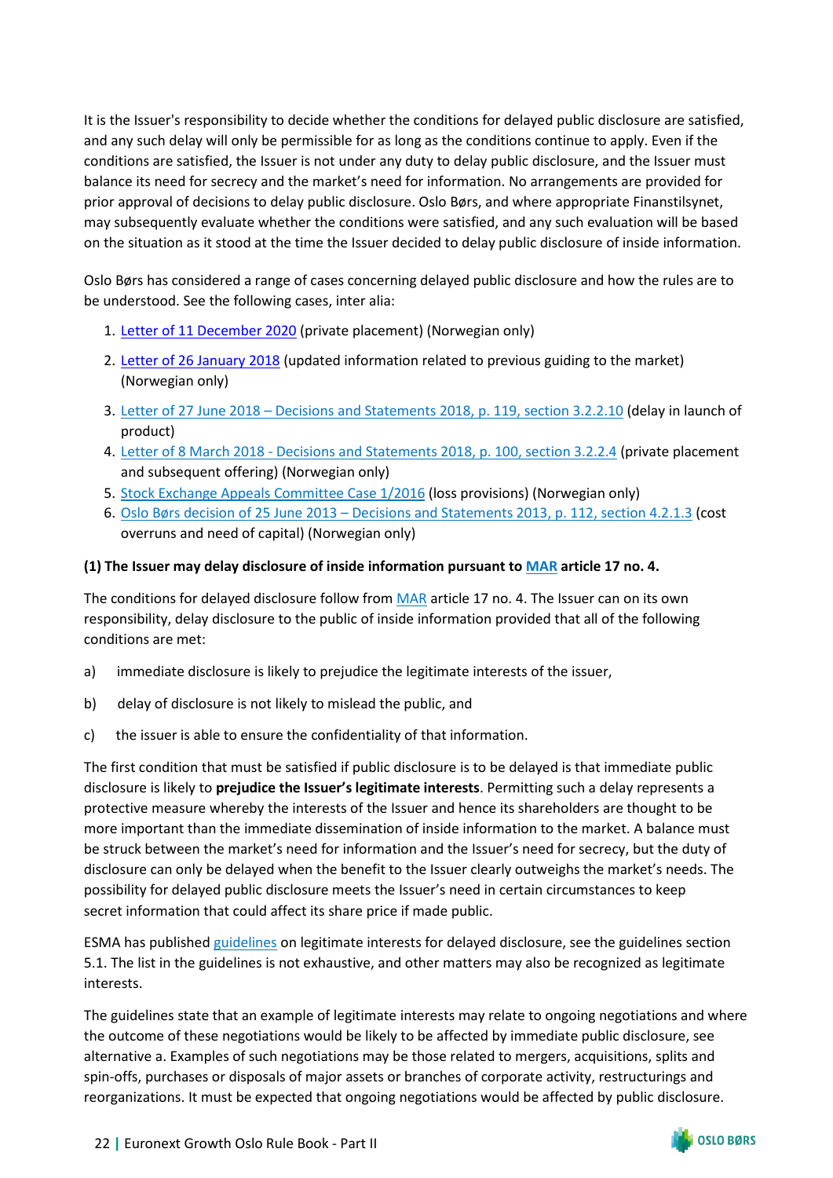It is the Issuer's responsibility to decide whether the conditions for delayed public disclosure are satisfied, and any such delay will only be permissible for as long as the conditions continue to apply. Even if the conditions are satisfied, the Issuer is not under any duty to delay public disclosure, and the Issuer must balance its need for secrecy and the market's need for information. No arrangements are provided for prior approval of decisions to delay public disclosure. Oslo Børs, and where appropriate Finanstilsynet, may subsequently evaluate whether the conditions were satisfied, and any such evaluation will be based on the situation as it stood at the time the Issuer decided to delay public disclosure of inside information.

Oslo Børs has considered a range of cases concerning delayed public disclosure and how the rules are to be understood. See the following cases, inter alia:

1. Letter of 11 December 2020 (private placement) (Norwegian only)
2. Letter of 26 January 2018 (updated information related to previous guiding to the market) (Norwegian only)
3. Letter of 27 June 2018 – Decisions and Statements 2018, p. 119, section 3.2.2.10 (delay in launch of product)
4. Letter of 8 March 2018 - Decisions and Statements 2018, p. 100, section 3.2.2.4 (private placement and subsequent offering) (Norwegian only)
5. Stock Exchange Appeals Committee Case 1/2016 (loss provisions) (Norwegian only)
6. Oslo Børs decision of 25 June 2013 – Decisions and Statements 2013, p. 112, section 4.2.1.3 (cost overruns and need of capital) (Norwegian only)

**(1) The Issuer may delay disclosure of inside information pursuant to MAR article 17 no. 4.**

The conditions for delayed disclosure follow from MAR article 17 no. 4. The Issuer can on its own responsibility, delay disclosure to the public of inside information provided that all of the following conditions are met:

a) immediate disclosure is likely to prejudice the legitimate interests of the issuer,

b) delay of disclosure is not likely to mislead the public, and

c) the issuer is able to ensure the confidentiality of that information.

The first condition that must be satisfied if public disclosure is to be delayed is that immediate public disclosure is likely to **prejudice the Issuer's legitimate interests**. Permitting such a delay represents a protective measure whereby the interests of the Issuer and hence its shareholders are thought to be more important than the immediate dissemination of inside information to the market. A balance must be struck between the market's need for information and the Issuer's need for secrecy, but the duty of disclosure can only be delayed when the benefit to the Issuer clearly outweighs the market's needs. The possibility for delayed public disclosure meets the Issuer's need in certain circumstances to keep secret information that could affect its share price if made public.

ESMA has published guidelines on legitimate interests for delayed disclosure, see the guidelines section 5.1. The list in the guidelines is not exhaustive, and other matters may also be recognized as legitimate interests.

The guidelines state that an example of legitimate interests may relate to ongoing negotiations and where the outcome of these negotiations would be likely to be affected by immediate public disclosure, see alternative a. Examples of such negotiations may be those related to mergers, acquisitions, splits and spin-offs, purchases or disposals of major assets or branches of corporate activity, restructurings and reorganizations. It must be expected that ongoing negotiations would be affected by public disclosure.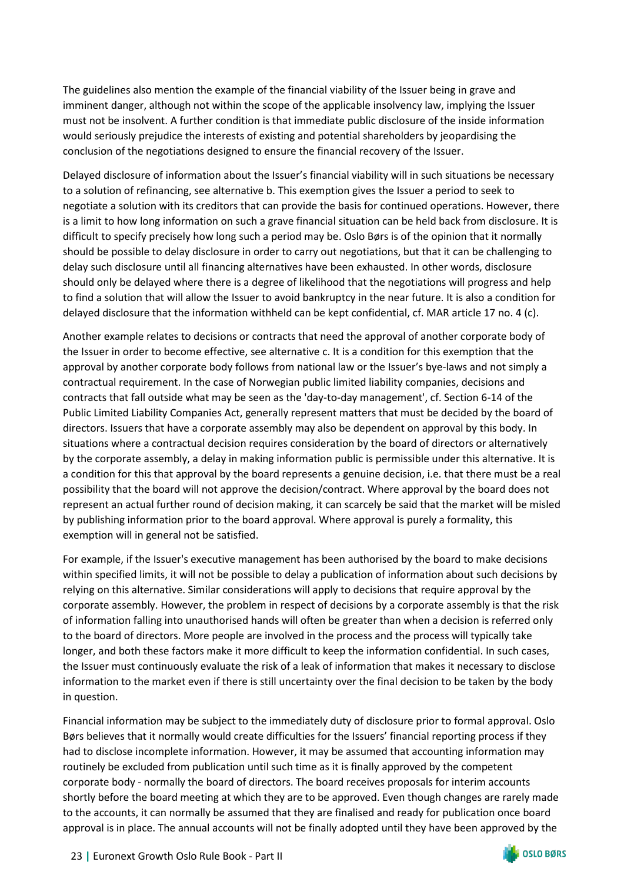The guidelines also mention the example of the financial viability of the Issuer being in grave and imminent danger, although not within the scope of the applicable insolvency law, implying the Issuer must not be insolvent. A further condition is that immediate public disclosure of the inside information would seriously prejudice the interests of existing and potential shareholders by jeopardising the conclusion of the negotiations designed to ensure the financial recovery of the Issuer.

Delayed disclosure of information about the Issuer's financial viability will in such situations be necessary to a solution of refinancing, see alternative b. This exemption gives the Issuer a period to seek to negotiate a solution with its creditors that can provide the basis for continued operations. However, there is a limit to how long information on such a grave financial situation can be held back from disclosure. It is difficult to specify precisely how long such a period may be. Oslo Børs is of the opinion that it normally should be possible to delay disclosure in order to carry out negotiations, but that it can be challenging to delay such disclosure until all financing alternatives have been exhausted. In other words, disclosure should only be delayed where there is a degree of likelihood that the negotiations will progress and help to find a solution that will allow the Issuer to avoid bankruptcy in the near future. It is also a condition for delayed disclosure that the information withheld can be kept confidential, cf. MAR article 17 no. 4 (c).

Another example relates to decisions or contracts that need the approval of another corporate body of the Issuer in order to become effective, see alternative c. It is a condition for this exemption that the approval by another corporate body follows from national law or the Issuer's bye-laws and not simply a contractual requirement. In the case of Norwegian public limited liability companies, decisions and contracts that fall outside what may be seen as the 'day-to-day management', cf. Section 6-14 of the Public Limited Liability Companies Act, generally represent matters that must be decided by the board of directors. Issuers that have a corporate assembly may also be dependent on approval by this body. In situations where a contractual decision requires consideration by the board of directors or alternatively by the corporate assembly, a delay in making information public is permissible under this alternative. It is a condition for this that approval by the board represents a genuine decision, i.e. that there must be a real possibility that the board will not approve the decision/contract. Where approval by the board does not represent an actual further round of decision making, it can scarcely be said that the market will be misled by publishing information prior to the board approval. Where approval is purely a formality, this exemption will in general not be satisfied.

For example, if the Issuer's executive management has been authorised by the board to make decisions within specified limits, it will not be possible to delay a publication of information about such decisions by relying on this alternative. Similar considerations will apply to decisions that require approval by the corporate assembly. However, the problem in respect of decisions by a corporate assembly is that the risk of information falling into unauthorised hands will often be greater than when a decision is referred only to the board of directors. More people are involved in the process and the process will typically take longer, and both these factors make it more difficult to keep the information confidential. In such cases, the Issuer must continuously evaluate the risk of a leak of information that makes it necessary to disclose information to the market even if there is still uncertainty over the final decision to be taken by the body in question.

Financial information may be subject to the immediately duty of disclosure prior to formal approval. Oslo Børs believes that it normally would create difficulties for the Issuers' financial reporting process if they had to disclose incomplete information. However, it may be assumed that accounting information may routinely be excluded from publication until such time as it is finally approved by the competent corporate body - normally the board of directors. The board receives proposals for interim accounts shortly before the board meeting at which they are to be approved. Even though changes are rarely made to the accounts, it can normally be assumed that they are finalised and ready for publication once board approval is in place. The annual accounts will not be finally adopted until they have been approved by the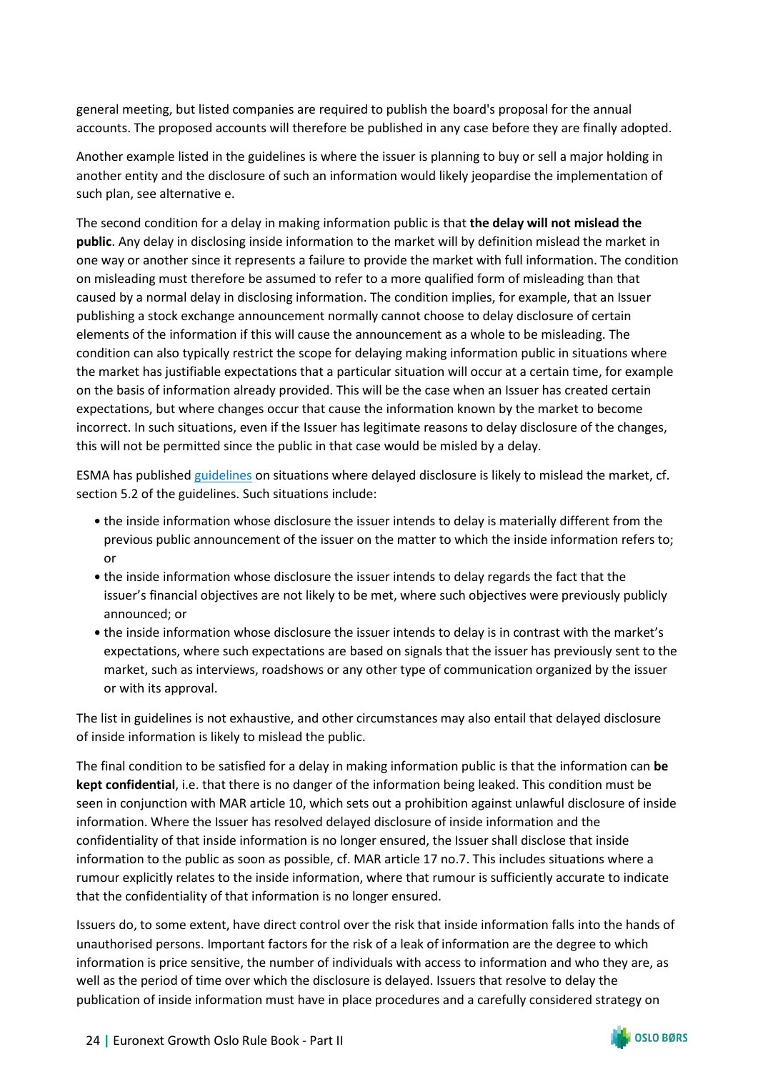general meeting, but listed companies are required to publish the board's proposal for the annual accounts. The proposed accounts will therefore be published in any case before they are finally adopted.

Another example listed in the guidelines is where the issuer is planning to buy or sell a major holding in another entity and the disclosure of such an information would likely jeopardise the implementation of such plan, see alternative e.

The second condition for a delay in making information public is that **the delay will not mislead the public**. Any delay in disclosing inside information to the market will by definition mislead the market in one way or another since it represents a failure to provide the market with full information. The condition on misleading must therefore be assumed to refer to a more qualified form of misleading than that caused by a normal delay in disclosing information. The condition implies, for example, that an Issuer publishing a stock exchange announcement normally cannot choose to delay disclosure of certain elements of the information if this will cause the announcement as a whole to be misleading. The condition can also typically restrict the scope for delaying making information public in situations where the market has justifiable expectations that a particular situation will occur at a certain time, for example on the basis of information already provided. This will be the case when an Issuer has created certain expectations, but where changes occur that cause the information known by the market to become incorrect. In such situations, even if the Issuer has legitimate reasons to delay disclosure of the changes, this will not be permitted since the public in that case would be misled by a delay.

ESMA has published guidelines on situations where delayed disclosure is likely to mislead the market, cf. section 5.2 of the guidelines. Such situations include:

- the inside information whose disclosure the issuer intends to delay is materially different from the previous public announcement of the issuer on the matter to which the inside information refers to; or
- the inside information whose disclosure the issuer intends to delay regards the fact that the issuer's financial objectives are not likely to be met, where such objectives were previously publicly announced; or
- the inside information whose disclosure the issuer intends to delay is in contrast with the market's expectations, where such expectations are based on signals that the issuer has previously sent to the market, such as interviews, roadshows or any other type of communication organized by the issuer or with its approval.

The list in guidelines is not exhaustive, and other circumstances may also entail that delayed disclosure of inside information is likely to mislead the public.

The final condition to be satisfied for a delay in making information public is that the information can **be kept confidential**, i.e. that there is no danger of the information being leaked. This condition must be seen in conjunction with MAR article 10, which sets out a prohibition against unlawful disclosure of inside information. Where the Issuer has resolved delayed disclosure of inside information and the confidentiality of that inside information is no longer ensured, the Issuer shall disclose that inside information to the public as soon as possible, cf. MAR article 17 no.7. This includes situations where a rumour explicitly relates to the inside information, where that rumour is sufficiently accurate to indicate that the confidentiality of that information is no longer ensured.

Issuers do, to some extent, have direct control over the risk that inside information falls into the hands of unauthorised persons. Important factors for the risk of a leak of information are the degree to which information is price sensitive, the number of individuals with access to information and who they are, as well as the period of time over which the disclosure is delayed. Issuers that resolve to delay the publication of inside information must have in place procedures and a carefully considered strategy on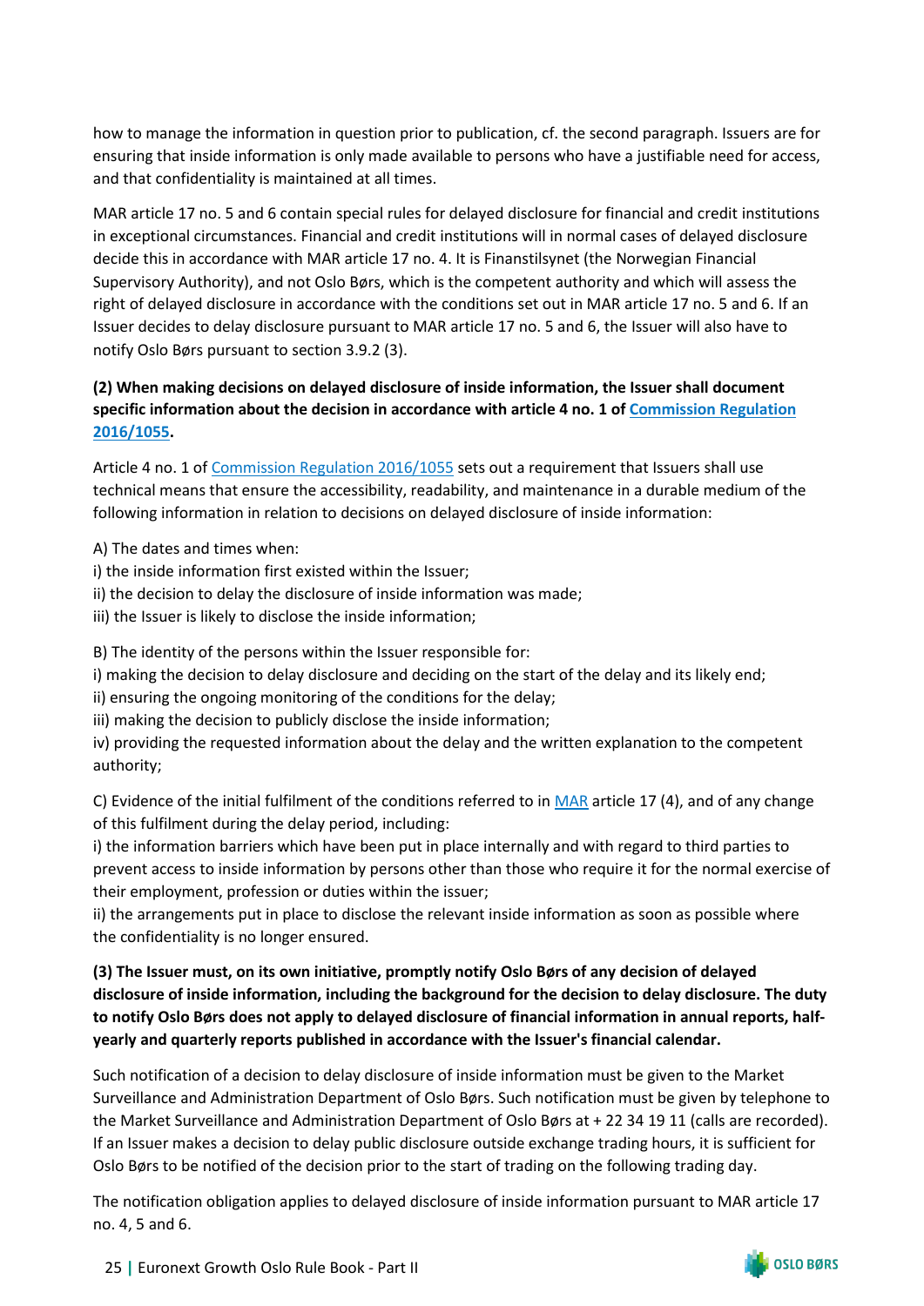how to manage the information in question prior to publication, cf. the second paragraph. Issuers are for ensuring that inside information is only made available to persons who have a justifiable need for access, and that confidentiality is maintained at all times.

MAR article 17 no. 5 and 6 contain special rules for delayed disclosure for financial and credit institutions in exceptional circumstances. Financial and credit institutions will in normal cases of delayed disclosure decide this in accordance with MAR article 17 no. 4. It is Finanstilsynet (the Norwegian Financial Supervisory Authority), and not Oslo Børs, which is the competent authority and which will assess the right of delayed disclosure in accordance with the conditions set out in MAR article 17 no. 5 and 6. If an Issuer decides to delay disclosure pursuant to MAR article 17 no. 5 and 6, the Issuer will also have to notify Oslo Børs pursuant to section 3.9.2 (3).

**(2) When making decisions on delayed disclosure of inside information, the Issuer shall document specific information about the decision in accordance with article 4 no. 1 of Commission Regulation 2016/1055.**

Article 4 no. 1 of Commission Regulation 2016/1055 sets out a requirement that Issuers shall use technical means that ensure the accessibility, readability, and maintenance in a durable medium of the following information in relation to decisions on delayed disclosure of inside information:

A) The dates and times when:
i) the inside information first existed within the Issuer;
ii) the decision to delay the disclosure of inside information was made;
iii) the Issuer is likely to disclose the inside information;

B) The identity of the persons within the Issuer responsible for:
i) making the decision to delay disclosure and deciding on the start of the delay and its likely end;
ii) ensuring the ongoing monitoring of the conditions for the delay;
iii) making the decision to publicly disclose the inside information;
iv) providing the requested information about the delay and the written explanation to the competent authority;

C) Evidence of the initial fulfilment of the conditions referred to in MAR article 17 (4), and of any change of this fulfilment during the delay period, including:
i) the information barriers which have been put in place internally and with regard to third parties to prevent access to inside information by persons other than those who require it for the normal exercise of their employment, profession or duties within the issuer;
ii) the arrangements put in place to disclose the relevant inside information as soon as possible where the confidentiality is no longer ensured.

**(3) The Issuer must, on its own initiative, promptly notify Oslo Børs of any decision of delayed disclosure of inside information, including the background for the decision to delay disclosure. The duty to notify Oslo Børs does not apply to delayed disclosure of financial information in annual reports, half-yearly and quarterly reports published in accordance with the Issuer's financial calendar.**

Such notification of a decision to delay disclosure of inside information must be given to the Market Surveillance and Administration Department of Oslo Børs. Such notification must be given by telephone to the Market Surveillance and Administration Department of Oslo Børs at + 22 34 19 11 (calls are recorded). If an Issuer makes a decision to delay public disclosure outside exchange trading hours, it is sufficient for Oslo Børs to be notified of the decision prior to the start of trading on the following trading day.

The notification obligation applies to delayed disclosure of inside information pursuant to MAR article 17 no. 4, 5 and 6.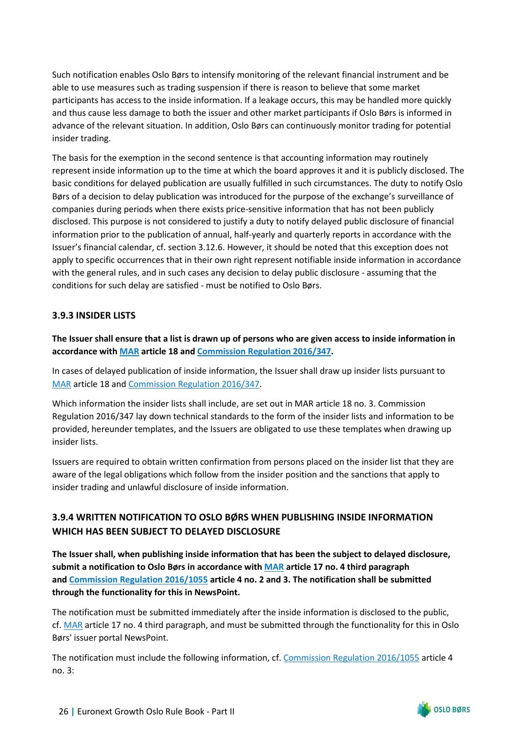Such notification enables Oslo Børs to intensify monitoring of the relevant financial instrument and be able to use measures such as trading suspension if there is reason to believe that some market participants has access to the inside information. If a leakage occurs, this may be handled more quickly and thus cause less damage to both the issuer and other market participants if Oslo Børs is informed in advance of the relevant situation. In addition, Oslo Børs can continuously monitor trading for potential insider trading.

The basis for the exemption in the second sentence is that accounting information may routinely represent inside information up to the time at which the board approves it and it is publicly disclosed. The basic conditions for delayed publication are usually fulfilled in such circumstances. The duty to notify Oslo Børs of a decision to delay publication was introduced for the purpose of the exchange's surveillance of companies during periods when there exists price-sensitive information that has not been publicly disclosed. This purpose is not considered to justify a duty to notify delayed public disclosure of financial information prior to the publication of annual, half-yearly and quarterly reports in accordance with the Issuer's financial calendar, cf. section 3.12.6. However, it should be noted that this exception does not apply to specific occurrences that in their own right represent notifiable inside information in accordance with the general rules, and in such cases any decision to delay public disclosure - assuming that the conditions for such delay are satisfied - must be notified to Oslo Børs.

### 3.9.3 INSIDER LISTS

**The Issuer shall ensure that a list is drawn up of persons who are given access to inside information in accordance with MAR article 18 and Commission Regulation 2016/347.**

In cases of delayed publication of inside information, the Issuer shall draw up insider lists pursuant to MAR article 18 and Commission Regulation 2016/347.

Which information the insider lists shall include, are set out in MAR article 18 no. 3. Commission Regulation 2016/347 lay down technical standards to the form of the insider lists and information to be provided, hereunder templates, and the Issuers are obligated to use these templates when drawing up insider lists.

Issuers are required to obtain written confirmation from persons placed on the insider list that they are aware of the legal obligations which follow from the insider position and the sanctions that apply to insider trading and unlawful disclosure of inside information.

### 3.9.4 WRITTEN NOTIFICATION TO OSLO BØRS WHEN PUBLISHING INSIDE INFORMATION WHICH HAS BEEN SUBJECT TO DELAYED DISCLOSURE

**The Issuer shall, when publishing inside information that has been the subject to delayed disclosure, submit a notification to Oslo Børs in accordance with MAR article 17 no. 4 third paragraph and Commission Regulation 2016/1055 article 4 no. 2 and 3. The notification shall be submitted through the functionality for this in NewsPoint.**

The notification must be submitted immediately after the inside information is disclosed to the public, cf. MAR article 17 no. 4 third paragraph, and must be submitted through the functionality for this in Oslo Børs' issuer portal NewsPoint.

The notification must include the following information, cf. Commission Regulation 2016/1055 article 4 no. 3: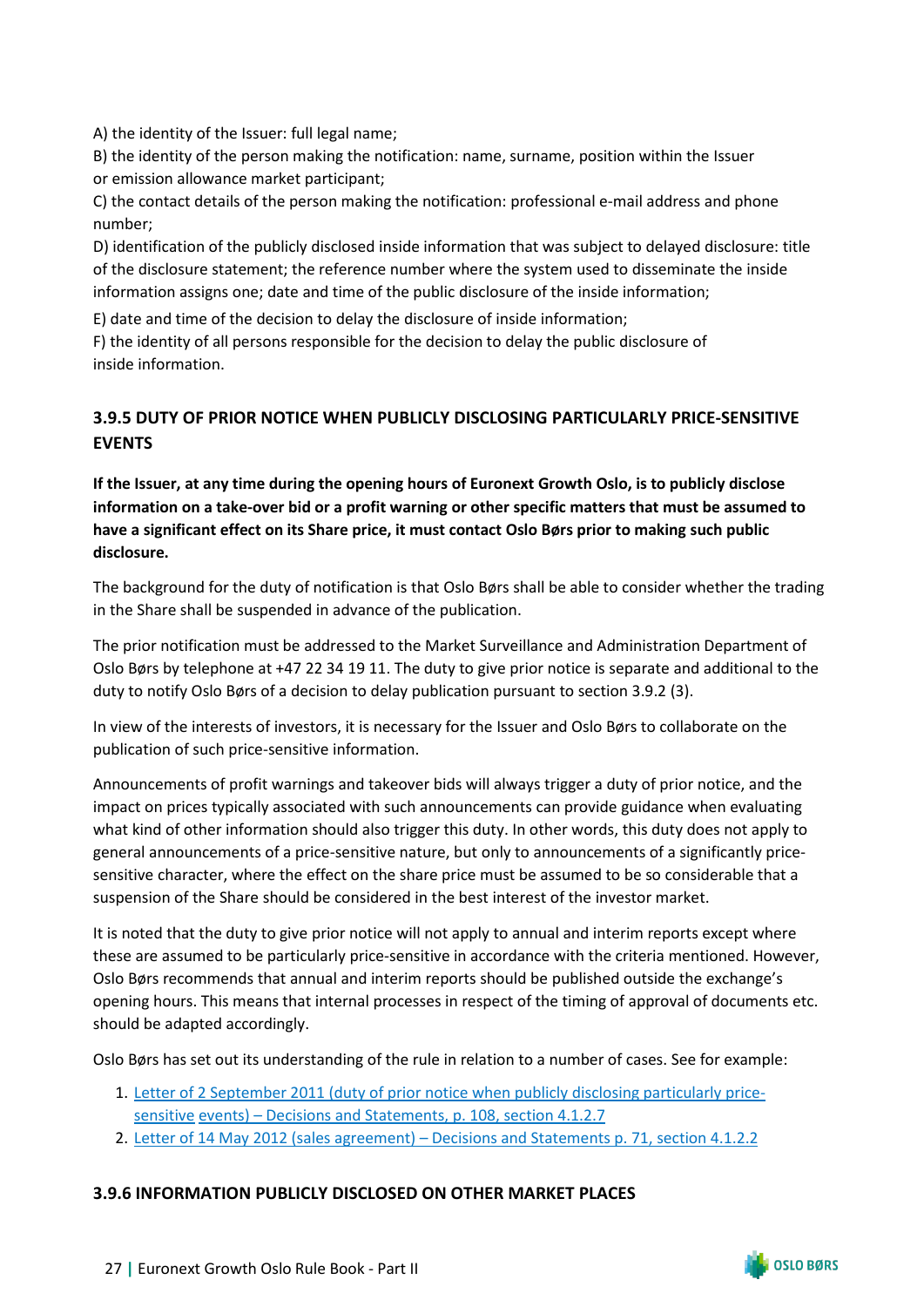A) the identity of the Issuer: full legal name;

B) the identity of the person making the notification: name, surname, position within the Issuer or emission allowance market participant;

C) the contact details of the person making the notification: professional e-mail address and phone number;

D) identification of the publicly disclosed inside information that was subject to delayed disclosure: title of the disclosure statement; the reference number where the system used to disseminate the inside information assigns one; date and time of the public disclosure of the inside information;

E) date and time of the decision to delay the disclosure of inside information;

F) the identity of all persons responsible for the decision to delay the public disclosure of inside information.

### 3.9.5 DUTY OF PRIOR NOTICE WHEN PUBLICLY DISCLOSING PARTICULARLY PRICE-SENSITIVE EVENTS

**If the Issuer, at any time during the opening hours of Euronext Growth Oslo, is to publicly disclose information on a take-over bid or a profit warning or other specific matters that must be assumed to have a significant effect on its Share price, it must contact Oslo Børs prior to making such public disclosure.**

The background for the duty of notification is that Oslo Børs shall be able to consider whether the trading in the Share shall be suspended in advance of the publication.

The prior notification must be addressed to the Market Surveillance and Administration Department of Oslo Børs by telephone at +47 22 34 19 11. The duty to give prior notice is separate and additional to the duty to notify Oslo Børs of a decision to delay publication pursuant to section 3.9.2 (3).

In view of the interests of investors, it is necessary for the Issuer and Oslo Børs to collaborate on the publication of such price-sensitive information.

Announcements of profit warnings and takeover bids will always trigger a duty of prior notice, and the impact on prices typically associated with such announcements can provide guidance when evaluating what kind of other information should also trigger this duty. In other words, this duty does not apply to general announcements of a price-sensitive nature, but only to announcements of a significantly price-sensitive character, where the effect on the share price must be assumed to be so considerable that a suspension of the Share should be considered in the best interest of the investor market.

It is noted that the duty to give prior notice will not apply to annual and interim reports except where these are assumed to be particularly price-sensitive in accordance with the criteria mentioned. However, Oslo Børs recommends that annual and interim reports should be published outside the exchange's opening hours. This means that internal processes in respect of the timing of approval of documents etc. should be adapted accordingly.

Oslo Børs has set out its understanding of the rule in relation to a number of cases. See for example:

1. Letter of 2 September 2011 (duty of prior notice when publicly disclosing particularly price-sensitive events) – Decisions and Statements, p. 108, section 4.1.2.7
2. Letter of 14 May 2012 (sales agreement) – Decisions and Statements p. 71, section 4.1.2.2

### 3.9.6 INFORMATION PUBLICLY DISCLOSED ON OTHER MARKET PLACES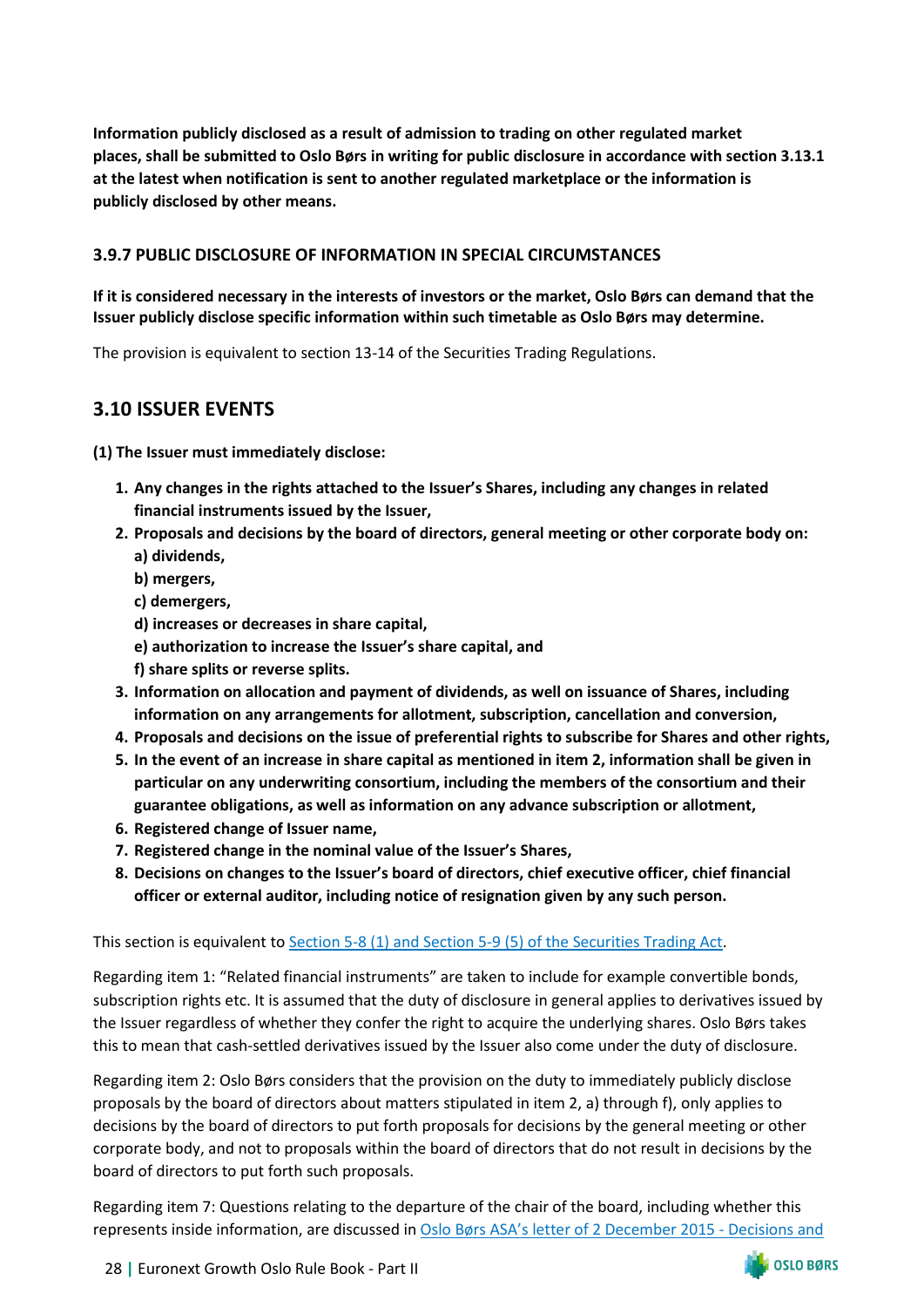**Information publicly disclosed as a result of admission to trading on other regulated market places, shall be submitted to Oslo Børs in writing for public disclosure in accordance with section 3.13.1 at the latest when notification is sent to another regulated marketplace or the information is publicly disclosed by other means.**

### 3.9.7 PUBLIC DISCLOSURE OF INFORMATION IN SPECIAL CIRCUMSTANCES

**If it is considered necessary in the interests of investors or the market, Oslo Børs can demand that the Issuer publicly disclose specific information within such timetable as Oslo Børs may determine.**

The provision is equivalent to section 13-14 of the Securities Trading Regulations.

## 3.10 ISSUER EVENTS

**(1) The Issuer must immediately disclose:**

1. **Any changes in the rights attached to the Issuer's Shares, including any changes in related financial instruments issued by the Issuer,**
2. **Proposals and decisions by the board of directors, general meeting or other corporate body on:**
   **a) dividends,**
   **b) mergers,**
   **c) demergers,**
   **d) increases or decreases in share capital,**
   **e) authorization to increase the Issuer's share capital, and**
   **f) share splits or reverse splits.**
3. **Information on allocation and payment of dividends, as well on issuance of Shares, including information on any arrangements for allotment, subscription, cancellation and conversion,**
4. **Proposals and decisions on the issue of preferential rights to subscribe for Shares and other rights,**
5. **In the event of an increase in share capital as mentioned in item 2, information shall be given in particular on any underwriting consortium, including the members of the consortium and their guarantee obligations, as well as information on any advance subscription or allotment,**
6. **Registered change of Issuer name,**
7. **Registered change in the nominal value of the Issuer's Shares,**
8. **Decisions on changes to the Issuer's board of directors, chief executive officer, chief financial officer or external auditor, including notice of resignation given by any such person.**

This section is equivalent to Section 5-8 (1) and Section 5-9 (5) of the Securities Trading Act.

Regarding item 1: "Related financial instruments" are taken to include for example convertible bonds, subscription rights etc. It is assumed that the duty of disclosure in general applies to derivatives issued by the Issuer regardless of whether they confer the right to acquire the underlying shares. Oslo Børs takes this to mean that cash-settled derivatives issued by the Issuer also come under the duty of disclosure.

Regarding item 2: Oslo Børs considers that the provision on the duty to immediately publicly disclose proposals by the board of directors about matters stipulated in item 2, a) through f), only applies to decisions by the board of directors to put forth proposals for decisions by the general meeting or other corporate body, and not to proposals within the board of directors that do not result in decisions by the board of directors to put forth such proposals.

Regarding item 7: Questions relating to the departure of the chair of the board, including whether this represents inside information, are discussed in Oslo Børs ASA's letter of 2 December 2015 - Decisions and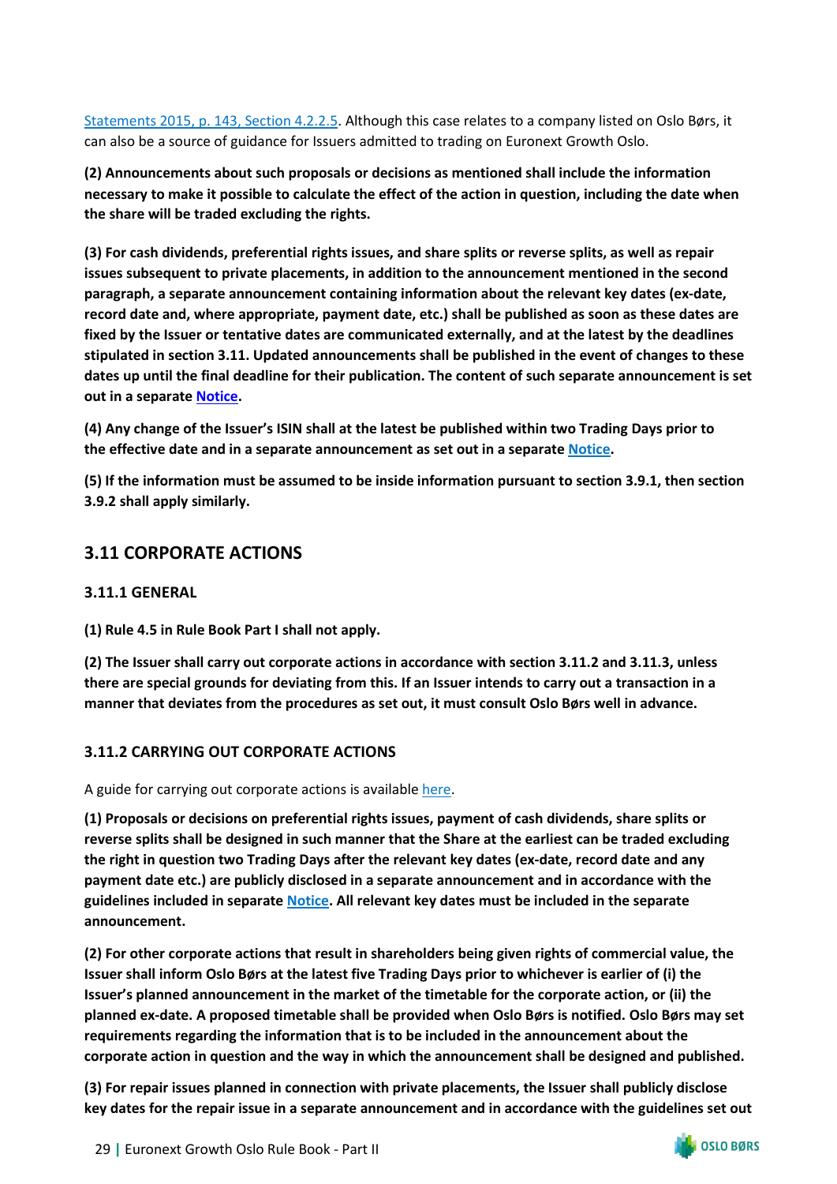Statements 2015, p. 143, Section 4.2.2.5. Although this case relates to a company listed on Oslo Børs, it can also be a source of guidance for Issuers admitted to trading on Euronext Growth Oslo.

**(2) Announcements about such proposals or decisions as mentioned shall include the information necessary to make it possible to calculate the effect of the action in question, including the date when the share will be traded excluding the rights.**

**(3) For cash dividends, preferential rights issues, and share splits or reverse splits, as well as repair issues subsequent to private placements, in addition to the announcement mentioned in the second paragraph, a separate announcement containing information about the relevant key dates (ex-date, record date and, where appropriate, payment date, etc.) shall be published as soon as these dates are fixed by the Issuer or tentative dates are communicated externally, and at the latest by the deadlines stipulated in section 3.11. Updated announcements shall be published in the event of changes to these dates up until the final deadline for their publication. The content of such separate announcement is set out in a separate Notice.**

**(4) Any change of the Issuer's ISIN shall at the latest be published within two Trading Days prior to the effective date and in a separate announcement as set out in a separate Notice.**

**(5) If the information must be assumed to be inside information pursuant to section 3.9.1, then section 3.9.2 shall apply similarly.**

## 3.11 CORPORATE ACTIONS

### 3.11.1 GENERAL

**(1) Rule 4.5 in Rule Book Part I shall not apply.**

**(2) The Issuer shall carry out corporate actions in accordance with section 3.11.2 and 3.11.3, unless there are special grounds for deviating from this. If an Issuer intends to carry out a transaction in a manner that deviates from the procedures as set out, it must consult Oslo Børs well in advance.**

### 3.11.2 CARRYING OUT CORPORATE ACTIONS

A guide for carrying out corporate actions is available here.

**(1) Proposals or decisions on preferential rights issues, payment of cash dividends, share splits or reverse splits shall be designed in such manner that the Share at the earliest can be traded excluding the right in question two Trading Days after the relevant key dates (ex-date, record date and any payment date etc.) are publicly disclosed in a separate announcement and in accordance with the guidelines included in separate Notice. All relevant key dates must be included in the separate announcement.**

**(2) For other corporate actions that result in shareholders being given rights of commercial value, the Issuer shall inform Oslo Børs at the latest five Trading Days prior to whichever is earlier of (i) the Issuer's planned announcement in the market of the timetable for the corporate action, or (ii) the planned ex-date. A proposed timetable shall be provided when Oslo Børs is notified. Oslo Børs may set requirements regarding the information that is to be included in the announcement about the corporate action in question and the way in which the announcement shall be designed and published.**

**(3) For repair issues planned in connection with private placements, the Issuer shall publicly disclose key dates for the repair issue in a separate announcement and in accordance with the guidelines set out**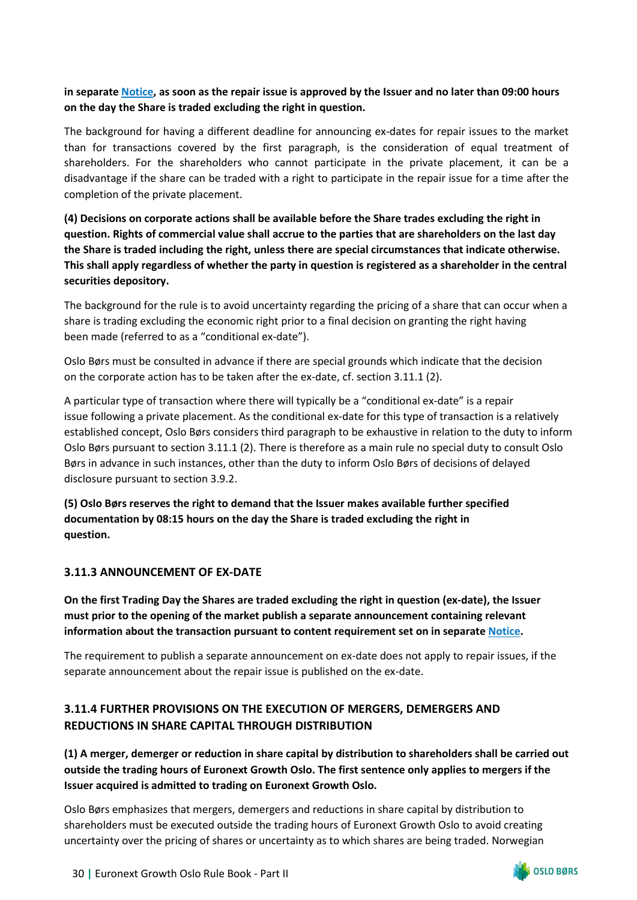**in separate Notice, as soon as the repair issue is approved by the Issuer and no later than 09:00 hours on the day the Share is traded excluding the right in question.**

The background for having a different deadline for announcing ex-dates for repair issues to the market than for transactions covered by the first paragraph, is the consideration of equal treatment of shareholders. For the shareholders who cannot participate in the private placement, it can be a disadvantage if the share can be traded with a right to participate in the repair issue for a time after the completion of the private placement.

**(4) Decisions on corporate actions shall be available before the Share trades excluding the right in question. Rights of commercial value shall accrue to the parties that are shareholders on the last day the Share is traded including the right, unless there are special circumstances that indicate otherwise. This shall apply regardless of whether the party in question is registered as a shareholder in the central securities depository.**

The background for the rule is to avoid uncertainty regarding the pricing of a share that can occur when a share is trading excluding the economic right prior to a final decision on granting the right having been made (referred to as a "conditional ex-date").

Oslo Børs must be consulted in advance if there are special grounds which indicate that the decision on the corporate action has to be taken after the ex-date, cf. section 3.11.1 (2).

A particular type of transaction where there will typically be a "conditional ex-date" is a repair issue following a private placement. As the conditional ex-date for this type of transaction is a relatively established concept, Oslo Børs considers third paragraph to be exhaustive in relation to the duty to inform Oslo Børs pursuant to section 3.11.1 (2). There is therefore as a main rule no special duty to consult Oslo Børs in advance in such instances, other than the duty to inform Oslo Børs of decisions of delayed disclosure pursuant to section 3.9.2.

**(5) Oslo Børs reserves the right to demand that the Issuer makes available further specified documentation by 08:15 hours on the day the Share is traded excluding the right in question.**

### 3.11.3 ANNOUNCEMENT OF EX-DATE

**On the first Trading Day the Shares are traded excluding the right in question (ex-date), the Issuer must prior to the opening of the market publish a separate announcement containing relevant information about the transaction pursuant to content requirement set on in separate Notice.**

The requirement to publish a separate announcement on ex-date does not apply to repair issues, if the separate announcement about the repair issue is published on the ex-date.

### 3.11.4 FURTHER PROVISIONS ON THE EXECUTION OF MERGERS, DEMERGERS AND REDUCTIONS IN SHARE CAPITAL THROUGH DISTRIBUTION

**(1) A merger, demerger or reduction in share capital by distribution to shareholders shall be carried out outside the trading hours of Euronext Growth Oslo. The first sentence only applies to mergers if the Issuer acquired is admitted to trading on Euronext Growth Oslo.**

Oslo Børs emphasizes that mergers, demergers and reductions in share capital by distribution to shareholders must be executed outside the trading hours of Euronext Growth Oslo to avoid creating uncertainty over the pricing of shares or uncertainty as to which shares are being traded. Norwegian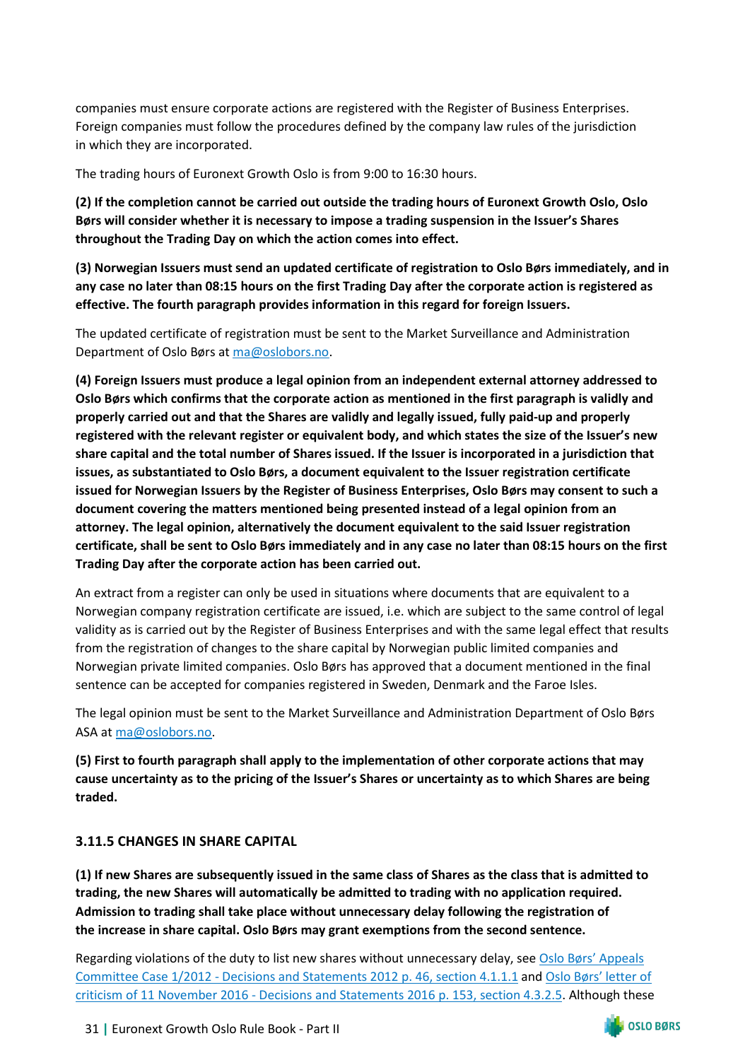companies must ensure corporate actions are registered with the Register of Business Enterprises. Foreign companies must follow the procedures defined by the company law rules of the jurisdiction in which they are incorporated.

The trading hours of Euronext Growth Oslo is from 9:00 to 16:30 hours.

**(2) If the completion cannot be carried out outside the trading hours of Euronext Growth Oslo, Oslo Børs will consider whether it is necessary to impose a trading suspension in the Issuer's Shares throughout the Trading Day on which the action comes into effect.**

**(3) Norwegian Issuers must send an updated certificate of registration to Oslo Børs immediately, and in any case no later than 08:15 hours on the first Trading Day after the corporate action is registered as effective. The fourth paragraph provides information in this regard for foreign Issuers.**

The updated certificate of registration must be sent to the Market Surveillance and Administration Department of Oslo Børs at [ma@oslobors.no](mailto:ma@oslobors.no).

**(4) Foreign Issuers must produce a legal opinion from an independent external attorney addressed to Oslo Børs which confirms that the corporate action as mentioned in the first paragraph is validly and properly carried out and that the Shares are validly and legally issued, fully paid-up and properly registered with the relevant register or equivalent body, and which states the size of the Issuer's new share capital and the total number of Shares issued. If the Issuer is incorporated in a jurisdiction that issues, as substantiated to Oslo Børs, a document equivalent to the Issuer registration certificate issued for Norwegian Issuers by the Register of Business Enterprises, Oslo Børs may consent to such a document covering the matters mentioned being presented instead of a legal opinion from an attorney. The legal opinion, alternatively the document equivalent to the said Issuer registration certificate, shall be sent to Oslo Børs immediately and in any case no later than 08:15 hours on the first Trading Day after the corporate action has been carried out.**

An extract from a register can only be used in situations where documents that are equivalent to a Norwegian company registration certificate are issued, i.e. which are subject to the same control of legal validity as is carried out by the Register of Business Enterprises and with the same legal effect that results from the registration of changes to the share capital by Norwegian public limited companies and Norwegian private limited companies. Oslo Børs has approved that a document mentioned in the final sentence can be accepted for companies registered in Sweden, Denmark and the Faroe Isles.

The legal opinion must be sent to the Market Surveillance and Administration Department of Oslo Børs ASA at [ma@oslobors.no](mailto:ma@oslobors.no).

**(5) First to fourth paragraph shall apply to the implementation of other corporate actions that may cause uncertainty as to the pricing of the Issuer's Shares or uncertainty as to which Shares are being traded.**

### 3.11.5 CHANGES IN SHARE CAPITAL

**(1) If new Shares are subsequently issued in the same class of Shares as the class that is admitted to trading, the new Shares will automatically be admitted to trading with no application required. Admission to trading shall take place without unnecessary delay following the registration of the increase in share capital. Oslo Børs may grant exemptions from the second sentence.**

Regarding violations of the duty to list new shares without unnecessary delay, see Oslo Børs' Appeals Committee Case 1/2012 - Decisions and Statements 2012 p. 46, section 4.1.1.1 and Oslo Børs' letter of criticism of 11 November 2016 - Decisions and Statements 2016 p. 153, section 4.3.2.5. Although these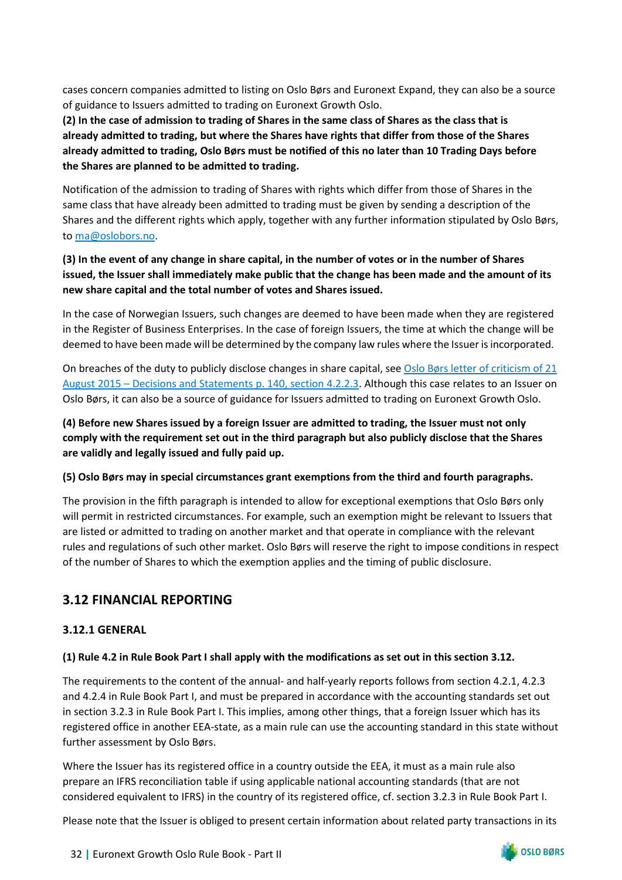cases concern companies admitted to listing on Oslo Børs and Euronext Expand, they can also be a source of guidance to Issuers admitted to trading on Euronext Growth Oslo.

**(2) In the case of admission to trading of Shares in the same class of Shares as the class that is already admitted to trading, but where the Shares have rights that differ from those of the Shares already admitted to trading, Oslo Børs must be notified of this no later than 10 Trading Days before the Shares are planned to be admitted to trading.**

Notification of the admission to trading of Shares with rights which differ from those of Shares in the same class that have already been admitted to trading must be given by sending a description of the Shares and the different rights which apply, together with any further information stipulated by Oslo Børs, to [ma@oslobors.no](mailto:ma@oslobors.no).

**(3) In the event of any change in share capital, in the number of votes or in the number of Shares issued, the Issuer shall immediately make public that the change has been made and the amount of its new share capital and the total number of votes and Shares issued.**

In the case of Norwegian Issuers, such changes are deemed to have been made when they are registered in the Register of Business Enterprises. In the case of foreign Issuers, the time at which the change will be deemed to have been made will be determined by the company law rules where the Issuer is incorporated.

On breaches of the duty to publicly disclose changes in share capital, see Oslo Børs letter of criticism of 21 August 2015 – Decisions and Statements p. 140, section 4.2.2.3. Although this case relates to an Issuer on Oslo Børs, it can also be a source of guidance for Issuers admitted to trading on Euronext Growth Oslo.

**(4) Before new Shares issued by a foreign Issuer are admitted to trading, the Issuer must not only comply with the requirement set out in the third paragraph but also publicly disclose that the Shares are validly and legally issued and fully paid up.**

**(5) Oslo Børs may in special circumstances grant exemptions from the third and fourth paragraphs.**

The provision in the fifth paragraph is intended to allow for exceptional exemptions that Oslo Børs only will permit in restricted circumstances. For example, such an exemption might be relevant to Issuers that are listed or admitted to trading on another market and that operate in compliance with the relevant rules and regulations of such other market. Oslo Børs will reserve the right to impose conditions in respect of the number of Shares to which the exemption applies and the timing of public disclosure.

## 3.12 FINANCIAL REPORTING

### 3.12.1 GENERAL

**(1) Rule 4.2 in Rule Book Part I shall apply with the modifications as set out in this section 3.12.**

The requirements to the content of the annual- and half-yearly reports follows from section 4.2.1, 4.2.3 and 4.2.4 in Rule Book Part I, and must be prepared in accordance with the accounting standards set out in section 3.2.3 in Rule Book Part I. This implies, among other things, that a foreign Issuer which has its registered office in another EEA-state, as a main rule can use the accounting standard in this state without further assessment by Oslo Børs.

Where the Issuer has its registered office in a country outside the EEA, it must as a main rule also prepare an IFRS reconciliation table if using applicable national accounting standards (that are not considered equivalent to IFRS) in the country of its registered office, cf. section 3.2.3 in Rule Book Part I.

Please note that the Issuer is obliged to present certain information about related party transactions in its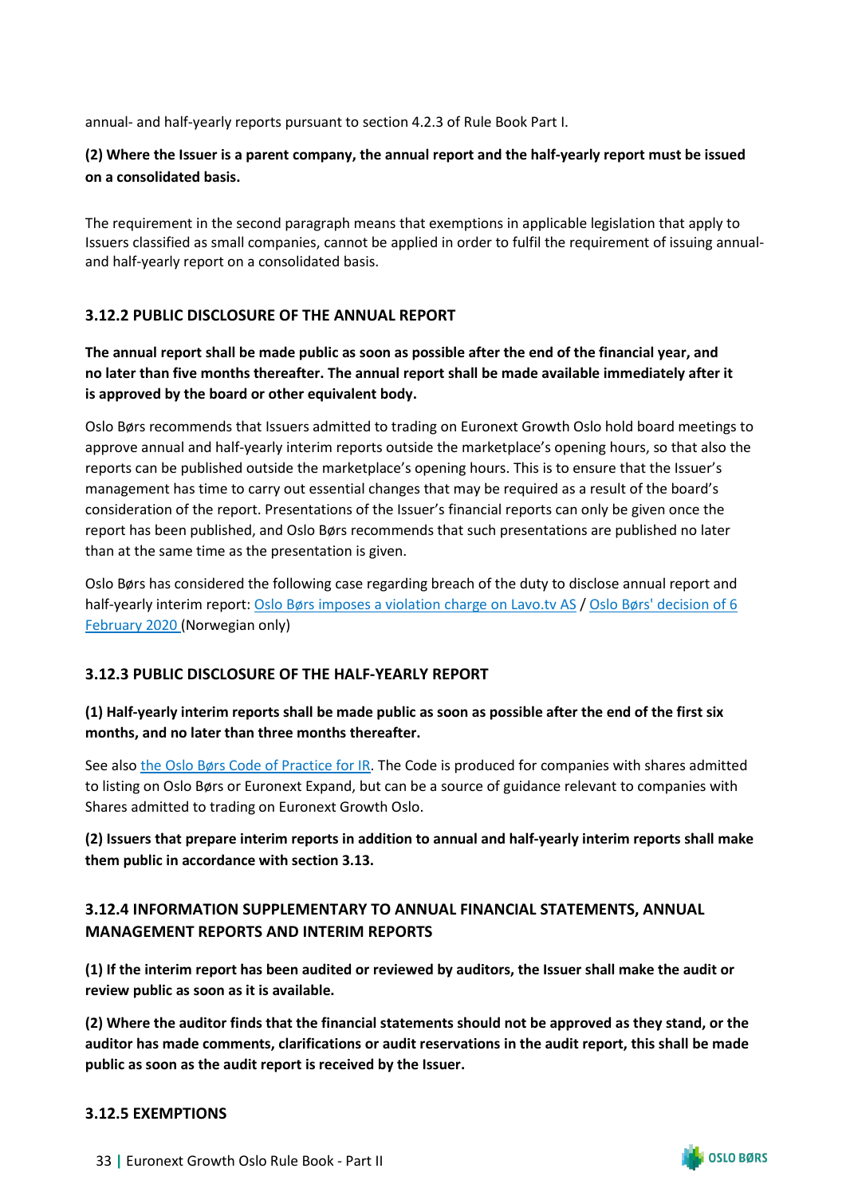annual- and half-yearly reports pursuant to section 4.2.3 of Rule Book Part I.

**(2) Where the Issuer is a parent company, the annual report and the half-yearly report must be issued on a consolidated basis.**

The requirement in the second paragraph means that exemptions in applicable legislation that apply to Issuers classified as small companies, cannot be applied in order to fulfil the requirement of issuing annual- and half-yearly report on a consolidated basis.

### 3.12.2 PUBLIC DISCLOSURE OF THE ANNUAL REPORT

**The annual report shall be made public as soon as possible after the end of the financial year, and no later than five months thereafter. The annual report shall be made available immediately after it is approved by the board or other equivalent body.**

Oslo Børs recommends that Issuers admitted to trading on Euronext Growth Oslo hold board meetings to approve annual and half-yearly interim reports outside the marketplace's opening hours, so that also the reports can be published outside the marketplace's opening hours. This is to ensure that the Issuer's management has time to carry out essential changes that may be required as a result of the board's consideration of the report. Presentations of the Issuer's financial reports can only be given once the report has been published, and Oslo Børs recommends that such presentations are published no later than at the same time as the presentation is given.

Oslo Børs has considered the following case regarding breach of the duty to disclose annual report and half-yearly interim report: Oslo Børs imposes a violation charge on Lavo.tv AS / Oslo Børs' decision of 6 February 2020 (Norwegian only)

### 3.12.3 PUBLIC DISCLOSURE OF THE HALF-YEARLY REPORT

**(1) Half-yearly interim reports shall be made public as soon as possible after the end of the first six months, and no later than three months thereafter.**

See also the Oslo Børs Code of Practice for IR. The Code is produced for companies with shares admitted to listing on Oslo Børs or Euronext Expand, but can be a source of guidance relevant to companies with Shares admitted to trading on Euronext Growth Oslo.

**(2) Issuers that prepare interim reports in addition to annual and half-yearly interim reports shall make them public in accordance with section 3.13.**

### 3.12.4 INFORMATION SUPPLEMENTARY TO ANNUAL FINANCIAL STATEMENTS, ANNUAL MANAGEMENT REPORTS AND INTERIM REPORTS

**(1) If the interim report has been audited or reviewed by auditors, the Issuer shall make the audit or review public as soon as it is available.**

**(2) Where the auditor finds that the financial statements should not be approved as they stand, or the auditor has made comments, clarifications or audit reservations in the audit report, this shall be made public as soon as the audit report is received by the Issuer.**

### 3.12.5 EXEMPTIONS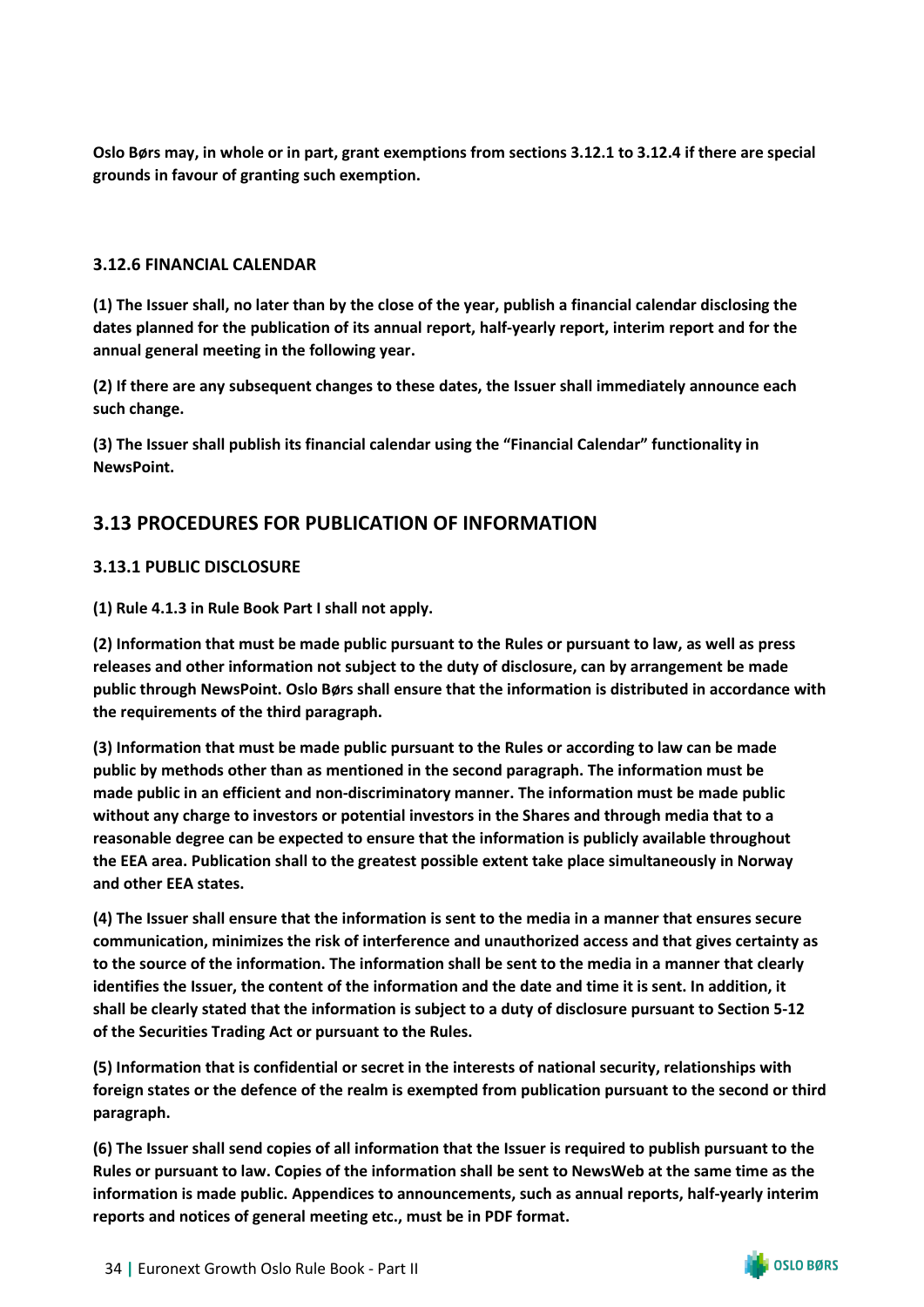**Oslo Børs may, in whole or in part, grant exemptions from sections 3.12.1 to 3.12.4 if there are special grounds in favour of granting such exemption.**

### 3.12.6 FINANCIAL CALENDAR

**(1) The Issuer shall, no later than by the close of the year, publish a financial calendar disclosing the dates planned for the publication of its annual report, half-yearly report, interim report and for the annual general meeting in the following year.**

**(2) If there are any subsequent changes to these dates, the Issuer shall immediately announce each such change.**

**(3) The Issuer shall publish its financial calendar using the "Financial Calendar" functionality in NewsPoint.**

## 3.13 PROCEDURES FOR PUBLICATION OF INFORMATION

### 3.13.1 PUBLIC DISCLOSURE

**(1) Rule 4.1.3 in Rule Book Part I shall not apply.**

**(2) Information that must be made public pursuant to the Rules or pursuant to law, as well as press releases and other information not subject to the duty of disclosure, can by arrangement be made public through NewsPoint. Oslo Børs shall ensure that the information is distributed in accordance with the requirements of the third paragraph.**

**(3) Information that must be made public pursuant to the Rules or according to law can be made public by methods other than as mentioned in the second paragraph. The information must be made public in an efficient and non-discriminatory manner. The information must be made public without any charge to investors or potential investors in the Shares and through media that to a reasonable degree can be expected to ensure that the information is publicly available throughout the EEA area. Publication shall to the greatest possible extent take place simultaneously in Norway and other EEA states.**

**(4) The Issuer shall ensure that the information is sent to the media in a manner that ensures secure communication, minimizes the risk of interference and unauthorized access and that gives certainty as to the source of the information. The information shall be sent to the media in a manner that clearly identifies the Issuer, the content of the information and the date and time it is sent. In addition, it shall be clearly stated that the information is subject to a duty of disclosure pursuant to Section 5-12 of the Securities Trading Act or pursuant to the Rules.**

**(5) Information that is confidential or secret in the interests of national security, relationships with foreign states or the defence of the realm is exempted from publication pursuant to the second or third paragraph.**

**(6) The Issuer shall send copies of all information that the Issuer is required to publish pursuant to the Rules or pursuant to law. Copies of the information shall be sent to NewsWeb at the same time as the information is made public. Appendices to announcements, such as annual reports, half-yearly interim reports and notices of general meeting etc., must be in PDF format.**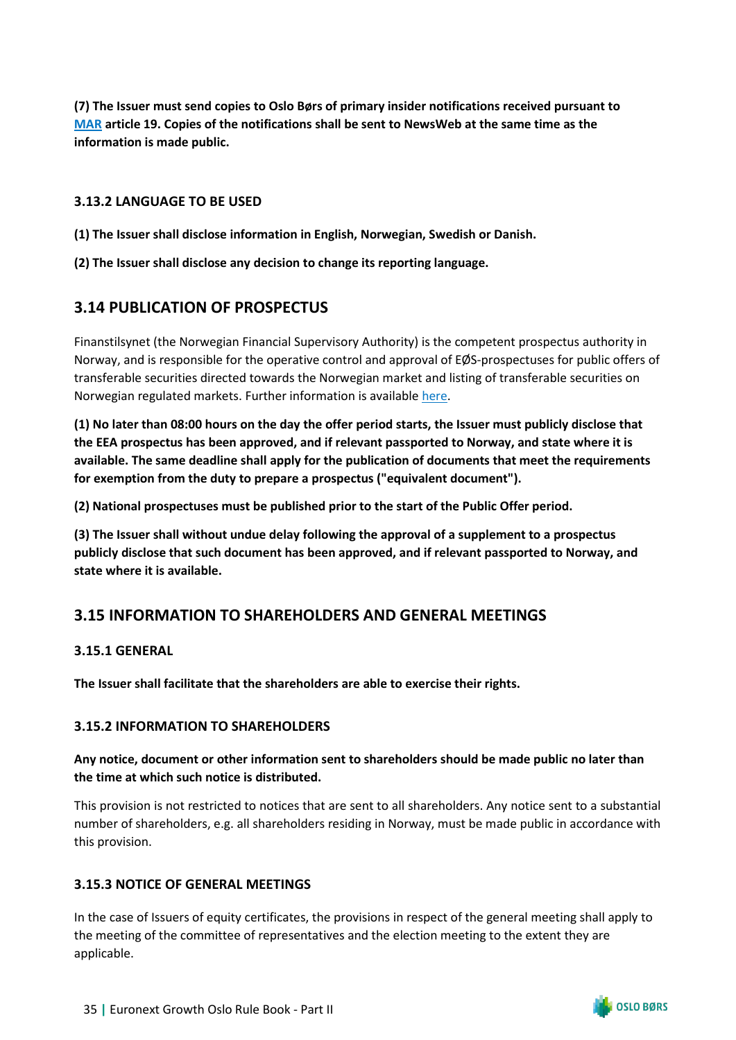**(7) The Issuer must send copies to Oslo Børs of primary insider notifications received pursuant to MAR article 19. Copies of the notifications shall be sent to NewsWeb at the same time as the information is made public.**

### 3.13.2 LANGUAGE TO BE USED

**(1) The Issuer shall disclose information in English, Norwegian, Swedish or Danish.**

**(2) The Issuer shall disclose any decision to change its reporting language.**

## 3.14 PUBLICATION OF PROSPECTUS

Finanstilsynet (the Norwegian Financial Supervisory Authority) is the competent prospectus authority in Norway, and is responsible for the operative control and approval of EØS-prospectuses for public offers of transferable securities directed towards the Norwegian market and listing of transferable securities on Norwegian regulated markets. Further information is available here.

**(1) No later than 08:00 hours on the day the offer period starts, the Issuer must publicly disclose that the EEA prospectus has been approved, and if relevant passported to Norway, and state where it is available. The same deadline shall apply for the publication of documents that meet the requirements for exemption from the duty to prepare a prospectus ("equivalent document").**

**(2) National prospectuses must be published prior to the start of the Public Offer period.**

**(3) The Issuer shall without undue delay following the approval of a supplement to a prospectus publicly disclose that such document has been approved, and if relevant passported to Norway, and state where it is available.**

## 3.15 INFORMATION TO SHAREHOLDERS AND GENERAL MEETINGS

### 3.15.1 GENERAL

**The Issuer shall facilitate that the shareholders are able to exercise their rights.**

### 3.15.2 INFORMATION TO SHAREHOLDERS

**Any notice, document or other information sent to shareholders should be made public no later than the time at which such notice is distributed.**

This provision is not restricted to notices that are sent to all shareholders. Any notice sent to a substantial number of shareholders, e.g. all shareholders residing in Norway, must be made public in accordance with this provision.

### 3.15.3 NOTICE OF GENERAL MEETINGS

In the case of Issuers of equity certificates, the provisions in respect of the general meeting shall apply to the meeting of the committee of representatives and the election meeting to the extent they are applicable.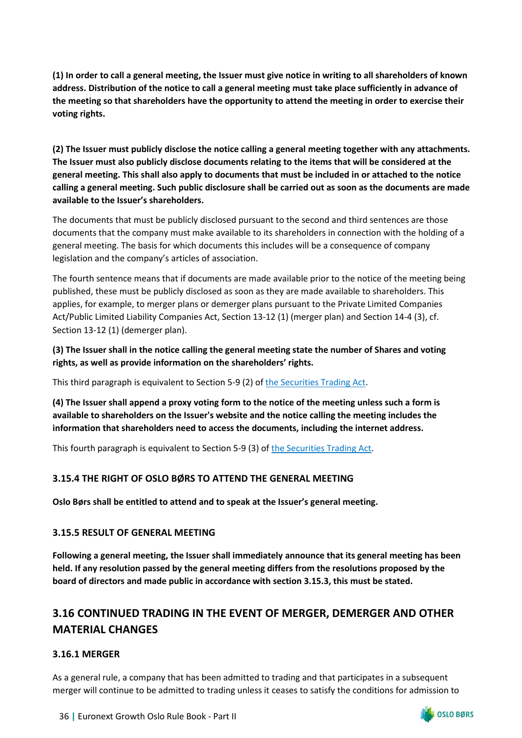**(1) In order to call a general meeting, the Issuer must give notice in writing to all shareholders of known address. Distribution of the notice to call a general meeting must take place sufficiently in advance of the meeting so that shareholders have the opportunity to attend the meeting in order to exercise their voting rights.**

**(2) The Issuer must publicly disclose the notice calling a general meeting together with any attachments. The Issuer must also publicly disclose documents relating to the items that will be considered at the general meeting. This shall also apply to documents that must be included in or attached to the notice calling a general meeting. Such public disclosure shall be carried out as soon as the documents are made available to the Issuer's shareholders.**

The documents that must be publicly disclosed pursuant to the second and third sentences are those documents that the company must make available to its shareholders in connection with the holding of a general meeting. The basis for which documents this includes will be a consequence of company legislation and the company's articles of association.

The fourth sentence means that if documents are made available prior to the notice of the meeting being published, these must be publicly disclosed as soon as they are made available to shareholders. This applies, for example, to merger plans or demerger plans pursuant to the Private Limited Companies Act/Public Limited Liability Companies Act, Section 13-12 (1) (merger plan) and Section 14-4 (3), cf. Section 13-12 (1) (demerger plan).

**(3) The Issuer shall in the notice calling the general meeting state the number of Shares and voting rights, as well as provide information on the shareholders' rights.**

This third paragraph is equivalent to Section 5-9 (2) of the Securities Trading Act.

**(4) The Issuer shall append a proxy voting form to the notice of the meeting unless such a form is available to shareholders on the Issuer's website and the notice calling the meeting includes the information that shareholders need to access the documents, including the internet address.**

This fourth paragraph is equivalent to Section 5-9 (3) of the Securities Trading Act.

### 3.15.4 THE RIGHT OF OSLO BØRS TO ATTEND THE GENERAL MEETING

**Oslo Børs shall be entitled to attend and to speak at the Issuer's general meeting.**

### 3.15.5 RESULT OF GENERAL MEETING

**Following a general meeting, the Issuer shall immediately announce that its general meeting has been held. If any resolution passed by the general meeting differs from the resolutions proposed by the board of directors and made public in accordance with section 3.15.3, this must be stated.**

## 3.16 CONTINUED TRADING IN THE EVENT OF MERGER, DEMERGER AND OTHER MATERIAL CHANGES

### 3.16.1 MERGER

As a general rule, a company that has been admitted to trading and that participates in a subsequent merger will continue to be admitted to trading unless it ceases to satisfy the conditions for admission to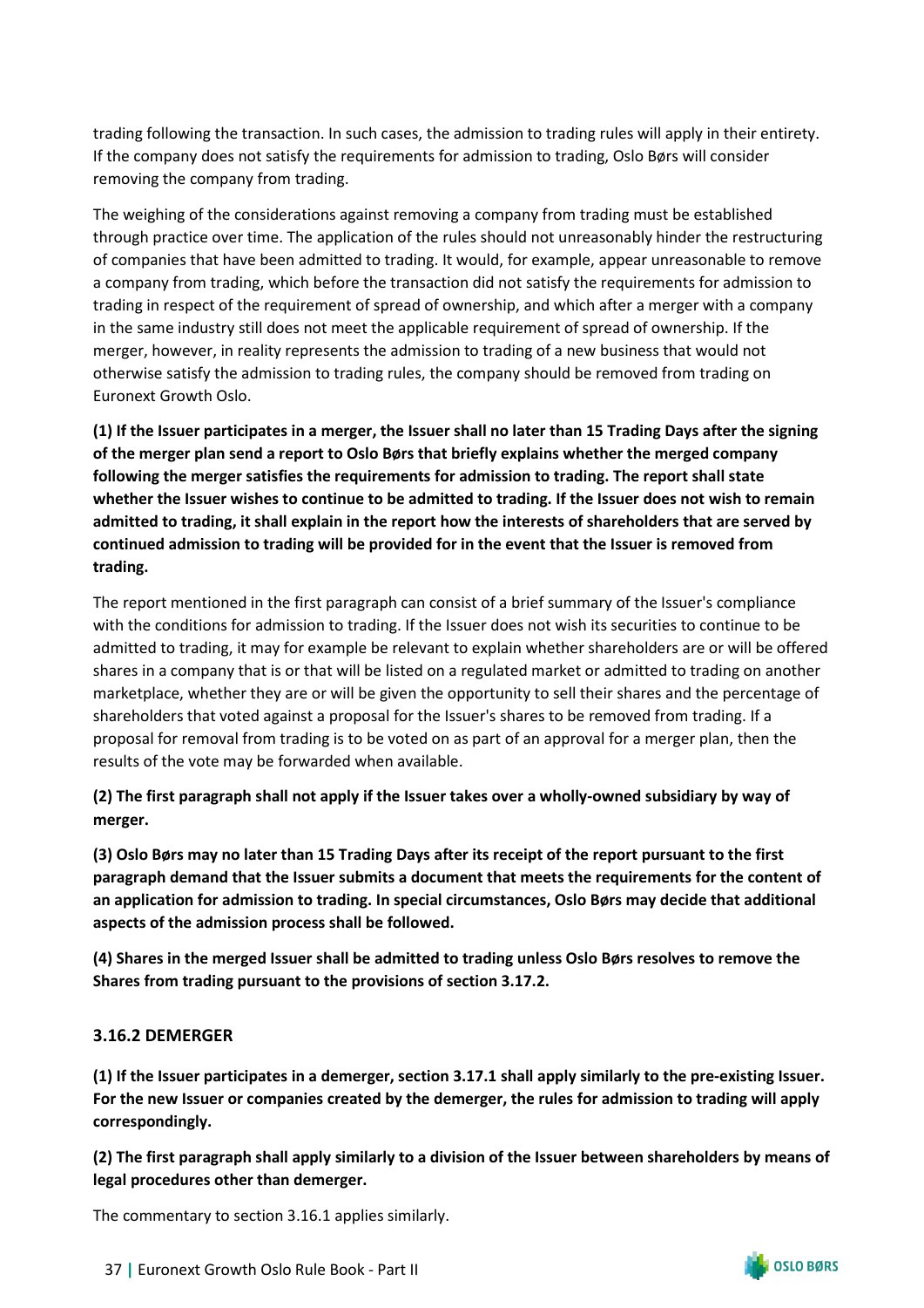trading following the transaction. In such cases, the admission to trading rules will apply in their entirety. If the company does not satisfy the requirements for admission to trading, Oslo Børs will consider removing the company from trading.

The weighing of the considerations against removing a company from trading must be established through practice over time. The application of the rules should not unreasonably hinder the restructuring of companies that have been admitted to trading. It would, for example, appear unreasonable to remove a company from trading, which before the transaction did not satisfy the requirements for admission to trading in respect of the requirement of spread of ownership, and which after a merger with a company in the same industry still does not meet the applicable requirement of spread of ownership. If the merger, however, in reality represents the admission to trading of a new business that would not otherwise satisfy the admission to trading rules, the company should be removed from trading on Euronext Growth Oslo.

**(1) If the Issuer participates in a merger, the Issuer shall no later than 15 Trading Days after the signing of the merger plan send a report to Oslo Børs that briefly explains whether the merged company following the merger satisfies the requirements for admission to trading. The report shall state whether the Issuer wishes to continue to be admitted to trading. If the Issuer does not wish to remain admitted to trading, it shall explain in the report how the interests of shareholders that are served by continued admission to trading will be provided for in the event that the Issuer is removed from trading.**

The report mentioned in the first paragraph can consist of a brief summary of the Issuer's compliance with the conditions for admission to trading. If the Issuer does not wish its securities to continue to be admitted to trading, it may for example be relevant to explain whether shareholders are or will be offered shares in a company that is or that will be listed on a regulated market or admitted to trading on another marketplace, whether they are or will be given the opportunity to sell their shares and the percentage of shareholders that voted against a proposal for the Issuer's shares to be removed from trading. If a proposal for removal from trading is to be voted on as part of an approval for a merger plan, then the results of the vote may be forwarded when available.

**(2) The first paragraph shall not apply if the Issuer takes over a wholly-owned subsidiary by way of merger.**

**(3) Oslo Børs may no later than 15 Trading Days after its receipt of the report pursuant to the first paragraph demand that the Issuer submits a document that meets the requirements for the content of an application for admission to trading. In special circumstances, Oslo Børs may decide that additional aspects of the admission process shall be followed.**

**(4) Shares in the merged Issuer shall be admitted to trading unless Oslo Børs resolves to remove the Shares from trading pursuant to the provisions of section 3.17.2.**

### 3.16.2 DEMERGER

**(1) If the Issuer participates in a demerger, section 3.17.1 shall apply similarly to the pre-existing Issuer. For the new Issuer or companies created by the demerger, the rules for admission to trading will apply correspondingly.**

**(2) The first paragraph shall apply similarly to a division of the Issuer between shareholders by means of legal procedures other than demerger.**

The commentary to section 3.16.1 applies similarly.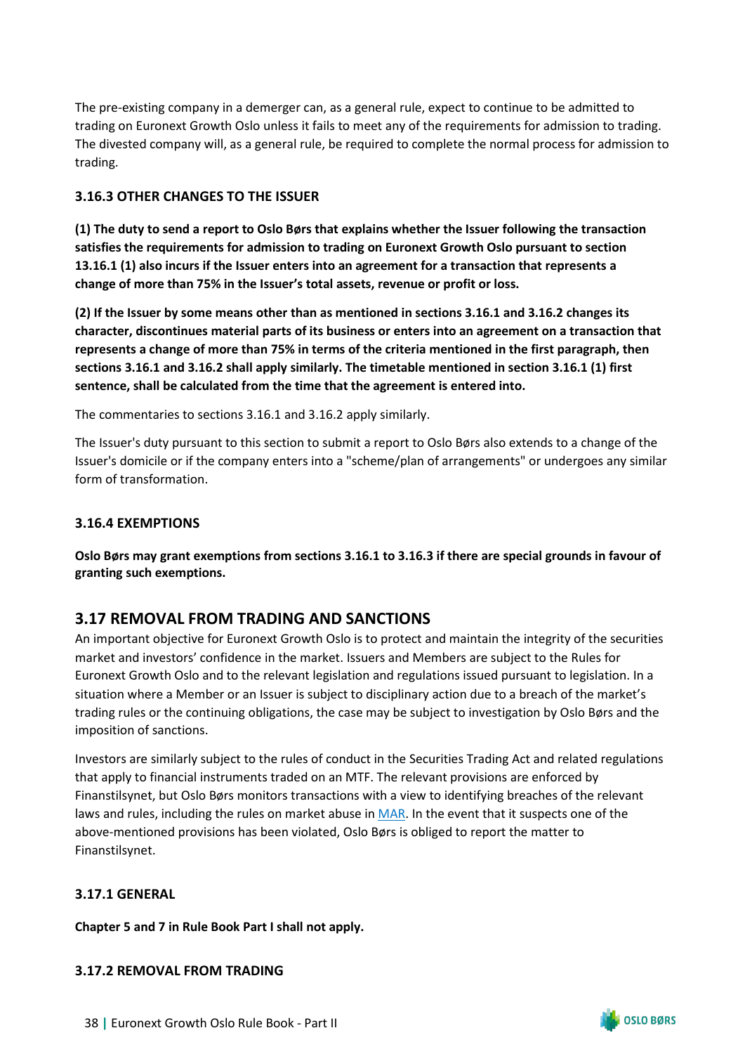The pre-existing company in a demerger can, as a general rule, expect to continue to be admitted to trading on Euronext Growth Oslo unless it fails to meet any of the requirements for admission to trading. The divested company will, as a general rule, be required to complete the normal process for admission to trading.

### 3.16.3 OTHER CHANGES TO THE ISSUER

**(1) The duty to send a report to Oslo Børs that explains whether the Issuer following the transaction satisfies the requirements for admission to trading on Euronext Growth Oslo pursuant to section 13.16.1 (1) also incurs if the Issuer enters into an agreement for a transaction that represents a change of more than 75% in the Issuer's total assets, revenue or profit or loss.**

**(2) If the Issuer by some means other than as mentioned in sections 3.16.1 and 3.16.2 changes its character, discontinues material parts of its business or enters into an agreement on a transaction that represents a change of more than 75% in terms of the criteria mentioned in the first paragraph, then sections 3.16.1 and 3.16.2 shall apply similarly. The timetable mentioned in section 3.16.1 (1) first sentence, shall be calculated from the time that the agreement is entered into.**

The commentaries to sections 3.16.1 and 3.16.2 apply similarly.

The Issuer's duty pursuant to this section to submit a report to Oslo Børs also extends to a change of the Issuer's domicile or if the company enters into a "scheme/plan of arrangements" or undergoes any similar form of transformation.

### 3.16.4 EXEMPTIONS

**Oslo Børs may grant exemptions from sections 3.16.1 to 3.16.3 if there are special grounds in favour of granting such exemptions.**

## 3.17 REMOVAL FROM TRADING AND SANCTIONS

An important objective for Euronext Growth Oslo is to protect and maintain the integrity of the securities market and investors' confidence in the market. Issuers and Members are subject to the Rules for Euronext Growth Oslo and to the relevant legislation and regulations issued pursuant to legislation. In a situation where a Member or an Issuer is subject to disciplinary action due to a breach of the market's trading rules or the continuing obligations, the case may be subject to investigation by Oslo Børs and the imposition of sanctions.

Investors are similarly subject to the rules of conduct in the Securities Trading Act and related regulations that apply to financial instruments traded on an MTF. The relevant provisions are enforced by Finanstilsynet, but Oslo Børs monitors transactions with a view to identifying breaches of the relevant laws and rules, including the rules on market abuse in MAR. In the event that it suspects one of the above-mentioned provisions has been violated, Oslo Børs is obliged to report the matter to Finanstilsynet.

### 3.17.1 GENERAL

**Chapter 5 and 7 in Rule Book Part I shall not apply.**

### 3.17.2 REMOVAL FROM TRADING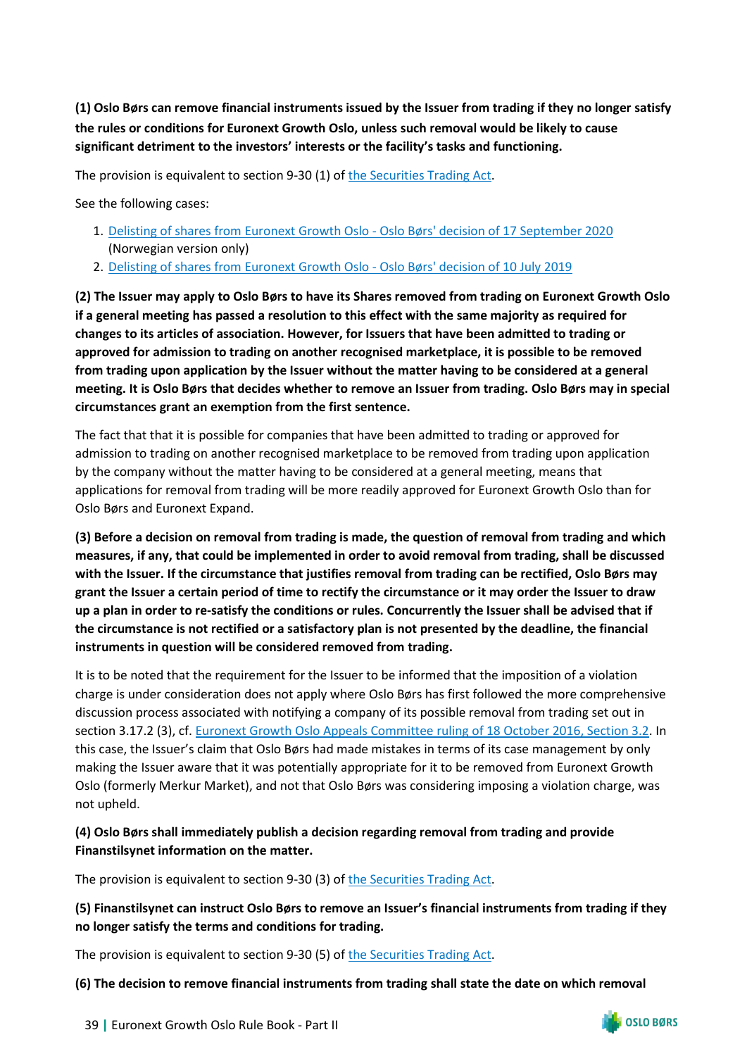**(1) Oslo Børs can remove financial instruments issued by the Issuer from trading if they no longer satisfy the rules or conditions for Euronext Growth Oslo, unless such removal would be likely to cause significant detriment to the investors' interests or the facility's tasks and functioning.**

The provision is equivalent to section 9-30 (1) of [the Securities Trading Act](the Securities Trading Act).

See the following cases:

1. [Delisting of shares from Euronext Growth Oslo - Oslo Børs' decision of 17 September 2020](Delisting of shares from Euronext Growth Oslo - Oslo Børs' decision of 17 September 2020) (Norwegian version only)
2. [Delisting of shares from Euronext Growth Oslo - Oslo Børs' decision of 10 July 2019](Delisting of shares from Euronext Growth Oslo - Oslo Børs' decision of 10 July 2019)

**(2) The Issuer may apply to Oslo Børs to have its Shares removed from trading on Euronext Growth Oslo if a general meeting has passed a resolution to this effect with the same majority as required for changes to its articles of association. However, for Issuers that have been admitted to trading or approved for admission to trading on another recognised marketplace, it is possible to be removed from trading upon application by the Issuer without the matter having to be considered at a general meeting. It is Oslo Børs that decides whether to remove an Issuer from trading. Oslo Børs may in special circumstances grant an exemption from the first sentence.**

The fact that that it is possible for companies that have been admitted to trading or approved for admission to trading on another recognised marketplace to be removed from trading upon application by the company without the matter having to be considered at a general meeting, means that applications for removal from trading will be more readily approved for Euronext Growth Oslo than for Oslo Børs and Euronext Expand.

**(3) Before a decision on removal from trading is made, the question of removal from trading and which measures, if any, that could be implemented in order to avoid removal from trading, shall be discussed with the Issuer. If the circumstance that justifies removal from trading can be rectified, Oslo Børs may grant the Issuer a certain period of time to rectify the circumstance or it may order the Issuer to draw up a plan in order to re-satisfy the conditions or rules. Concurrently the Issuer shall be advised that if the circumstance is not rectified or a satisfactory plan is not presented by the deadline, the financial instruments in question will be considered removed from trading.**

It is to be noted that the requirement for the Issuer to be informed that the imposition of a violation charge is under consideration does not apply where Oslo Børs has first followed the more comprehensive discussion process associated with notifying a company of its possible removal from trading set out in section 3.17.2 (3), cf. [Euronext Growth Oslo Appeals Committee ruling of 18 October 2016, Section 3.2](Euronext Growth Oslo Appeals Committee ruling of 18 October 2016, Section 3.2). In this case, the Issuer's claim that Oslo Børs had made mistakes in terms of its case management by only making the Issuer aware that it was potentially appropriate for it to be removed from Euronext Growth Oslo (formerly Merkur Market), and not that Oslo Børs was considering imposing a violation charge, was not upheld.

**(4) Oslo Børs shall immediately publish a decision regarding removal from trading and provide Finanstilsynet information on the matter.**

The provision is equivalent to section 9-30 (3) of [the Securities Trading Act](the Securities Trading Act).

**(5) Finanstilsynet can instruct Oslo Børs to remove an Issuer's financial instruments from trading if they no longer satisfy the terms and conditions for trading.**

The provision is equivalent to section 9-30 (5) of [the Securities Trading Act](the Securities Trading Act).

**(6) The decision to remove financial instruments from trading shall state the date on which removal**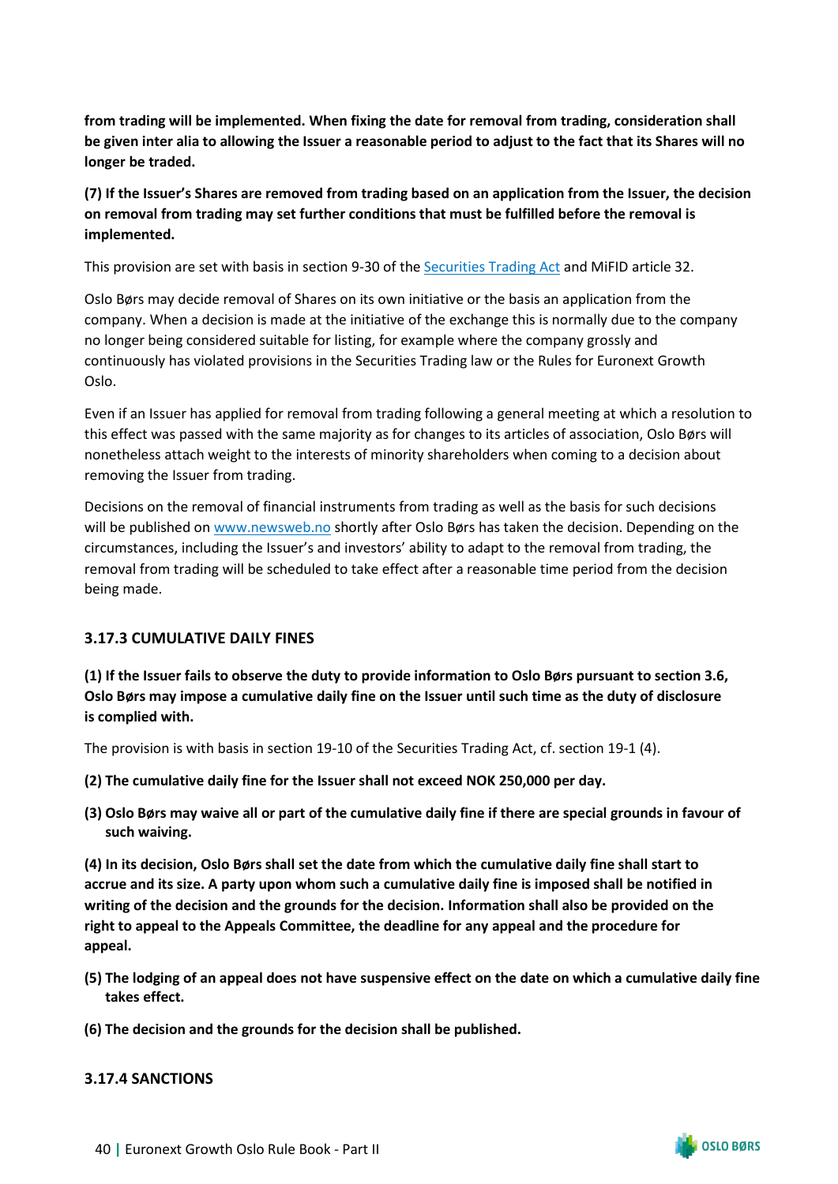**from trading will be implemented. When fixing the date for removal from trading, consideration shall be given inter alia to allowing the Issuer a reasonable period to adjust to the fact that its Shares will no longer be traded.**

**(7) If the Issuer's Shares are removed from trading based on an application from the Issuer, the decision on removal from trading may set further conditions that must be fulfilled before the removal is implemented.**

This provision are set with basis in section 9-30 of the Securities Trading Act and MiFID article 32.

Oslo Børs may decide removal of Shares on its own initiative or the basis an application from the company. When a decision is made at the initiative of the exchange this is normally due to the company no longer being considered suitable for listing, for example where the company grossly and continuously has violated provisions in the Securities Trading law or the Rules for Euronext Growth Oslo.

Even if an Issuer has applied for removal from trading following a general meeting at which a resolution to this effect was passed with the same majority as for changes to its articles of association, Oslo Børs will nonetheless attach weight to the interests of minority shareholders when coming to a decision about removing the Issuer from trading.

Decisions on the removal of financial instruments from trading as well as the basis for such decisions will be published on www.newsweb.no shortly after Oslo Børs has taken the decision. Depending on the circumstances, including the Issuer's and investors' ability to adapt to the removal from trading, the removal from trading will be scheduled to take effect after a reasonable time period from the decision being made.

### 3.17.3 CUMULATIVE DAILY FINES

**(1) If the Issuer fails to observe the duty to provide information to Oslo Børs pursuant to section 3.6, Oslo Børs may impose a cumulative daily fine on the Issuer until such time as the duty of disclosure is complied with.**

The provision is with basis in section 19-10 of the Securities Trading Act, cf. section 19-1 (4).

**(2) The cumulative daily fine for the Issuer shall not exceed NOK 250,000 per day.**

**(3) Oslo Børs may waive all or part of the cumulative daily fine if there are special grounds in favour of such waiving.**

**(4) In its decision, Oslo Børs shall set the date from which the cumulative daily fine shall start to accrue and its size. A party upon whom such a cumulative daily fine is imposed shall be notified in writing of the decision and the grounds for the decision. Information shall also be provided on the right to appeal to the Appeals Committee, the deadline for any appeal and the procedure for appeal.**

**(5) The lodging of an appeal does not have suspensive effect on the date on which a cumulative daily fine takes effect.**

**(6) The decision and the grounds for the decision shall be published.**

### 3.17.4 SANCTIONS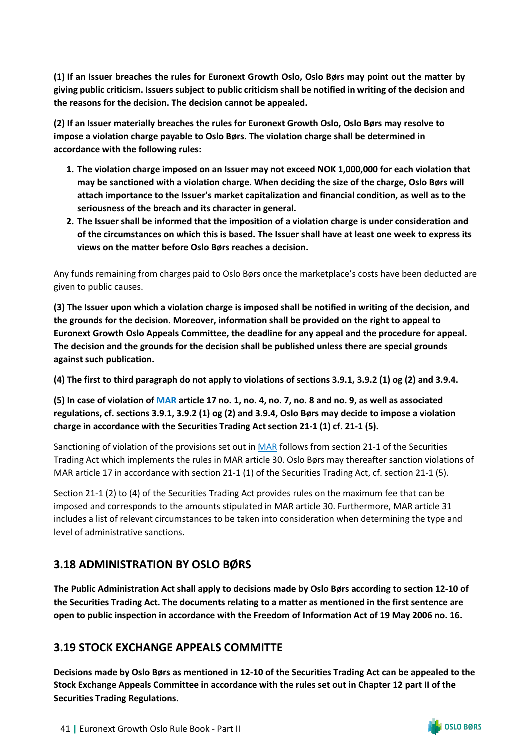**(1) If an Issuer breaches the rules for Euronext Growth Oslo, Oslo Børs may point out the matter by giving public criticism. Issuers subject to public criticism shall be notified in writing of the decision and the reasons for the decision. The decision cannot be appealed.**

**(2) If an Issuer materially breaches the rules for Euronext Growth Oslo, Oslo Børs may resolve to impose a violation charge payable to Oslo Børs. The violation charge shall be determined in accordance with the following rules:**

1. **The violation charge imposed on an Issuer may not exceed NOK 1,000,000 for each violation that may be sanctioned with a violation charge. When deciding the size of the charge, Oslo Børs will attach importance to the Issuer's market capitalization and financial condition, as well as to the seriousness of the breach and its character in general.**
2. **The Issuer shall be informed that the imposition of a violation charge is under consideration and of the circumstances on which this is based. The Issuer shall have at least one week to express its views on the matter before Oslo Børs reaches a decision.**

Any funds remaining from charges paid to Oslo Børs once the marketplace's costs have been deducted are given to public causes.

**(3) The Issuer upon which a violation charge is imposed shall be notified in writing of the decision, and the grounds for the decision. Moreover, information shall be provided on the right to appeal to Euronext Growth Oslo Appeals Committee, the deadline for any appeal and the procedure for appeal. The decision and the grounds for the decision shall be published unless there are special grounds against such publication.**

**(4) The first to third paragraph do not apply to violations of sections 3.9.1, 3.9.2 (1) og (2) and 3.9.4.**

**(5) In case of violation of MAR article 17 no. 1, no. 4, no. 7, no. 8 and no. 9, as well as associated regulations, cf. sections 3.9.1, 3.9.2 (1) og (2) and 3.9.4, Oslo Børs may decide to impose a violation charge in accordance with the Securities Trading Act section 21-1 (1) cf. 21-1 (5).**

Sanctioning of violation of the provisions set out in MAR follows from section 21-1 of the Securities Trading Act which implements the rules in MAR article 30. Oslo Børs may thereafter sanction violations of MAR article 17 in accordance with section 21-1 (1) of the Securities Trading Act, cf. section 21-1 (5).

Section 21-1 (2) to (4) of the Securities Trading Act provides rules on the maximum fee that can be imposed and corresponds to the amounts stipulated in MAR article 30. Furthermore, MAR article 31 includes a list of relevant circumstances to be taken into consideration when determining the type and level of administrative sanctions.

## 3.18 ADMINISTRATION BY OSLO BØRS

**The Public Administration Act shall apply to decisions made by Oslo Børs according to section 12-10 of the Securities Trading Act. The documents relating to a matter as mentioned in the first sentence are open to public inspection in accordance with the Freedom of Information Act of 19 May 2006 no. 16.**

## 3.19 STOCK EXCHANGE APPEALS COMMITTE

**Decisions made by Oslo Børs as mentioned in 12-10 of the Securities Trading Act can be appealed to the Stock Exchange Appeals Committee in accordance with the rules set out in Chapter 12 part II of the Securities Trading Regulations.**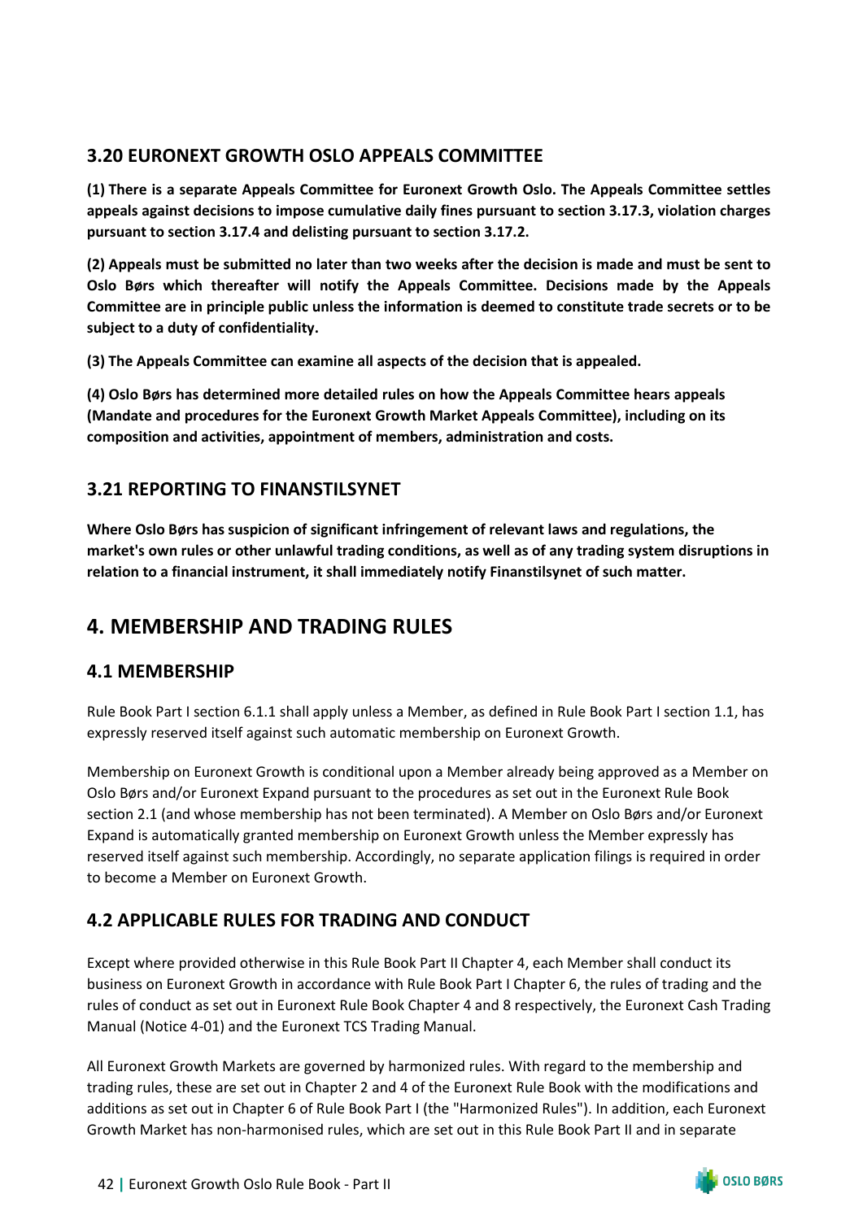## 3.20 EURONEXT GROWTH OSLO APPEALS COMMITTEE

**(1) There is a separate Appeals Committee for Euronext Growth Oslo. The Appeals Committee settles appeals against decisions to impose cumulative daily fines pursuant to section 3.17.3, violation charges pursuant to section 3.17.4 and delisting pursuant to section 3.17.2.**

**(2) Appeals must be submitted no later than two weeks after the decision is made and must be sent to Oslo Børs which thereafter will notify the Appeals Committee. Decisions made by the Appeals Committee are in principle public unless the information is deemed to constitute trade secrets or to be subject to a duty of confidentiality.**

**(3) The Appeals Committee can examine all aspects of the decision that is appealed.**

**(4) Oslo Børs has determined more detailed rules on how the Appeals Committee hears appeals (Mandate and procedures for the Euronext Growth Market Appeals Committee), including on its composition and activities, appointment of members, administration and costs.**

## 3.21 REPORTING TO FINANSTILSYNET

**Where Oslo Børs has suspicion of significant infringement of relevant laws and regulations, the market's own rules or other unlawful trading conditions, as well as of any trading system disruptions in relation to a financial instrument, it shall immediately notify Finanstilsynet of such matter.**

# 4. MEMBERSHIP AND TRADING RULES

## 4.1 MEMBERSHIP

Rule Book Part I section 6.1.1 shall apply unless a Member, as defined in Rule Book Part I section 1.1, has expressly reserved itself against such automatic membership on Euronext Growth.

Membership on Euronext Growth is conditional upon a Member already being approved as a Member on Oslo Børs and/or Euronext Expand pursuant to the procedures as set out in the Euronext Rule Book section 2.1 (and whose membership has not been terminated). A Member on Oslo Børs and/or Euronext Expand is automatically granted membership on Euronext Growth unless the Member expressly has reserved itself against such membership. Accordingly, no separate application filings is required in order to become a Member on Euronext Growth.

## 4.2 APPLICABLE RULES FOR TRADING AND CONDUCT

Except where provided otherwise in this Rule Book Part II Chapter 4, each Member shall conduct its business on Euronext Growth in accordance with Rule Book Part I Chapter 6, the rules of trading and the rules of conduct as set out in Euronext Rule Book Chapter 4 and 8 respectively, the Euronext Cash Trading Manual (Notice 4-01) and the Euronext TCS Trading Manual.

All Euronext Growth Markets are governed by harmonized rules. With regard to the membership and trading rules, these are set out in Chapter 2 and 4 of the Euronext Rule Book with the modifications and additions as set out in Chapter 6 of Rule Book Part I (the "Harmonized Rules"). In addition, each Euronext Growth Market has non-harmonised rules, which are set out in this Rule Book Part II and in separate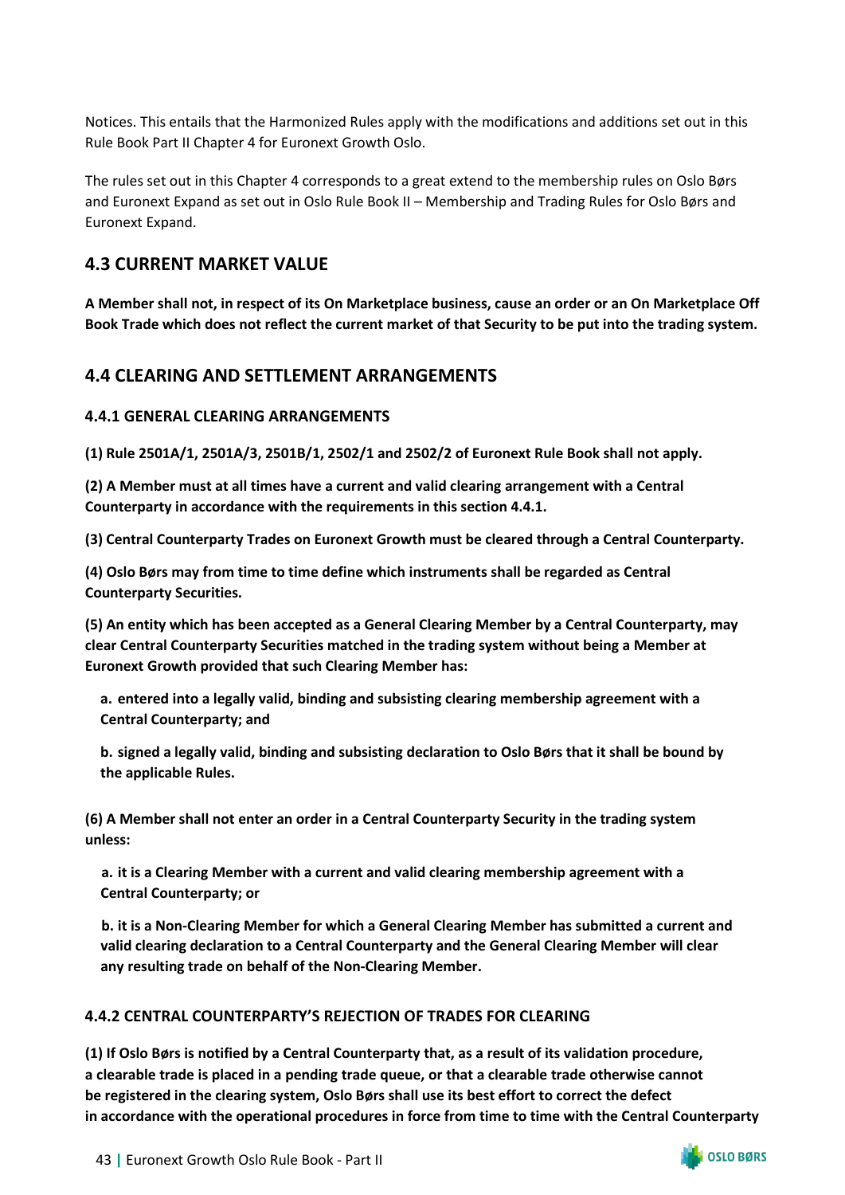Notices. This entails that the Harmonized Rules apply with the modifications and additions set out in this Rule Book Part II Chapter 4 for Euronext Growth Oslo.

The rules set out in this Chapter 4 corresponds to a great extend to the membership rules on Oslo Børs and Euronext Expand as set out in Oslo Rule Book II – Membership and Trading Rules for Oslo Børs and Euronext Expand.

## 4.3 CURRENT MARKET VALUE

**A Member shall not, in respect of its On Marketplace business, cause an order or an On Marketplace Off Book Trade which does not reflect the current market of that Security to be put into the trading system.**

## 4.4 CLEARING AND SETTLEMENT ARRANGEMENTS

### 4.4.1 GENERAL CLEARING ARRANGEMENTS

**(1) Rule 2501A/1, 2501A/3, 2501B/1, 2502/1 and 2502/2 of Euronext Rule Book shall not apply.**

**(2) A Member must at all times have a current and valid clearing arrangement with a Central Counterparty in accordance with the requirements in this section 4.4.1.**

**(3) Central Counterparty Trades on Euronext Growth must be cleared through a Central Counterparty.**

**(4) Oslo Børs may from time to time define which instruments shall be regarded as Central Counterparty Securities.**

**(5) An entity which has been accepted as a General Clearing Member by a Central Counterparty, may clear Central Counterparty Securities matched in the trading system without being a Member at Euronext Growth provided that such Clearing Member has:**

**a. entered into a legally valid, binding and subsisting clearing membership agreement with a Central Counterparty; and**

**b. signed a legally valid, binding and subsisting declaration to Oslo Børs that it shall be bound by the applicable Rules.**

**(6) A Member shall not enter an order in a Central Counterparty Security in the trading system unless:**

**a. it is a Clearing Member with a current and valid clearing membership agreement with a Central Counterparty; or**

**b. it is a Non-Clearing Member for which a General Clearing Member has submitted a current and valid clearing declaration to a Central Counterparty and the General Clearing Member will clear any resulting trade on behalf of the Non-Clearing Member.**

### 4.4.2 CENTRAL COUNTERPARTY'S REJECTION OF TRADES FOR CLEARING

**(1) If Oslo Børs is notified by a Central Counterparty that, as a result of its validation procedure, a clearable trade is placed in a pending trade queue, or that a clearable trade otherwise cannot be registered in the clearing system, Oslo Børs shall use its best effort to correct the defect in accordance with the operational procedures in force from time to time with the Central Counterparty**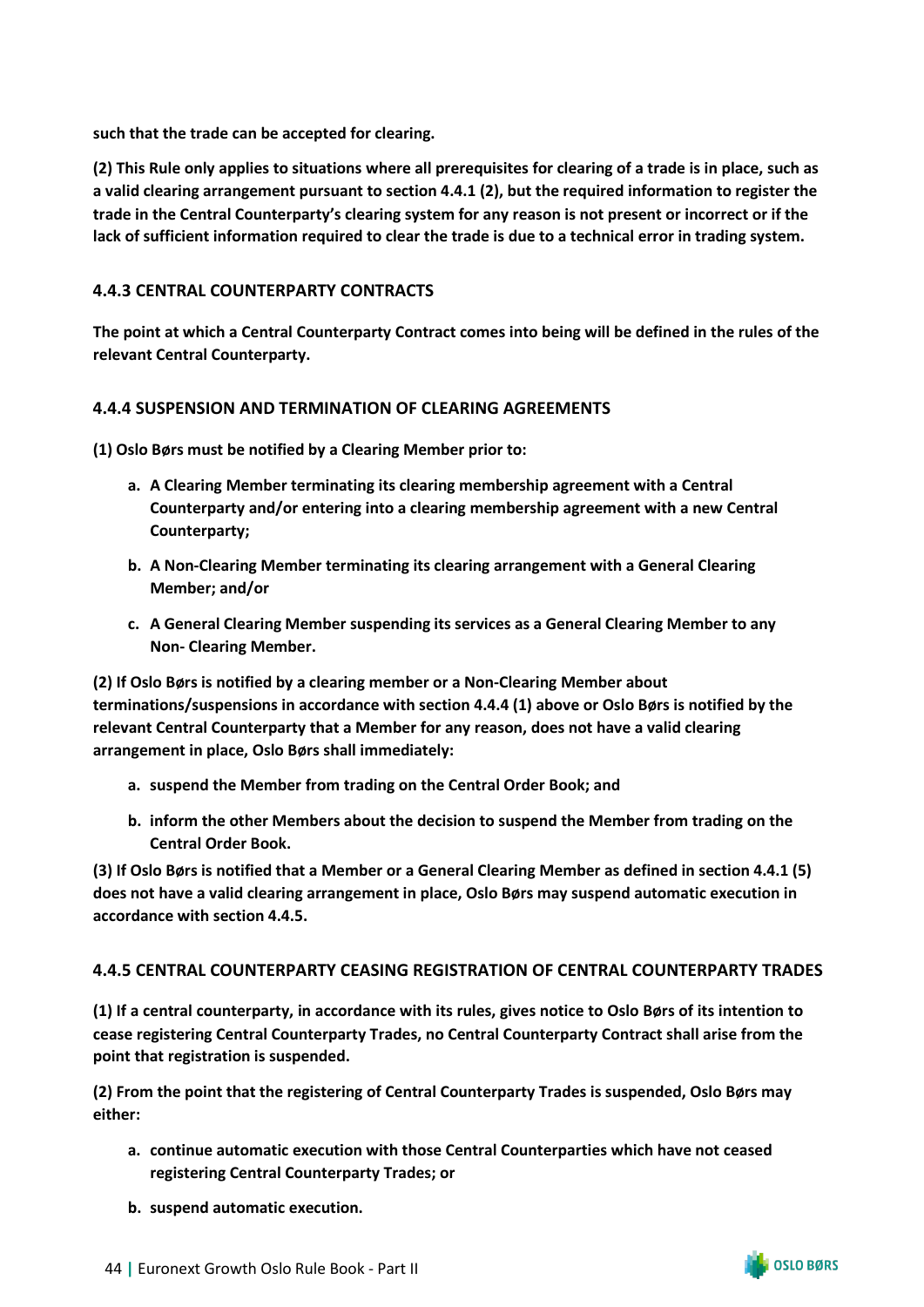**such that the trade can be accepted for clearing.**

**(2) This Rule only applies to situations where all prerequisites for clearing of a trade is in place, such as a valid clearing arrangement pursuant to section 4.4.1 (2), but the required information to register the trade in the Central Counterparty's clearing system for any reason is not present or incorrect or if the lack of sufficient information required to clear the trade is due to a technical error in trading system.**

### 4.4.3 CENTRAL COUNTERPARTY CONTRACTS

**The point at which a Central Counterparty Contract comes into being will be defined in the rules of the relevant Central Counterparty.**

### 4.4.4 SUSPENSION AND TERMINATION OF CLEARING AGREEMENTS

**(1) Oslo Børs must be notified by a Clearing Member prior to:**

- **a. A Clearing Member terminating its clearing membership agreement with a Central Counterparty and/or entering into a clearing membership agreement with a new Central Counterparty;**
- **b. A Non-Clearing Member terminating its clearing arrangement with a General Clearing Member; and/or**
- **c. A General Clearing Member suspending its services as a General Clearing Member to any Non- Clearing Member.**

**(2) If Oslo Børs is notified by a clearing member or a Non-Clearing Member about terminations/suspensions in accordance with section 4.4.4 (1) above or Oslo Børs is notified by the relevant Central Counterparty that a Member for any reason, does not have a valid clearing arrangement in place, Oslo Børs shall immediately:**

- **a. suspend the Member from trading on the Central Order Book; and**
- **b. inform the other Members about the decision to suspend the Member from trading on the Central Order Book.**

**(3) If Oslo Børs is notified that a Member or a General Clearing Member as defined in section 4.4.1 (5) does not have a valid clearing arrangement in place, Oslo Børs may suspend automatic execution in accordance with section 4.4.5.**

### 4.4.5 CENTRAL COUNTERPARTY CEASING REGISTRATION OF CENTRAL COUNTERPARTY TRADES

**(1) If a central counterparty, in accordance with its rules, gives notice to Oslo Børs of its intention to cease registering Central Counterparty Trades, no Central Counterparty Contract shall arise from the point that registration is suspended.**

**(2) From the point that the registering of Central Counterparty Trades is suspended, Oslo Børs may either:**

- **a. continue automatic execution with those Central Counterparties which have not ceased registering Central Counterparty Trades; or**
- **b. suspend automatic execution.**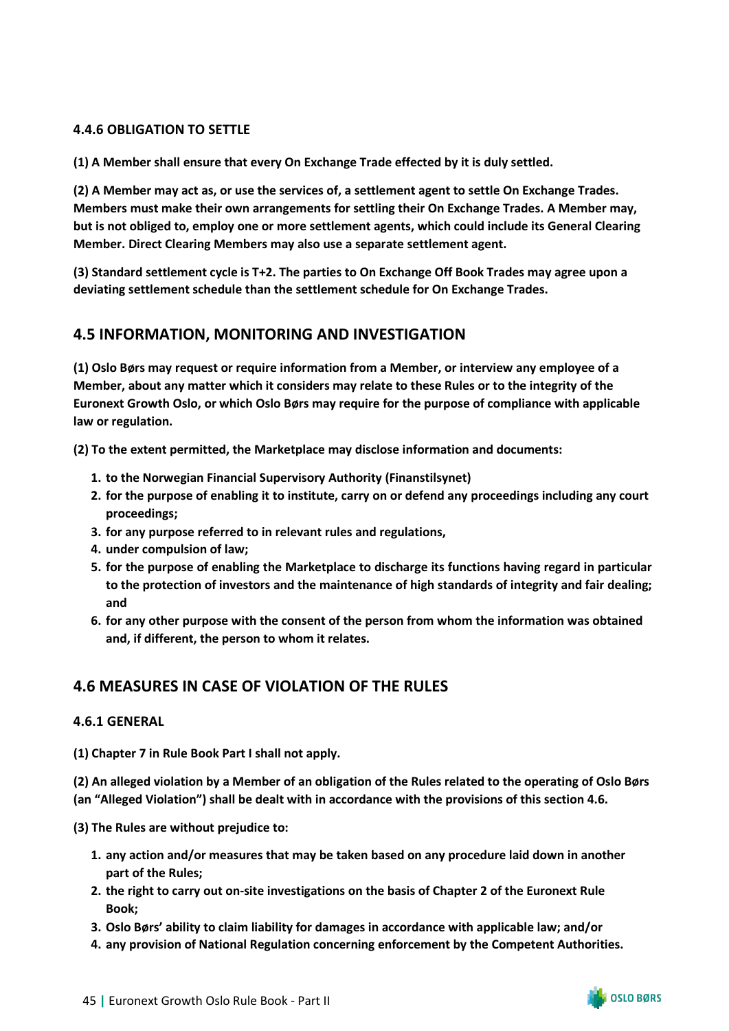#### 4.4.6 OBLIGATION TO SETTLE

**(1) A Member shall ensure that every On Exchange Trade effected by it is duly settled.**

**(2) A Member may act as, or use the services of, a settlement agent to settle On Exchange Trades. Members must make their own arrangements for settling their On Exchange Trades. A Member may, but is not obliged to, employ one or more settlement agents, which could include its General Clearing Member. Direct Clearing Members may also use a separate settlement agent.**

**(3) Standard settlement cycle is T+2. The parties to On Exchange Off Book Trades may agree upon a deviating settlement schedule than the settlement schedule for On Exchange Trades.**

## 4.5 INFORMATION, MONITORING AND INVESTIGATION

**(1) Oslo Børs may request or require information from a Member, or interview any employee of a Member, about any matter which it considers may relate to these Rules or to the integrity of the Euronext Growth Oslo, or which Oslo Børs may require for the purpose of compliance with applicable law or regulation.**

**(2) To the extent permitted, the Marketplace may disclose information and documents:**

1. **to the Norwegian Financial Supervisory Authority (Finanstilsynet)**
2. **for the purpose of enabling it to institute, carry on or defend any proceedings including any court proceedings;**
3. **for any purpose referred to in relevant rules and regulations,**
4. **under compulsion of law;**
5. **for the purpose of enabling the Marketplace to discharge its functions having regard in particular to the protection of investors and the maintenance of high standards of integrity and fair dealing; and**
6. **for any other purpose with the consent of the person from whom the information was obtained and, if different, the person to whom it relates.**

## 4.6 MEASURES IN CASE OF VIOLATION OF THE RULES

#### 4.6.1 GENERAL

**(1) Chapter 7 in Rule Book Part I shall not apply.**

**(2) An alleged violation by a Member of an obligation of the Rules related to the operating of Oslo Børs (an "Alleged Violation") shall be dealt with in accordance with the provisions of this section 4.6.**

**(3) The Rules are without prejudice to:**

1. **any action and/or measures that may be taken based on any procedure laid down in another part of the Rules;**
2. **the right to carry out on-site investigations on the basis of Chapter 2 of the Euronext Rule Book;**
3. **Oslo Børs' ability to claim liability for damages in accordance with applicable law; and/or**
4. **any provision of National Regulation concerning enforcement by the Competent Authorities.**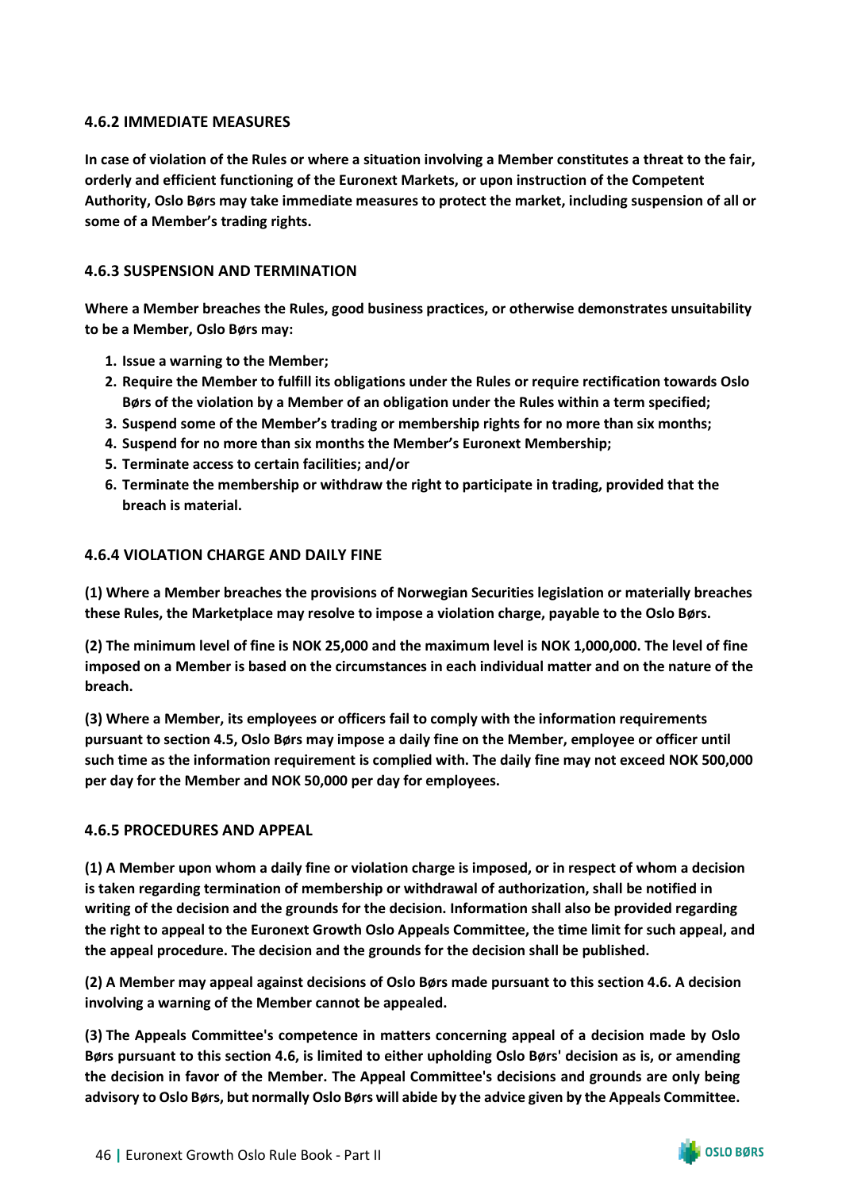### 4.6.2 IMMEDIATE MEASURES

**In case of violation of the Rules or where a situation involving a Member constitutes a threat to the fair, orderly and efficient functioning of the Euronext Markets, or upon instruction of the Competent Authority, Oslo Børs may take immediate measures to protect the market, including suspension of all or some of a Member's trading rights.**

### 4.6.3 SUSPENSION AND TERMINATION

**Where a Member breaches the Rules, good business practices, or otherwise demonstrates unsuitability to be a Member, Oslo Børs may:**

1. **Issue a warning to the Member;**
2. **Require the Member to fulfill its obligations under the Rules or require rectification towards Oslo Børs of the violation by a Member of an obligation under the Rules within a term specified;**
3. **Suspend some of the Member's trading or membership rights for no more than six months;**
4. **Suspend for no more than six months the Member's Euronext Membership;**
5. **Terminate access to certain facilities; and/or**
6. **Terminate the membership or withdraw the right to participate in trading, provided that the breach is material.**

### 4.6.4 VIOLATION CHARGE AND DAILY FINE

**(1) Where a Member breaches the provisions of Norwegian Securities legislation or materially breaches these Rules, the Marketplace may resolve to impose a violation charge, payable to the Oslo Børs.**

**(2) The minimum level of fine is NOK 25,000 and the maximum level is NOK 1,000,000. The level of fine imposed on a Member is based on the circumstances in each individual matter and on the nature of the breach.**

**(3) Where a Member, its employees or officers fail to comply with the information requirements pursuant to section 4.5, Oslo Børs may impose a daily fine on the Member, employee or officer until such time as the information requirement is complied with. The daily fine may not exceed NOK 500,000 per day for the Member and NOK 50,000 per day for employees.**

### 4.6.5 PROCEDURES AND APPEAL

**(1) A Member upon whom a daily fine or violation charge is imposed, or in respect of whom a decision is taken regarding termination of membership or withdrawal of authorization, shall be notified in writing of the decision and the grounds for the decision. Information shall also be provided regarding the right to appeal to the Euronext Growth Oslo Appeals Committee, the time limit for such appeal, and the appeal procedure. The decision and the grounds for the decision shall be published.**

**(2) A Member may appeal against decisions of Oslo Børs made pursuant to this section 4.6. A decision involving a warning of the Member cannot be appealed.**

**(3) The Appeals Committee's competence in matters concerning appeal of a decision made by Oslo Børs pursuant to this section 4.6, is limited to either upholding Oslo Børs' decision as is, or amending the decision in favor of the Member. The Appeal Committee's decisions and grounds are only being advisory to Oslo Børs, but normally Oslo Børs will abide by the advice given by the Appeals Committee.**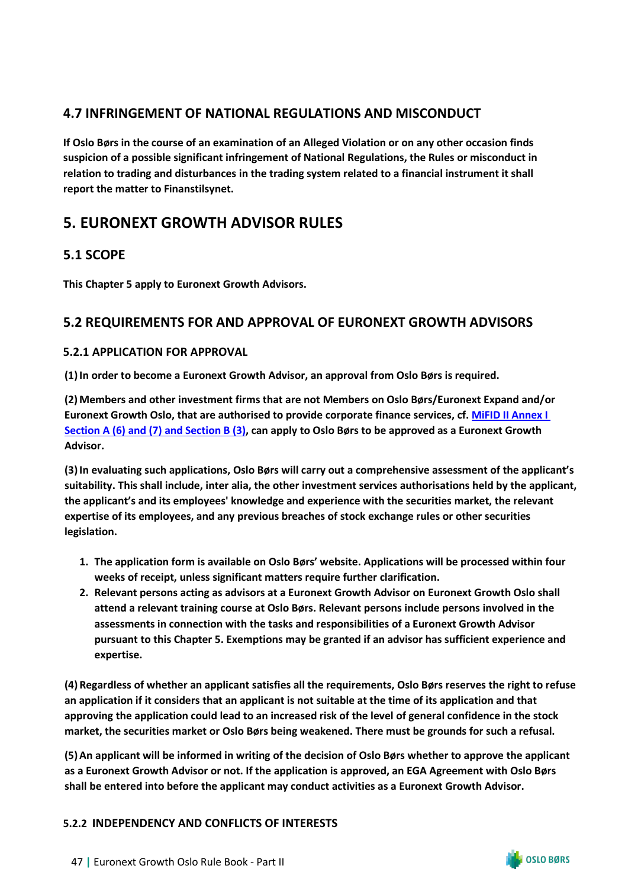## 4.7 INFRINGEMENT OF NATIONAL REGULATIONS AND MISCONDUCT

**If Oslo Børs in the course of an examination of an Alleged Violation or on any other occasion finds suspicion of a possible significant infringement of National Regulations, the Rules or misconduct in relation to trading and disturbances in the trading system related to a financial instrument it shall report the matter to Finanstilsynet.**

# 5. EURONEXT GROWTH ADVISOR RULES

## 5.1 SCOPE

**This Chapter 5 apply to Euronext Growth Advisors.**

## 5.2 REQUIREMENTS FOR AND APPROVAL OF EURONEXT GROWTH ADVISORS

### 5.2.1 APPLICATION FOR APPROVAL

**(1) In order to become a Euronext Growth Advisor, an approval from Oslo Børs is required.**

**(2) Members and other investment firms that are not Members on Oslo Børs/Euronext Expand and/or Euronext Growth Oslo, that are authorised to provide corporate finance services, cf. MiFID II Annex I Section A (6) and (7) and Section B (3), can apply to Oslo Børs to be approved as a Euronext Growth Advisor.**

**(3) In evaluating such applications, Oslo Børs will carry out a comprehensive assessment of the applicant's suitability. This shall include, inter alia, the other investment services authorisations held by the applicant, the applicant's and its employees' knowledge and experience with the securities market, the relevant expertise of its employees, and any previous breaches of stock exchange rules or other securities legislation.**

1. **The application form is available on Oslo Børs' website. Applications will be processed within four weeks of receipt, unless significant matters require further clarification.**
2. **Relevant persons acting as advisors at a Euronext Growth Advisor on Euronext Growth Oslo shall attend a relevant training course at Oslo Børs. Relevant persons include persons involved in the assessments in connection with the tasks and responsibilities of a Euronext Growth Advisor pursuant to this Chapter 5. Exemptions may be granted if an advisor has sufficient experience and expertise.**

**(4) Regardless of whether an applicant satisfies all the requirements, Oslo Børs reserves the right to refuse an application if it considers that an applicant is not suitable at the time of its application and that approving the application could lead to an increased risk of the level of general confidence in the stock market, the securities market or Oslo Børs being weakened. There must be grounds for such a refusal.**

**(5) An applicant will be informed in writing of the decision of Oslo Børs whether to approve the applicant as a Euronext Growth Advisor or not. If the application is approved, an EGA Agreement with Oslo Børs shall be entered into before the applicant may conduct activities as a Euronext Growth Advisor.**

### 5.2.2 INDEPENDENCY AND CONFLICTS OF INTERESTS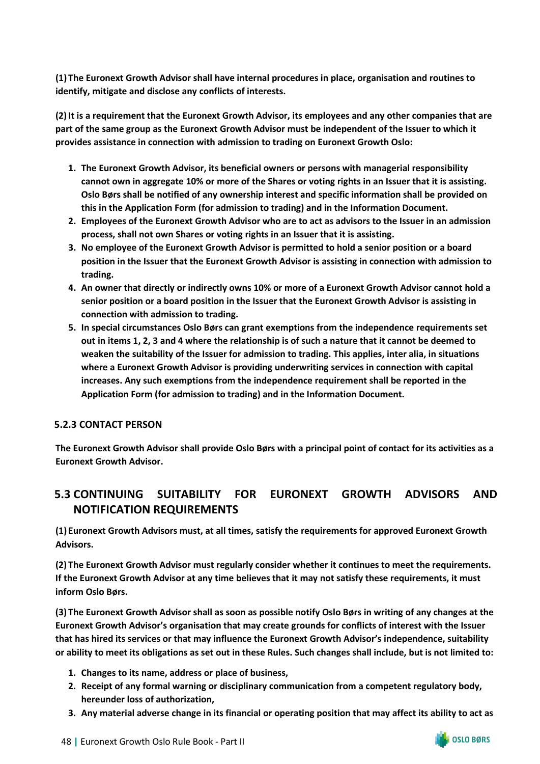**(1) The Euronext Growth Advisor shall have internal procedures in place, organisation and routines to identify, mitigate and disclose any conflicts of interests.**

**(2) It is a requirement that the Euronext Growth Advisor, its employees and any other companies that are part of the same group as the Euronext Growth Advisor must be independent of the Issuer to which it provides assistance in connection with admission to trading on Euronext Growth Oslo:**

1. **The Euronext Growth Advisor, its beneficial owners or persons with managerial responsibility cannot own in aggregate 10% or more of the Shares or voting rights in an Issuer that it is assisting. Oslo Børs shall be notified of any ownership interest and specific information shall be provided on this in the Application Form (for admission to trading) and in the Information Document.**
2. **Employees of the Euronext Growth Advisor who are to act as advisors to the Issuer in an admission process, shall not own Shares or voting rights in an Issuer that it is assisting.**
3. **No employee of the Euronext Growth Advisor is permitted to hold a senior position or a board position in the Issuer that the Euronext Growth Advisor is assisting in connection with admission to trading.**
4. **An owner that directly or indirectly owns 10% or more of a Euronext Growth Advisor cannot hold a senior position or a board position in the Issuer that the Euronext Growth Advisor is assisting in connection with admission to trading.**
5. **In special circumstances Oslo Børs can grant exemptions from the independence requirements set out in items 1, 2, 3 and 4 where the relationship is of such a nature that it cannot be deemed to weaken the suitability of the Issuer for admission to trading. This applies, inter alia, in situations where a Euronext Growth Advisor is providing underwriting services in connection with capital increases. Any such exemptions from the independence requirement shall be reported in the Application Form (for admission to trading) and in the Information Document.**

### 5.2.3 CONTACT PERSON

**The Euronext Growth Advisor shall provide Oslo Børs with a principal point of contact for its activities as a Euronext Growth Advisor.**

## 5.3 CONTINUING SUITABILITY FOR EURONEXT GROWTH ADVISORS AND NOTIFICATION REQUIREMENTS

**(1) Euronext Growth Advisors must, at all times, satisfy the requirements for approved Euronext Growth Advisors.**

**(2) The Euronext Growth Advisor must regularly consider whether it continues to meet the requirements. If the Euronext Growth Advisor at any time believes that it may not satisfy these requirements, it must inform Oslo Børs.**

**(3) The Euronext Growth Advisor shall as soon as possible notify Oslo Børs in writing of any changes at the Euronext Growth Advisor's organisation that may create grounds for conflicts of interest with the Issuer that has hired its services or that may influence the Euronext Growth Advisor's independence, suitability or ability to meet its obligations as set out in these Rules. Such changes shall include, but is not limited to:**

1. **Changes to its name, address or place of business,**
2. **Receipt of any formal warning or disciplinary communication from a competent regulatory body, hereunder loss of authorization,**
3. **Any material adverse change in its financial or operating position that may affect its ability to act as**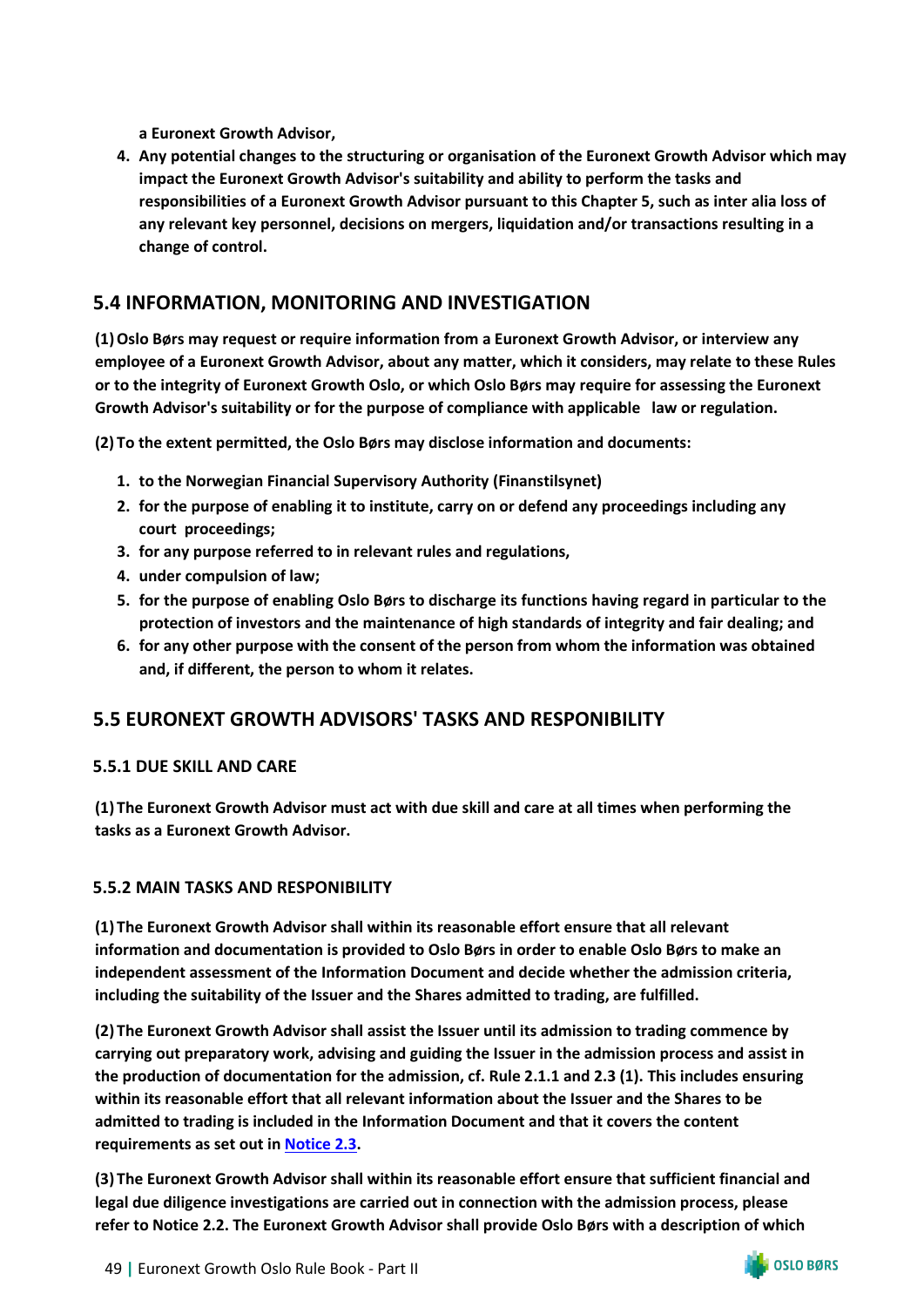**a Euronext Growth Advisor,**

4. **Any potential changes to the structuring or organisation of the Euronext Growth Advisor which may impact the Euronext Growth Advisor's suitability and ability to perform the tasks and responsibilities of a Euronext Growth Advisor pursuant to this Chapter 5, such as inter alia loss of any relevant key personnel, decisions on mergers, liquidation and/or transactions resulting in a change of control.**

## 5.4 INFORMATION, MONITORING AND INVESTIGATION

**(1) Oslo Børs may request or require information from a Euronext Growth Advisor, or interview any employee of a Euronext Growth Advisor, about any matter, which it considers, may relate to these Rules or to the integrity of Euronext Growth Oslo, or which Oslo Børs may require for assessing the Euronext Growth Advisor's suitability or for the purpose of compliance with applicable law or regulation.**

**(2) To the extent permitted, the Oslo Børs may disclose information and documents:**

1. **to the Norwegian Financial Supervisory Authority (Finanstilsynet)**
2. **for the purpose of enabling it to institute, carry on or defend any proceedings including any court proceedings;**
3. **for any purpose referred to in relevant rules and regulations,**
4. **under compulsion of law;**
5. **for the purpose of enabling Oslo Børs to discharge its functions having regard in particular to the protection of investors and the maintenance of high standards of integrity and fair dealing; and**
6. **for any other purpose with the consent of the person from whom the information was obtained and, if different, the person to whom it relates.**

## 5.5 EURONEXT GROWTH ADVISORS' TASKS AND RESPONIBILITY

### 5.5.1 DUE SKILL AND CARE

**(1) The Euronext Growth Advisor must act with due skill and care at all times when performing the tasks as a Euronext Growth Advisor.**

### 5.5.2 MAIN TASKS AND RESPONIBILITY

**(1) The Euronext Growth Advisor shall within its reasonable effort ensure that all relevant information and documentation is provided to Oslo Børs in order to enable Oslo Børs to make an independent assessment of the Information Document and decide whether the admission criteria, including the suitability of the Issuer and the Shares admitted to trading, are fulfilled.**

**(2) The Euronext Growth Advisor shall assist the Issuer until its admission to trading commence by carrying out preparatory work, advising and guiding the Issuer in the admission process and assist in the production of documentation for the admission, cf. Rule 2.1.1 and 2.3 (1). This includes ensuring within its reasonable effort that all relevant information about the Issuer and the Shares to be admitted to trading is included in the Information Document and that it covers the content requirements as set out in Notice 2.3.**

**(3) The Euronext Growth Advisor shall within its reasonable effort ensure that sufficient financial and legal due diligence investigations are carried out in connection with the admission process, please refer to Notice 2.2. The Euronext Growth Advisor shall provide Oslo Børs with a description of which**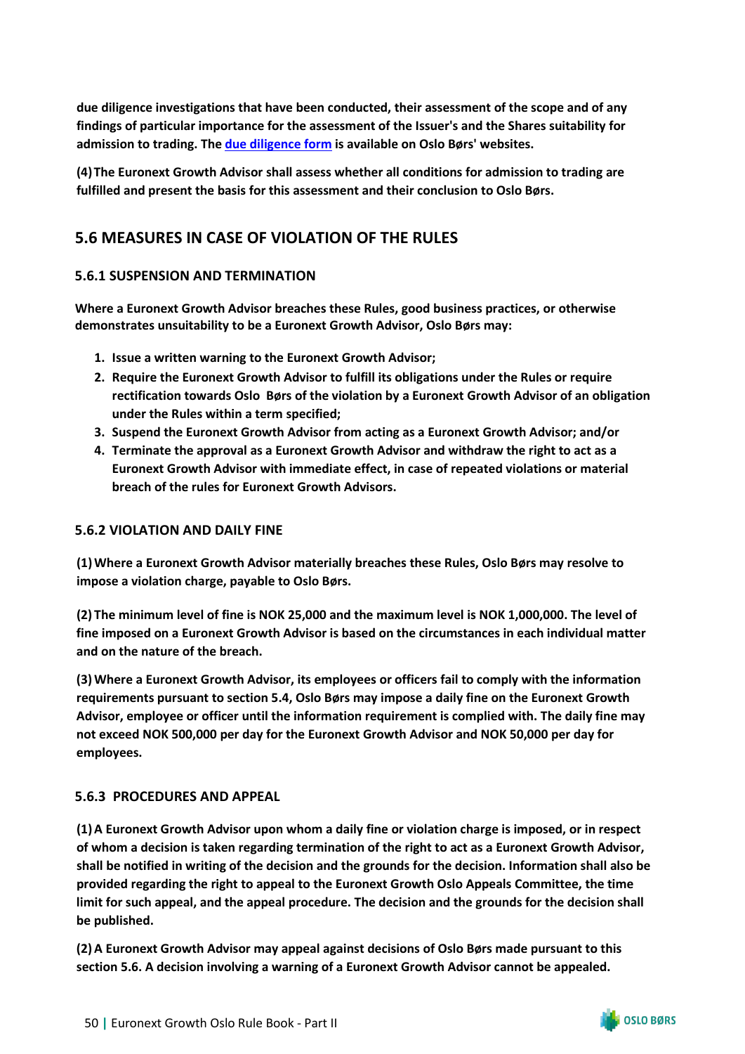**due diligence investigations that have been conducted, their assessment of the scope and of any findings of particular importance for the assessment of the Issuer's and the Shares suitability for admission to trading. The [due diligence form](#) is available on Oslo Børs' websites.**

**(4) The Euronext Growth Advisor shall assess whether all conditions for admission to trading are fulfilled and present the basis for this assessment and their conclusion to Oslo Børs.**

## 5.6 MEASURES IN CASE OF VIOLATION OF THE RULES

### 5.6.1 SUSPENSION AND TERMINATION

**Where a Euronext Growth Advisor breaches these Rules, good business practices, or otherwise demonstrates unsuitability to be a Euronext Growth Advisor, Oslo Børs may:**

1. **Issue a written warning to the Euronext Growth Advisor;**
2. **Require the Euronext Growth Advisor to fulfill its obligations under the Rules or require rectification towards Oslo Børs of the violation by a Euronext Growth Advisor of an obligation under the Rules within a term specified;**
3. **Suspend the Euronext Growth Advisor from acting as a Euronext Growth Advisor; and/or**
4. **Terminate the approval as a Euronext Growth Advisor and withdraw the right to act as a Euronext Growth Advisor with immediate effect, in case of repeated violations or material breach of the rules for Euronext Growth Advisors.**

### 5.6.2 VIOLATION AND DAILY FINE

**(1) Where a Euronext Growth Advisor materially breaches these Rules, Oslo Børs may resolve to impose a violation charge, payable to Oslo Børs.**

**(2) The minimum level of fine is NOK 25,000 and the maximum level is NOK 1,000,000. The level of fine imposed on a Euronext Growth Advisor is based on the circumstances in each individual matter and on the nature of the breach.**

**(3) Where a Euronext Growth Advisor, its employees or officers fail to comply with the information requirements pursuant to section 5.4, Oslo Børs may impose a daily fine on the Euronext Growth Advisor, employee or officer until the information requirement is complied with. The daily fine may not exceed NOK 500,000 per day for the Euronext Growth Advisor and NOK 50,000 per day for employees.**

### 5.6.3 PROCEDURES AND APPEAL

**(1) A Euronext Growth Advisor upon whom a daily fine or violation charge is imposed, or in respect of whom a decision is taken regarding termination of the right to act as a Euronext Growth Advisor, shall be notified in writing of the decision and the grounds for the decision. Information shall also be provided regarding the right to appeal to the Euronext Growth Oslo Appeals Committee, the time limit for such appeal, and the appeal procedure. The decision and the grounds for the decision shall be published.**

**(2) A Euronext Growth Advisor may appeal against decisions of Oslo Børs made pursuant to this section 5.6. A decision involving a warning of a Euronext Growth Advisor cannot be appealed.**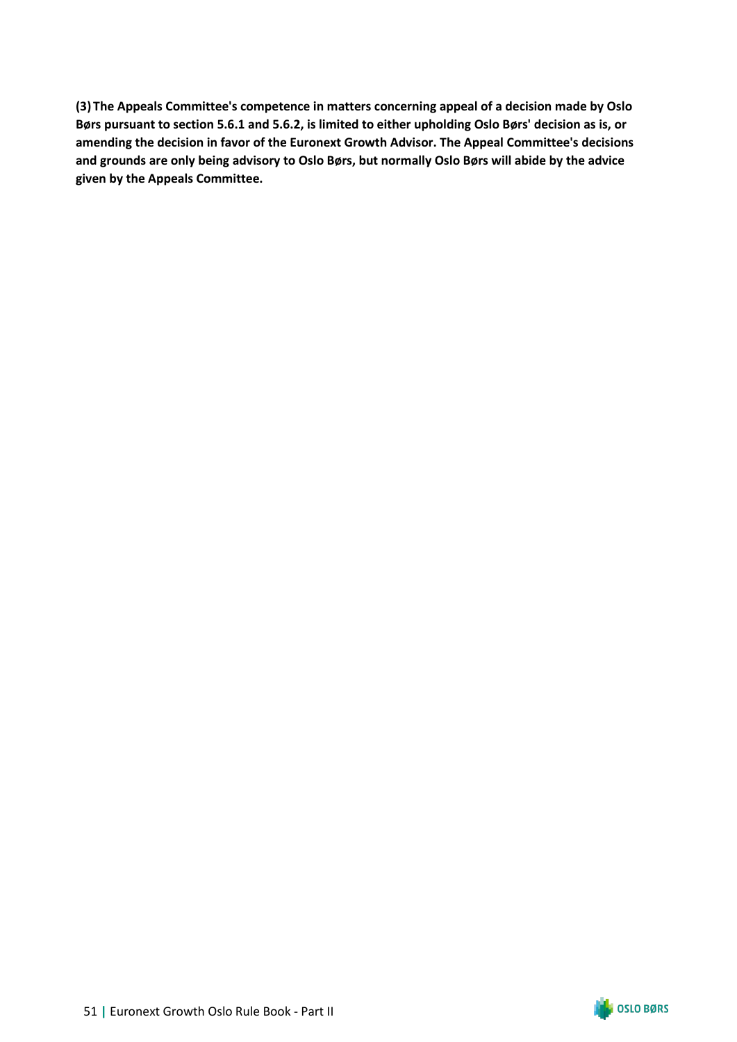**(3) The Appeals Committee's competence in matters concerning appeal of a decision made by Oslo Børs pursuant to section 5.6.1 and 5.6.2, is limited to either upholding Oslo Børs' decision as is, or amending the decision in favor of the Euronext Growth Advisor. The Appeal Committee's decisions and grounds are only being advisory to Oslo Børs, but normally Oslo Børs will abide by the advice given by the Appeals Committee.**